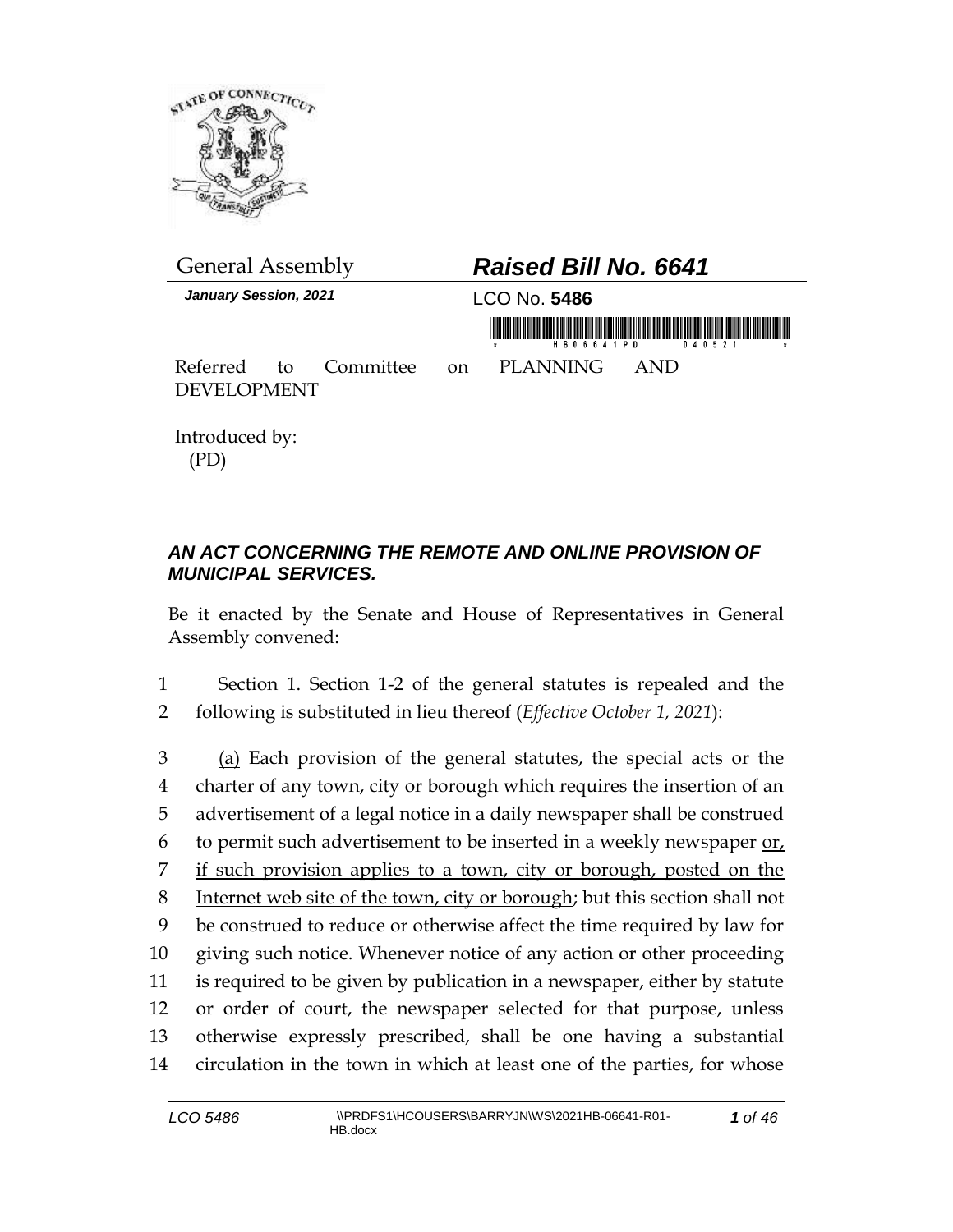General Assembly

# *Raised Bill No. 6641*

***January Session, 2021***

LCO No. **5486**

Referred to Committee on PLANNING AND DEVELOPMENT

Introduced by:
(PD)

## *AN ACT CONCERNING THE REMOTE AND ONLINE PROVISION OF MUNICIPAL SERVICES.*

Be it enacted by the Senate and House of Representatives in General Assembly convened:

1 Section 1. Section 1-2 of the general statutes is repealed and the
2 following is substituted in lieu thereof (*Effective October 1, 2021*):

3 (a) Each provision of the general statutes, the special acts or the
4 charter of any town, city or borough which requires the insertion of an
5 advertisement of a legal notice in a daily newspaper shall be construed
6 to permit such advertisement to be inserted in a weekly newspaper or,
7 if such provision applies to a town, city or borough, posted on the
8 Internet web site of the town, city or borough; but this section shall not
9 be construed to reduce or otherwise affect the time required by law for
10 giving such notice. Whenever notice of any action or other proceeding
11 is required to be given by publication in a newspaper, either by statute
12 or order of court, the newspaper selected for that purpose, unless
13 otherwise expressly prescribed, shall be one having a substantial
14 circulation in the town in which at least one of the parties, for whose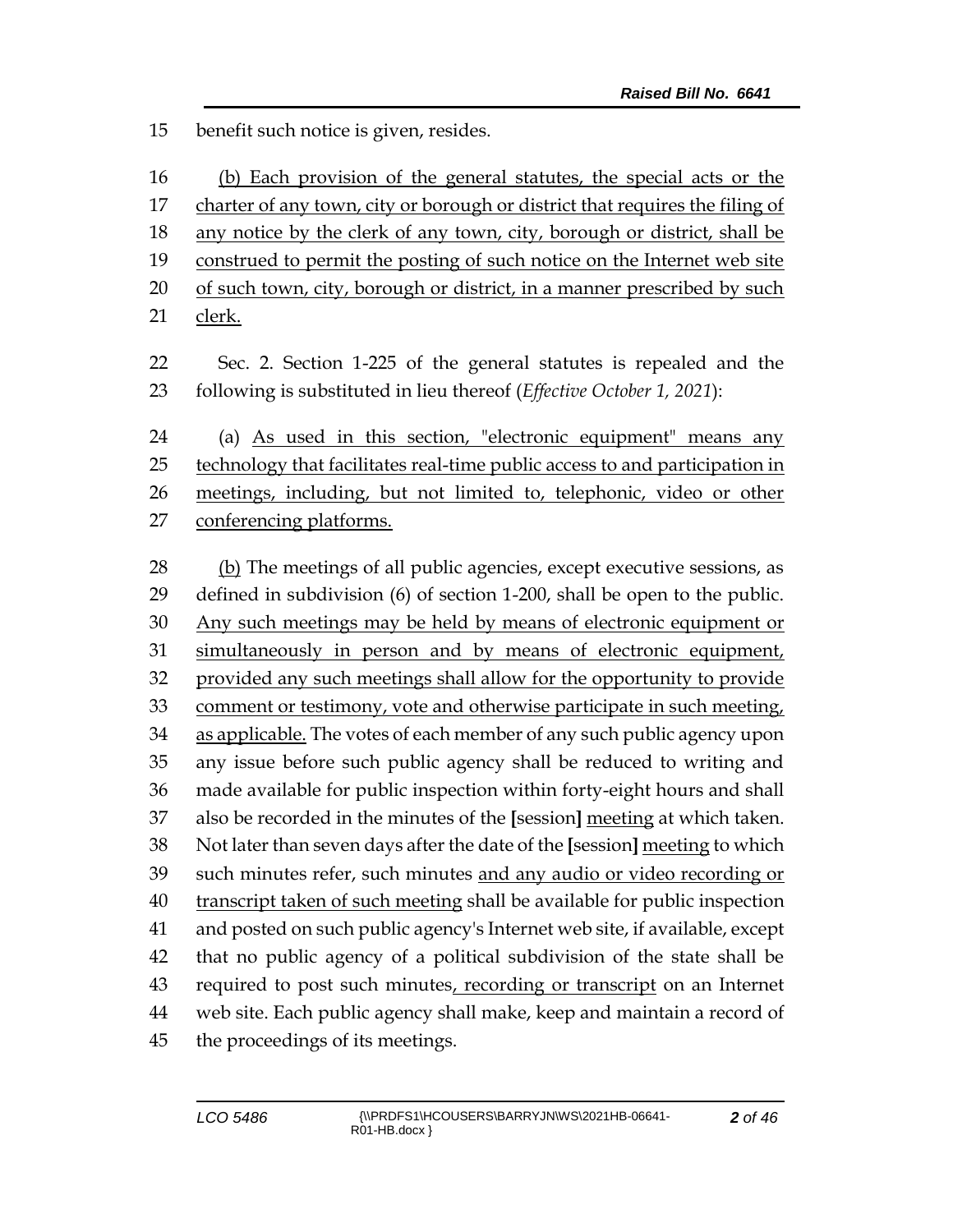benefit such notice is given, resides.

(b) Each provision of the general statutes, the special acts or the charter of any town, city or borough or district that requires the filing of any notice by the clerk of any town, city, borough or district, shall be construed to permit the posting of such notice on the Internet web site of such town, city, borough or district, in a manner prescribed by such clerk.

Sec. 2. Section 1-225 of the general statutes is repealed and the following is substituted in lieu thereof (*Effective October 1, 2021*):

(a) As used in this section, "electronic equipment" means any technology that facilitates real-time public access to and participation in meetings, including, but not limited to, telephonic, video or other conferencing platforms.

(b) The meetings of all public agencies, except executive sessions, as defined in subdivision (6) of section 1-200, shall be open to the public. Any such meetings may be held by means of electronic equipment or simultaneously in person and by means of electronic equipment, provided any such meetings shall allow for the opportunity to provide comment or testimony, vote and otherwise participate in such meeting, as applicable. The votes of each member of any such public agency upon any issue before such public agency shall be reduced to writing and made available for public inspection within forty-eight hours and shall also be recorded in the minutes of the [session] meeting at which taken. Not later than seven days after the date of the [session] meeting to which such minutes refer, such minutes and any audio or video recording or transcript taken of such meeting shall be available for public inspection and posted on such public agency's Internet web site, if available, except that no public agency of a political subdivision of the state shall be required to post such minutes, recording or transcript on an Internet web site. Each public agency shall make, keep and maintain a record of the proceedings of its meetings.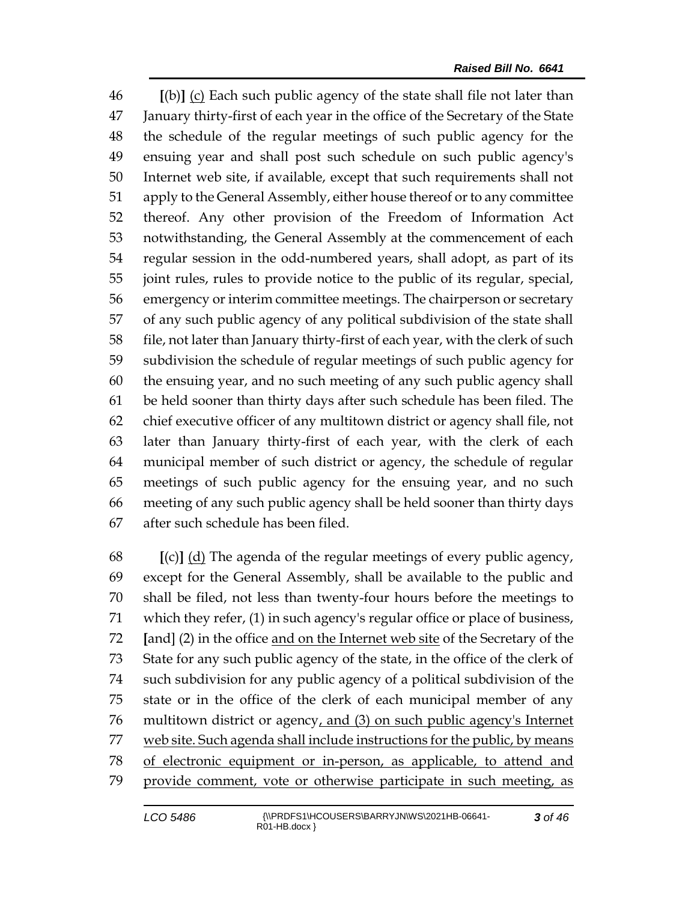[(b)] <u>(c)</u> Each such public agency of the state shall file not later than January thirty-first of each year in the office of the Secretary of the State the schedule of the regular meetings of such public agency for the ensuing year and shall post such schedule on such public agency's Internet web site, if available, except that such requirements shall not apply to the General Assembly, either house thereof or to any committee thereof. Any other provision of the Freedom of Information Act notwithstanding, the General Assembly at the commencement of each regular session in the odd-numbered years, shall adopt, as part of its joint rules, rules to provide notice to the public of its regular, special, emergency or interim committee meetings. The chairperson or secretary of any such public agency of any political subdivision of the state shall file, not later than January thirty-first of each year, with the clerk of such subdivision the schedule of regular meetings of such public agency for the ensuing year, and no such meeting of any such public agency shall be held sooner than thirty days after such schedule has been filed. The chief executive officer of any multitown district or agency shall file, not later than January thirty-first of each year, with the clerk of each municipal member of such district or agency, the schedule of regular meetings of such public agency for the ensuing year, and no such meeting of any such public agency shall be held sooner than thirty days after such schedule has been filed.

[(c)] <u>(d)</u> The agenda of the regular meetings of every public agency, except for the General Assembly, shall be available to the public and shall be filed, not less than twenty-four hours before the meetings to which they refer, (1) in such agency's regular office or place of business, [and] (2) in the office <u>and on the Internet web site</u> of the Secretary of the State for any such public agency of the state, in the office of the clerk of such subdivision for any public agency of a political subdivision of the state or in the office of the clerk of each municipal member of any multitown district or agency<u>, and (3) on such public agency's Internet web site. Such agenda shall include instructions for the public, by means of electronic equipment or in-person, as applicable, to attend and provide comment, vote or otherwise participate in such meeting, as</u>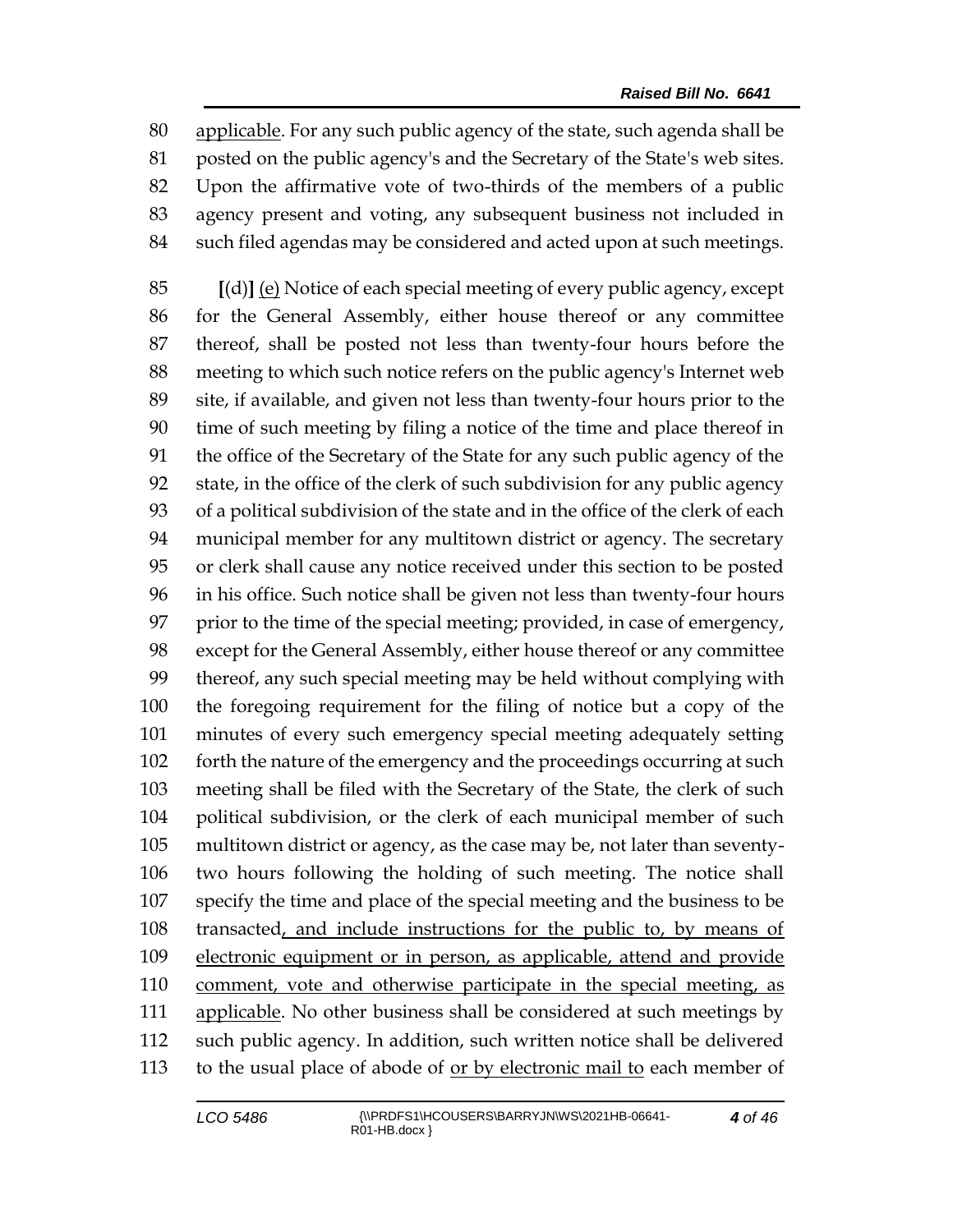applicable. For any such public agency of the state, such agenda shall be posted on the public agency's and the Secretary of the State's web sites. Upon the affirmative vote of two-thirds of the members of a public agency present and voting, any subsequent business not included in such filed agendas may be considered and acted upon at such meetings.

[(d)] (e) Notice of each special meeting of every public agency, except for the General Assembly, either house thereof or any committee thereof, shall be posted not less than twenty-four hours before the meeting to which such notice refers on the public agency's Internet web site, if available, and given not less than twenty-four hours prior to the time of such meeting by filing a notice of the time and place thereof in the office of the Secretary of the State for any such public agency of the state, in the office of the clerk of such subdivision for any public agency of a political subdivision of the state and in the office of the clerk of each municipal member for any multitown district or agency. The secretary or clerk shall cause any notice received under this section to be posted in his office. Such notice shall be given not less than twenty-four hours prior to the time of the special meeting; provided, in case of emergency, except for the General Assembly, either house thereof or any committee thereof, any such special meeting may be held without complying with the foregoing requirement for the filing of notice but a copy of the minutes of every such emergency special meeting adequately setting forth the nature of the emergency and the proceedings occurring at such meeting shall be filed with the Secretary of the State, the clerk of such political subdivision, or the clerk of each municipal member of such multitown district or agency, as the case may be, not later than seventy-two hours following the holding of such meeting. The notice shall specify the time and place of the special meeting and the business to be transacted, and include instructions for the public to, by means of electronic equipment or in person, as applicable, attend and provide comment, vote and otherwise participate in the special meeting, as applicable. No other business shall be considered at such meetings by such public agency. In addition, such written notice shall be delivered to the usual place of abode of or by electronic mail to each member of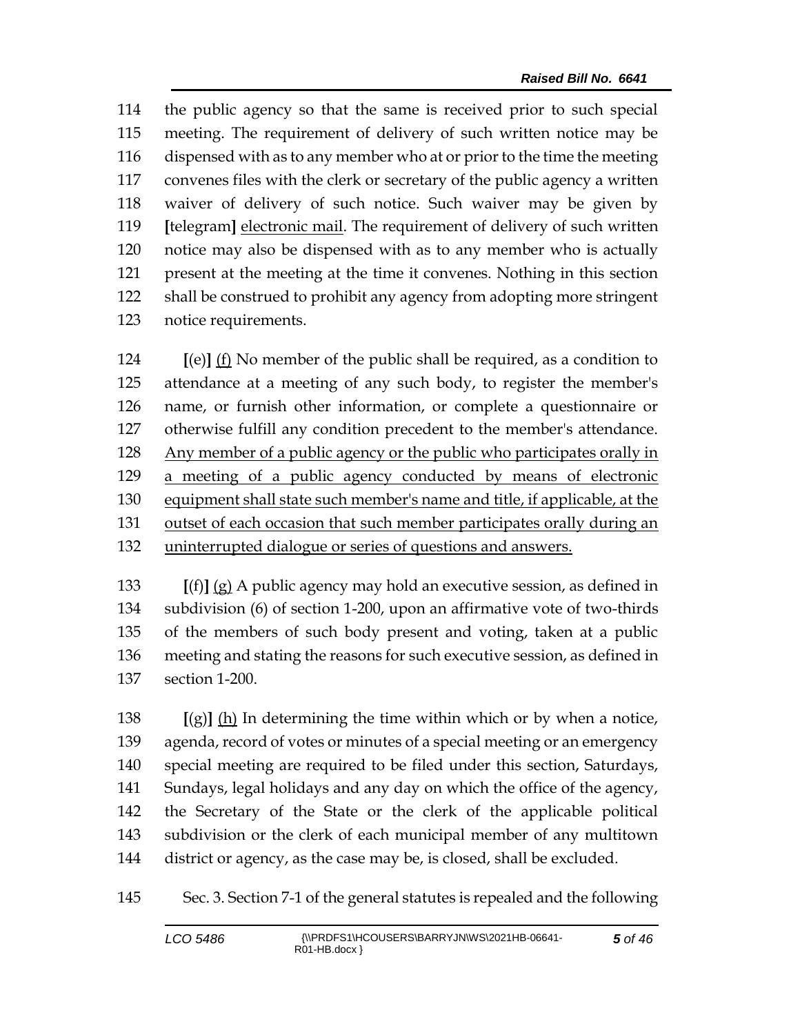114 the public agency so that the same is received prior to such special
115 meeting. The requirement of delivery of such written notice may be
116 dispensed with as to any member who at or prior to the time the meeting
117 convenes files with the clerk or secretary of the public agency a written
118 waiver of delivery of such notice. Such waiver may be given by
119 [telegram] <u>electronic mail</u>. The requirement of delivery of such written
120 notice may also be dispensed with as to any member who is actually
121 present at the meeting at the time it convenes. Nothing in this section
122 shall be construed to prohibit any agency from adopting more stringent
123 notice requirements.

124 [(e)] <u>(f)</u> No member of the public shall be required, as a condition to
125 attendance at a meeting of any such body, to register the member's
126 name, or furnish other information, or complete a questionnaire or
127 otherwise fulfill any condition precedent to the member's attendance.
128 <u>Any member of a public agency or the public who participates orally in</u>
129 <u>a meeting of a public agency conducted by means of electronic</u>
130 <u>equipment shall state such member's name and title, if applicable, at the</u>
131 <u>outset of each occasion that such member participates orally during an</u>
132 <u>uninterrupted dialogue or series of questions and answers.</u>

133 [(f)] <u>(g)</u> A public agency may hold an executive session, as defined in
134 subdivision (6) of section 1-200, upon an affirmative vote of two-thirds
135 of the members of such body present and voting, taken at a public
136 meeting and stating the reasons for such executive session, as defined in
137 section 1-200.

138 [(g)] <u>(h)</u> In determining the time within which or by when a notice,
139 agenda, record of votes or minutes of a special meeting or an emergency
140 special meeting are required to be filed under this section, Saturdays,
141 Sundays, legal holidays and any day on which the office of the agency,
142 the Secretary of the State or the clerk of the applicable political
143 subdivision or the clerk of each municipal member of any multitown
144 district or agency, as the case may be, is closed, shall be excluded.

145 Sec. 3. Section 7-1 of the general statutes is repealed and the following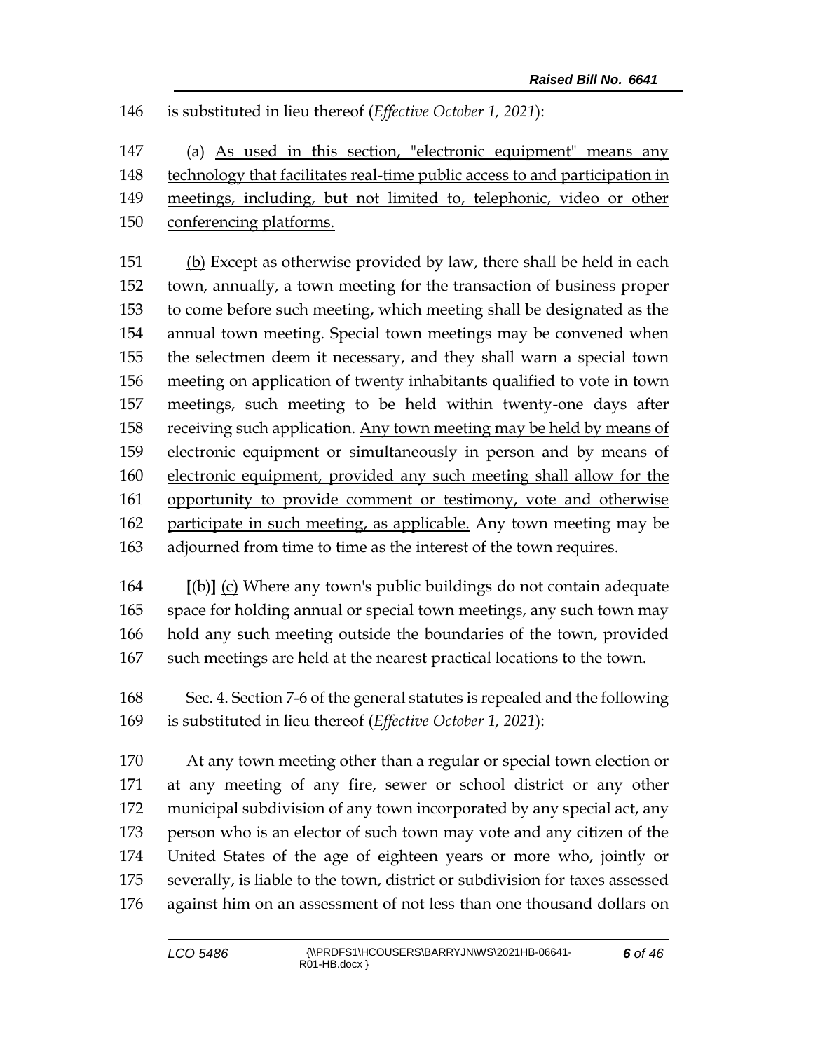is substituted in lieu thereof (*Effective October 1, 2021*):

(a) <u>As used in this section, "electronic equipment" means any technology that facilitates real-time public access to and participation in meetings, including, but not limited to, telephonic, video or other conferencing platforms.</u>

<u>(b)</u> Except as otherwise provided by law, there shall be held in each town, annually, a town meeting for the transaction of business proper to come before such meeting, which meeting shall be designated as the annual town meeting. Special town meetings may be convened when the selectmen deem it necessary, and they shall warn a special town meeting on application of twenty inhabitants qualified to vote in town meetings, such meeting to be held within twenty-one days after receiving such application. <u>Any town meeting may be held by means of electronic equipment or simultaneously in person and by means of electronic equipment, provided any such meeting shall allow for the opportunity to provide comment or testimony, vote and otherwise participate in such meeting, as applicable.</u> Any town meeting may be adjourned from time to time as the interest of the town requires.

**[**(b)**]** <u>(c)</u> Where any town's public buildings do not contain adequate space for holding annual or special town meetings, any such town may hold any such meeting outside the boundaries of the town, provided such meetings are held at the nearest practical locations to the town.

Sec. 4. Section 7-6 of the general statutes is repealed and the following is substituted in lieu thereof (*Effective October 1, 2021*):

At any town meeting other than a regular or special town election or at any meeting of any fire, sewer or school district or any other municipal subdivision of any town incorporated by any special act, any person who is an elector of such town may vote and any citizen of the United States of the age of eighteen years or more who, jointly or severally, is liable to the town, district or subdivision for taxes assessed against him on an assessment of not less than one thousand dollars on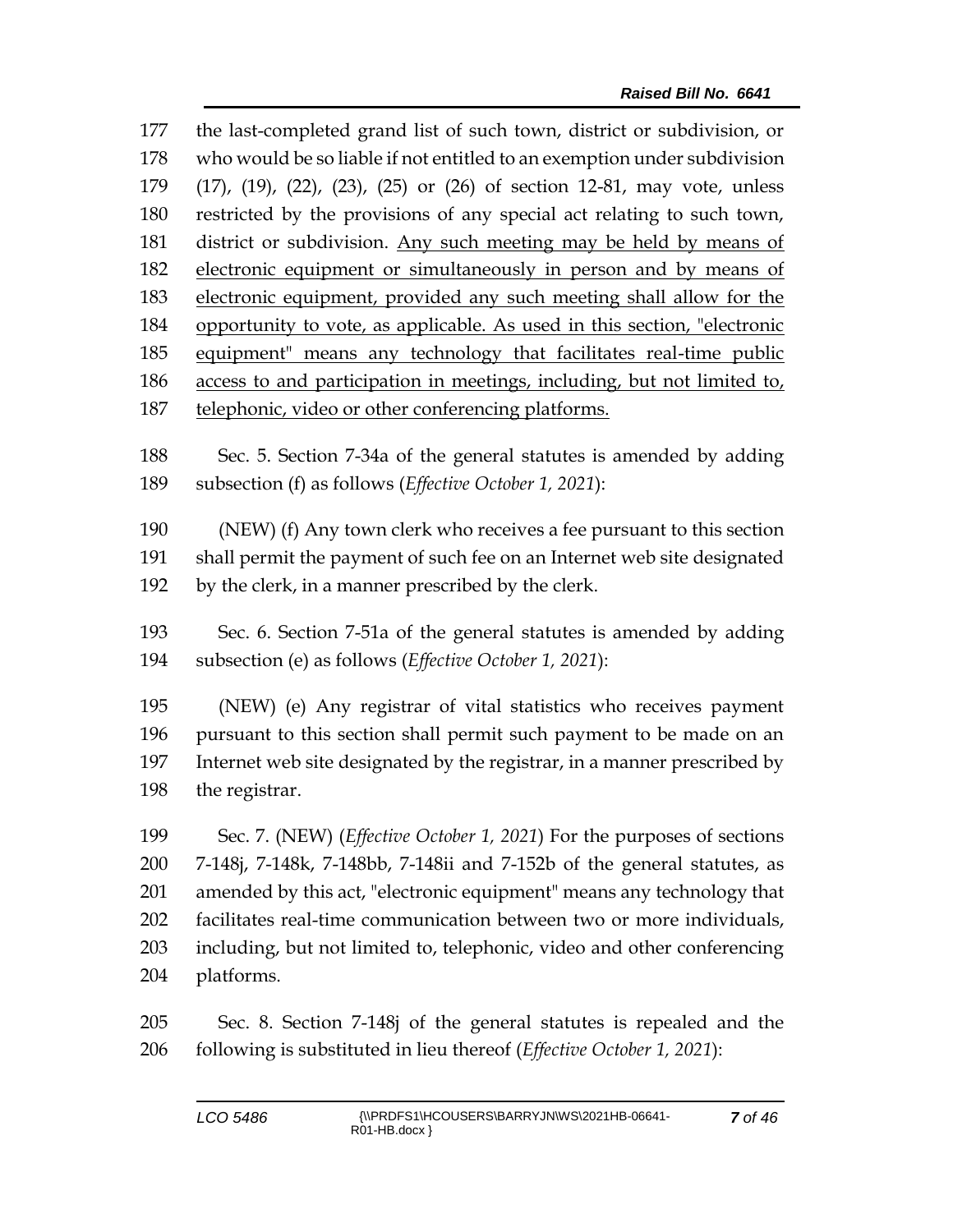177 the last-completed grand list of such town, district or subdivision, or
178 who would be so liable if not entitled to an exemption under subdivision
179 (17), (19), (22), (23), (25) or (26) of section 12-81, may vote, unless
180 restricted by the provisions of any special act relating to such town,
181 district or subdivision. <u>Any such meeting may be held by means of</u>
182 <u>electronic equipment or simultaneously in person and by means of</u>
183 <u>electronic equipment, provided any such meeting shall allow for the</u>
184 <u>opportunity to vote, as applicable. As used in this section, "electronic</u>
185 <u>equipment" means any technology that facilitates real-time public</u>
186 <u>access to and participation in meetings, including, but not limited to,</u>
187 <u>telephonic, video or other conferencing platforms.</u>

188 Sec. 5. Section 7-34a of the general statutes is amended by adding
189 subsection (f) as follows (*Effective October 1, 2021*):

190 (NEW) (f) Any town clerk who receives a fee pursuant to this section
191 shall permit the payment of such fee on an Internet web site designated
192 by the clerk, in a manner prescribed by the clerk.

193 Sec. 6. Section 7-51a of the general statutes is amended by adding
194 subsection (e) as follows (*Effective October 1, 2021*):

195 (NEW) (e) Any registrar of vital statistics who receives payment
196 pursuant to this section shall permit such payment to be made on an
197 Internet web site designated by the registrar, in a manner prescribed by
198 the registrar.

199 Sec. 7. (NEW) (*Effective October 1, 2021*) For the purposes of sections
200 7-148j, 7-148k, 7-148bb, 7-148ii and 7-152b of the general statutes, as
201 amended by this act, "electronic equipment" means any technology that
202 facilitates real-time communication between two or more individuals,
203 including, but not limited to, telephonic, video and other conferencing
204 platforms.

205 Sec. 8. Section 7-148j of the general statutes is repealed and the
206 following is substituted in lieu thereof (*Effective October 1, 2021*):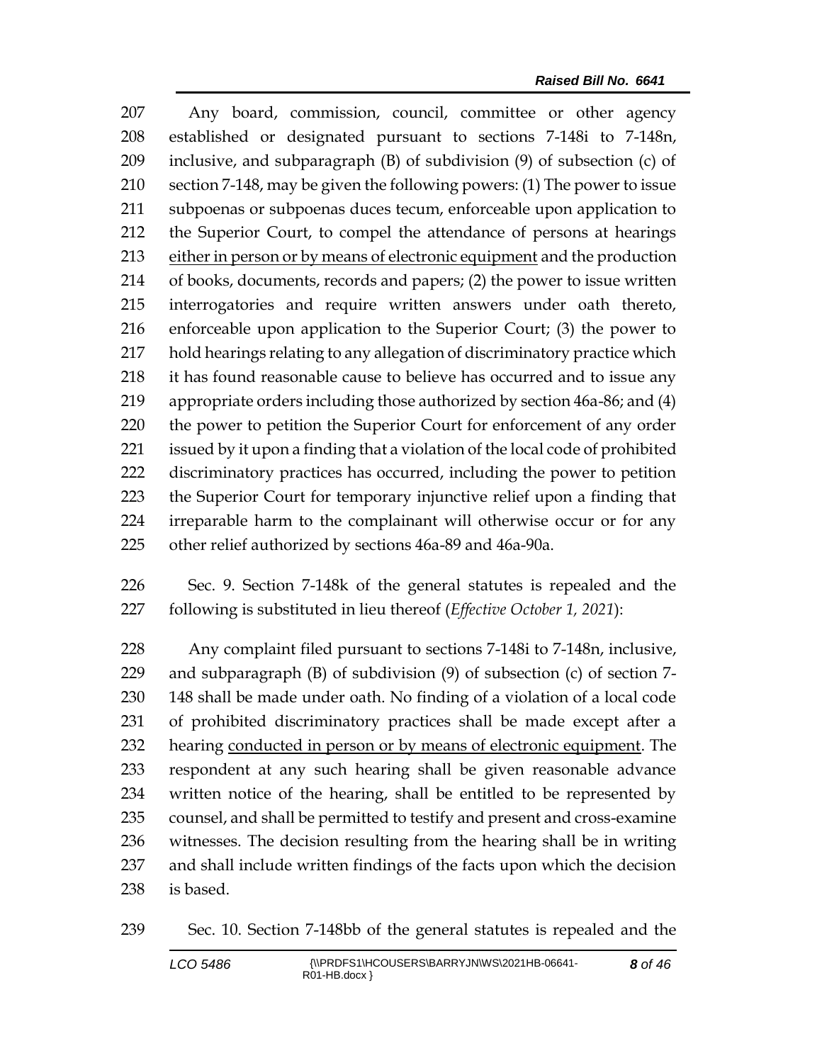207 Any board, commission, council, committee or other agency 208 established or designated pursuant to sections 7-148i to 7-148n, 209 inclusive, and subparagraph (B) of subdivision (9) of subsection (c) of 210 section 7-148, may be given the following powers: (1) The power to issue 211 subpoenas or subpoenas duces tecum, enforceable upon application to 212 the Superior Court, to compel the attendance of persons at hearings 213 <u>either in person or by means of electronic equipment</u> and the production 214 of books, documents, records and papers; (2) the power to issue written 215 interrogatories and require written answers under oath thereto, 216 enforceable upon application to the Superior Court; (3) the power to 217 hold hearings relating to any allegation of discriminatory practice which 218 it has found reasonable cause to believe has occurred and to issue any 219 appropriate orders including those authorized by section 46a-86; and (4) 220 the power to petition the Superior Court for enforcement of any order 221 issued by it upon a finding that a violation of the local code of prohibited 222 discriminatory practices has occurred, including the power to petition 223 the Superior Court for temporary injunctive relief upon a finding that 224 irreparable harm to the complainant will otherwise occur or for any 225 other relief authorized by sections 46a-89 and 46a-90a.

226 Sec. 9. Section 7-148k of the general statutes is repealed and the 227 following is substituted in lieu thereof (*Effective October 1, 2021*):

228 Any complaint filed pursuant to sections 7-148i to 7-148n, inclusive, 229 and subparagraph (B) of subdivision (9) of subsection (c) of section 7- 230 148 shall be made under oath. No finding of a violation of a local code 231 of prohibited discriminatory practices shall be made except after a 232 hearing <u>conducted in person or by means of electronic equipment</u>. The 233 respondent at any such hearing shall be given reasonable advance 234 written notice of the hearing, shall be entitled to be represented by 235 counsel, and shall be permitted to testify and present and cross-examine 236 witnesses. The decision resulting from the hearing shall be in writing 237 and shall include written findings of the facts upon which the decision 238 is based.

239 Sec. 10. Section 7-148bb of the general statutes is repealed and the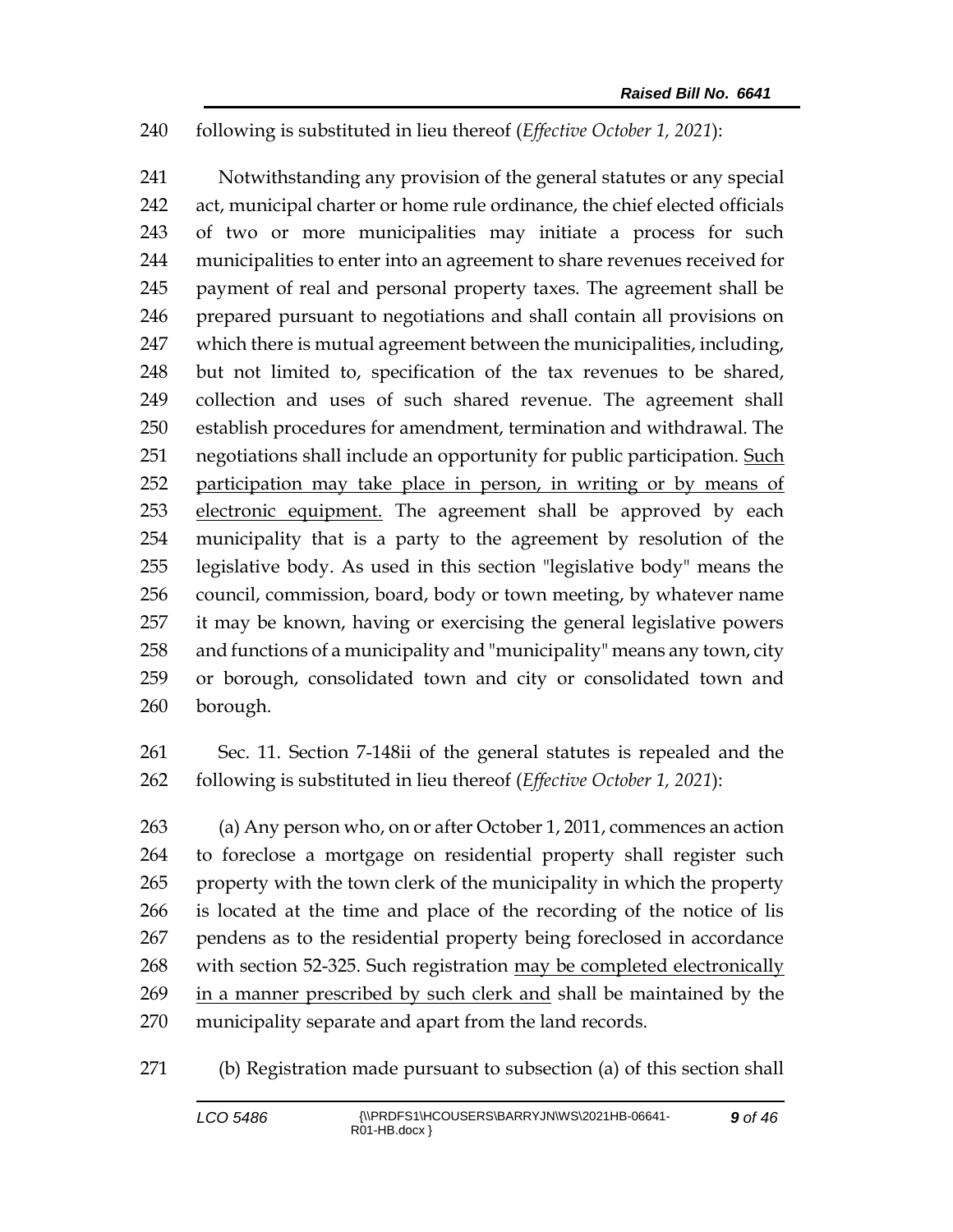following is substituted in lieu thereof (*Effective October 1, 2021*):

Notwithstanding any provision of the general statutes or any special act, municipal charter or home rule ordinance, the chief elected officials of two or more municipalities may initiate a process for such municipalities to enter into an agreement to share revenues received for payment of real and personal property taxes. The agreement shall be prepared pursuant to negotiations and shall contain all provisions on which there is mutual agreement between the municipalities, including, but not limited to, specification of the tax revenues to be shared, collection and uses of such shared revenue. The agreement shall establish procedures for amendment, termination and withdrawal. The negotiations shall include an opportunity for public participation. <u>Such participation may take place in person, in writing or by means of electronic equipment.</u> The agreement shall be approved by each municipality that is a party to the agreement by resolution of the legislative body. As used in this section "legislative body" means the council, commission, board, body or town meeting, by whatever name it may be known, having or exercising the general legislative powers and functions of a municipality and "municipality" means any town, city or borough, consolidated town and city or consolidated town and borough.

Sec. 11. Section 7-148ii of the general statutes is repealed and the following is substituted in lieu thereof (*Effective October 1, 2021*):

(a) Any person who, on or after October 1, 2011, commences an action to foreclose a mortgage on residential property shall register such property with the town clerk of the municipality in which the property is located at the time and place of the recording of the notice of lis pendens as to the residential property being foreclosed in accordance with section 52-325. Such registration <u>may be completed electronically in a manner prescribed by such clerk and</u> shall be maintained by the municipality separate and apart from the land records.

(b) Registration made pursuant to subsection (a) of this section shall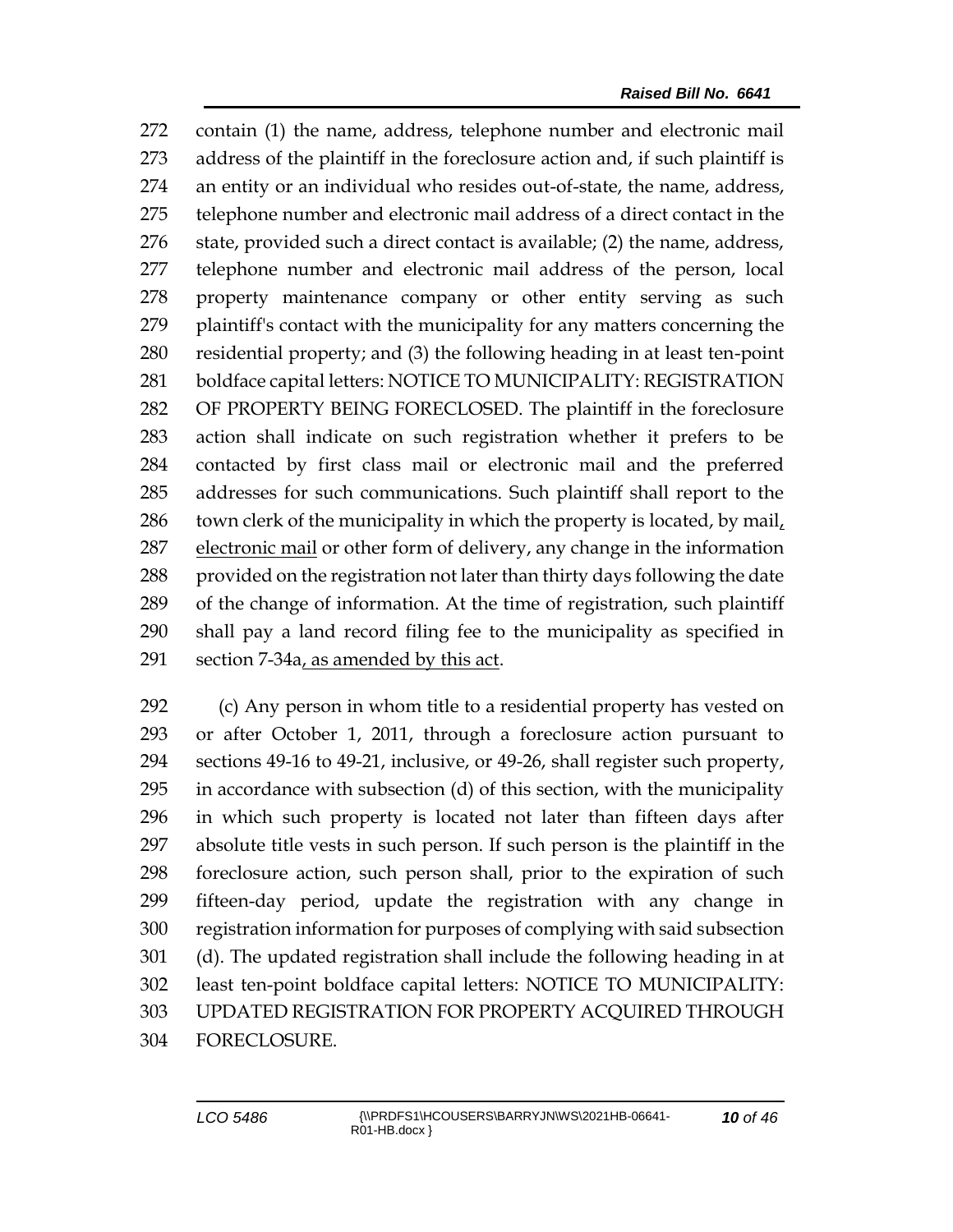contain (1) the name, address, telephone number and electronic mail address of the plaintiff in the foreclosure action and, if such plaintiff is an entity or an individual who resides out-of-state, the name, address, telephone number and electronic mail address of a direct contact in the state, provided such a direct contact is available; (2) the name, address, telephone number and electronic mail address of the person, local property maintenance company or other entity serving as such plaintiff's contact with the municipality for any matters concerning the residential property; and (3) the following heading in at least ten-point boldface capital letters: NOTICE TO MUNICIPALITY: REGISTRATION OF PROPERTY BEING FORECLOSED. The plaintiff in the foreclosure action shall indicate on such registration whether it prefers to be contacted by first class mail or electronic mail and the preferred addresses for such communications. Such plaintiff shall report to the town clerk of the municipality in which the property is located, by mail, electronic mail or other form of delivery, any change in the information provided on the registration not later than thirty days following the date of the change of information. At the time of registration, such plaintiff shall pay a land record filing fee to the municipality as specified in section 7-34a, as amended by this act.

(c) Any person in whom title to a residential property has vested on or after October 1, 2011, through a foreclosure action pursuant to sections 49-16 to 49-21, inclusive, or 49-26, shall register such property, in accordance with subsection (d) of this section, with the municipality in which such property is located not later than fifteen days after absolute title vests in such person. If such person is the plaintiff in the foreclosure action, such person shall, prior to the expiration of such fifteen-day period, update the registration with any change in registration information for purposes of complying with said subsection (d). The updated registration shall include the following heading in at least ten-point boldface capital letters: NOTICE TO MUNICIPALITY: UPDATED REGISTRATION FOR PROPERTY ACQUIRED THROUGH FORECLOSURE.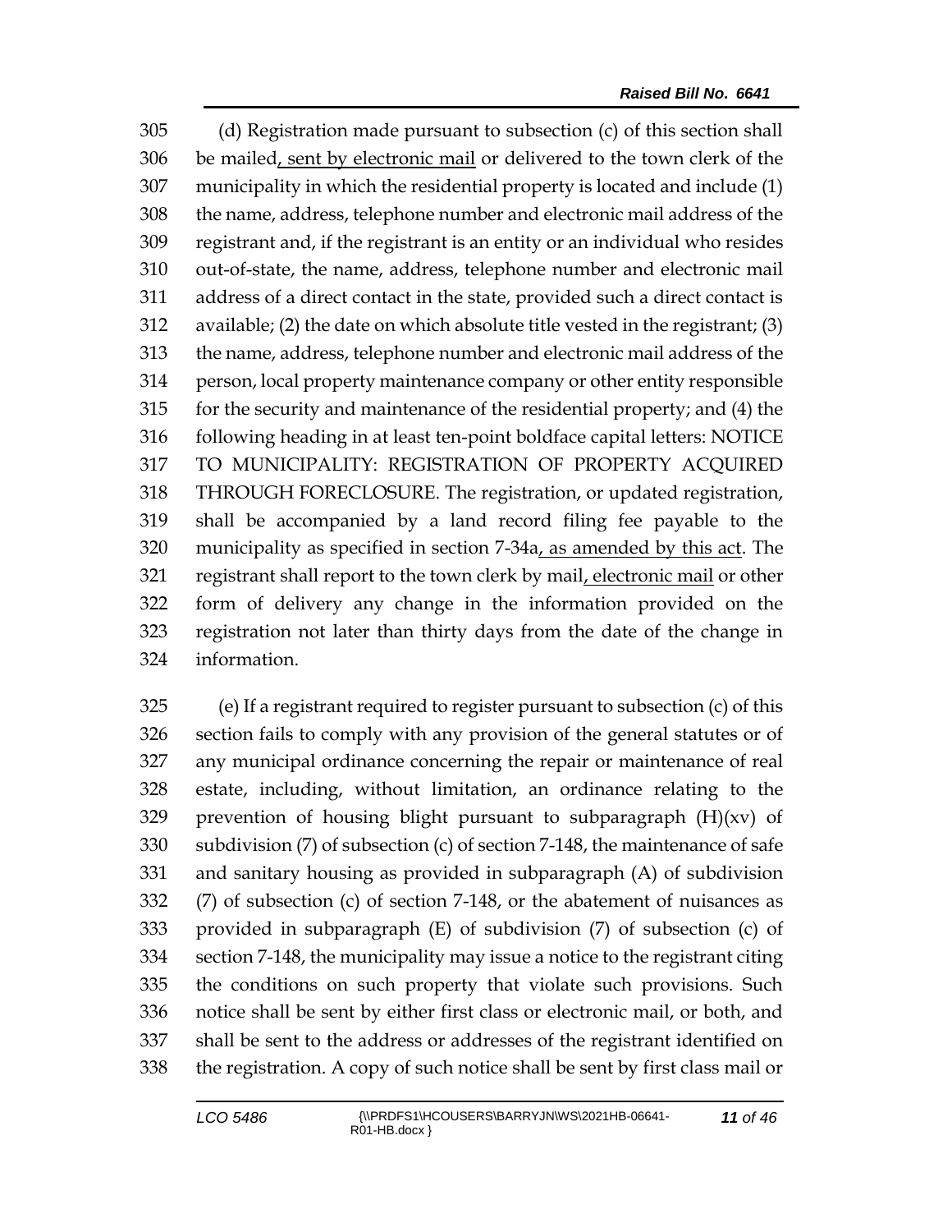(d) Registration made pursuant to subsection (c) of this section shall be mailed, sent by electronic mail or delivered to the town clerk of the municipality in which the residential property is located and include (1) the name, address, telephone number and electronic mail address of the registrant and, if the registrant is an entity or an individual who resides out-of-state, the name, address, telephone number and electronic mail address of a direct contact in the state, provided such a direct contact is available; (2) the date on which absolute title vested in the registrant; (3) the name, address, telephone number and electronic mail address of the person, local property maintenance company or other entity responsible for the security and maintenance of the residential property; and (4) the following heading in at least ten-point boldface capital letters: NOTICE TO MUNICIPALITY: REGISTRATION OF PROPERTY ACQUIRED THROUGH FORECLOSURE. The registration, or updated registration, shall be accompanied by a land record filing fee payable to the municipality as specified in section 7-34a, as amended by this act. The registrant shall report to the town clerk by mail, electronic mail or other form of delivery any change in the information provided on the registration not later than thirty days from the date of the change in information.

(e) If a registrant required to register pursuant to subsection (c) of this section fails to comply with any provision of the general statutes or of any municipal ordinance concerning the repair or maintenance of real estate, including, without limitation, an ordinance relating to the prevention of housing blight pursuant to subparagraph (H)(xv) of subdivision (7) of subsection (c) of section 7-148, the maintenance of safe and sanitary housing as provided in subparagraph (A) of subdivision (7) of subsection (c) of section 7-148, or the abatement of nuisances as provided in subparagraph (E) of subdivision (7) of subsection (c) of section 7-148, the municipality may issue a notice to the registrant citing the conditions on such property that violate such provisions. Such notice shall be sent by either first class or electronic mail, or both, and shall be sent to the address or addresses of the registrant identified on the registration. A copy of such notice shall be sent by first class mail or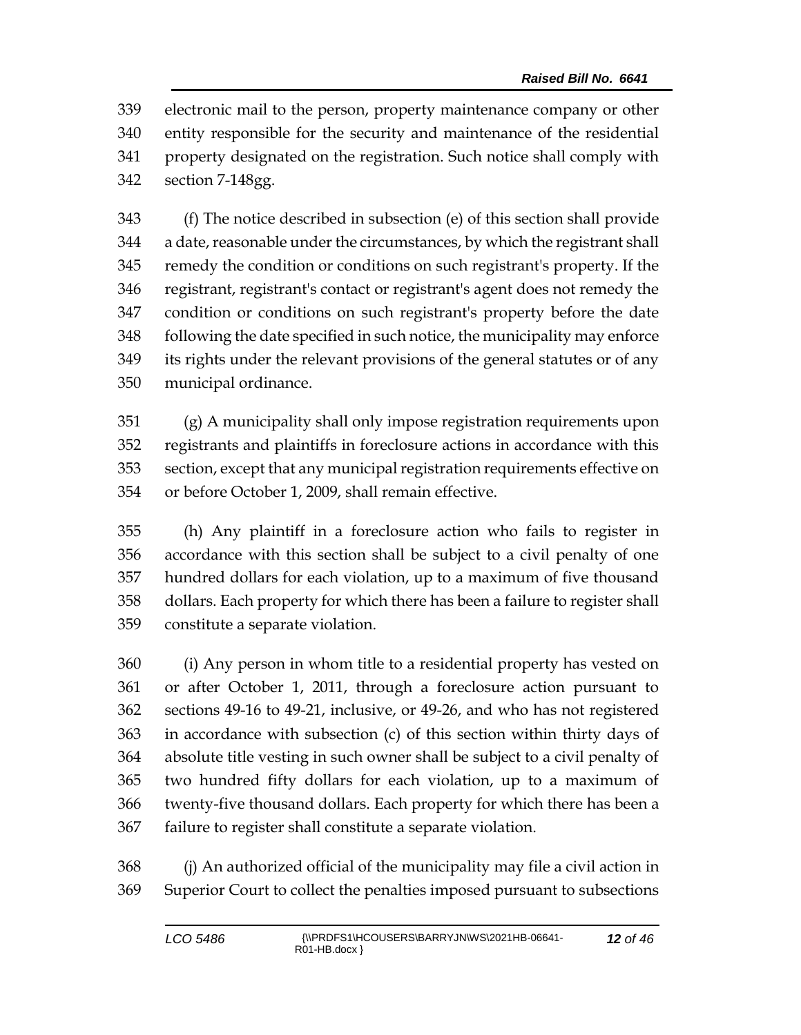electronic mail to the person, property maintenance company or other entity responsible for the security and maintenance of the residential property designated on the registration. Such notice shall comply with section 7-148gg.

(f) The notice described in subsection (e) of this section shall provide a date, reasonable under the circumstances, by which the registrant shall remedy the condition or conditions on such registrant's property. If the registrant, registrant's contact or registrant's agent does not remedy the condition or conditions on such registrant's property before the date following the date specified in such notice, the municipality may enforce its rights under the relevant provisions of the general statutes or of any municipal ordinance.

(g) A municipality shall only impose registration requirements upon registrants and plaintiffs in foreclosure actions in accordance with this section, except that any municipal registration requirements effective on or before October 1, 2009, shall remain effective.

(h) Any plaintiff in a foreclosure action who fails to register in accordance with this section shall be subject to a civil penalty of one hundred dollars for each violation, up to a maximum of five thousand dollars. Each property for which there has been a failure to register shall constitute a separate violation.

(i) Any person in whom title to a residential property has vested on or after October 1, 2011, through a foreclosure action pursuant to sections 49-16 to 49-21, inclusive, or 49-26, and who has not registered in accordance with subsection (c) of this section within thirty days of absolute title vesting in such owner shall be subject to a civil penalty of two hundred fifty dollars for each violation, up to a maximum of twenty-five thousand dollars. Each property for which there has been a failure to register shall constitute a separate violation.

(j) An authorized official of the municipality may file a civil action in Superior Court to collect the penalties imposed pursuant to subsections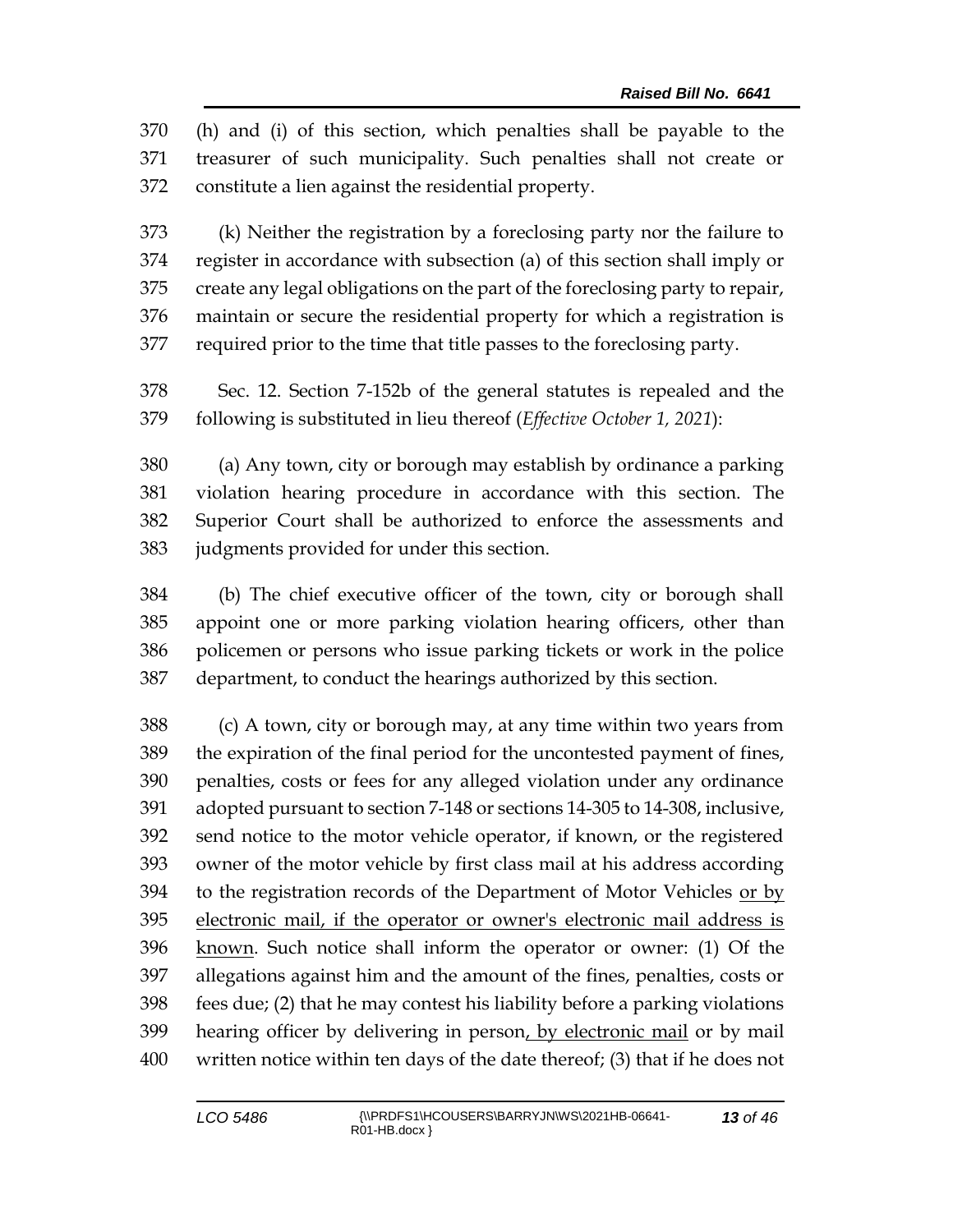(h) and (i) of this section, which penalties shall be payable to the treasurer of such municipality. Such penalties shall not create or constitute a lien against the residential property.

(k) Neither the registration by a foreclosing party nor the failure to register in accordance with subsection (a) of this section shall imply or create any legal obligations on the part of the foreclosing party to repair, maintain or secure the residential property for which a registration is required prior to the time that title passes to the foreclosing party.

Sec. 12. Section 7-152b of the general statutes is repealed and the following is substituted in lieu thereof (*Effective October 1, 2021*):

(a) Any town, city or borough may establish by ordinance a parking violation hearing procedure in accordance with this section. The Superior Court shall be authorized to enforce the assessments and judgments provided for under this section.

(b) The chief executive officer of the town, city or borough shall appoint one or more parking violation hearing officers, other than policemen or persons who issue parking tickets or work in the police department, to conduct the hearings authorized by this section.

(c) A town, city or borough may, at any time within two years from the expiration of the final period for the uncontested payment of fines, penalties, costs or fees for any alleged violation under any ordinance adopted pursuant to section 7-148 or sections 14-305 to 14-308, inclusive, send notice to the motor vehicle operator, if known, or the registered owner of the motor vehicle by first class mail at his address according to the registration records of the Department of Motor Vehicles <u>or by electronic mail, if the operator or owner's electronic mail address is known</u>. Such notice shall inform the operator or owner: (1) Of the allegations against him and the amount of the fines, penalties, costs or fees due; (2) that he may contest his liability before a parking violations hearing officer by delivering in person<u>, by electronic mail</u> or by mail written notice within ten days of the date thereof; (3) that if he does not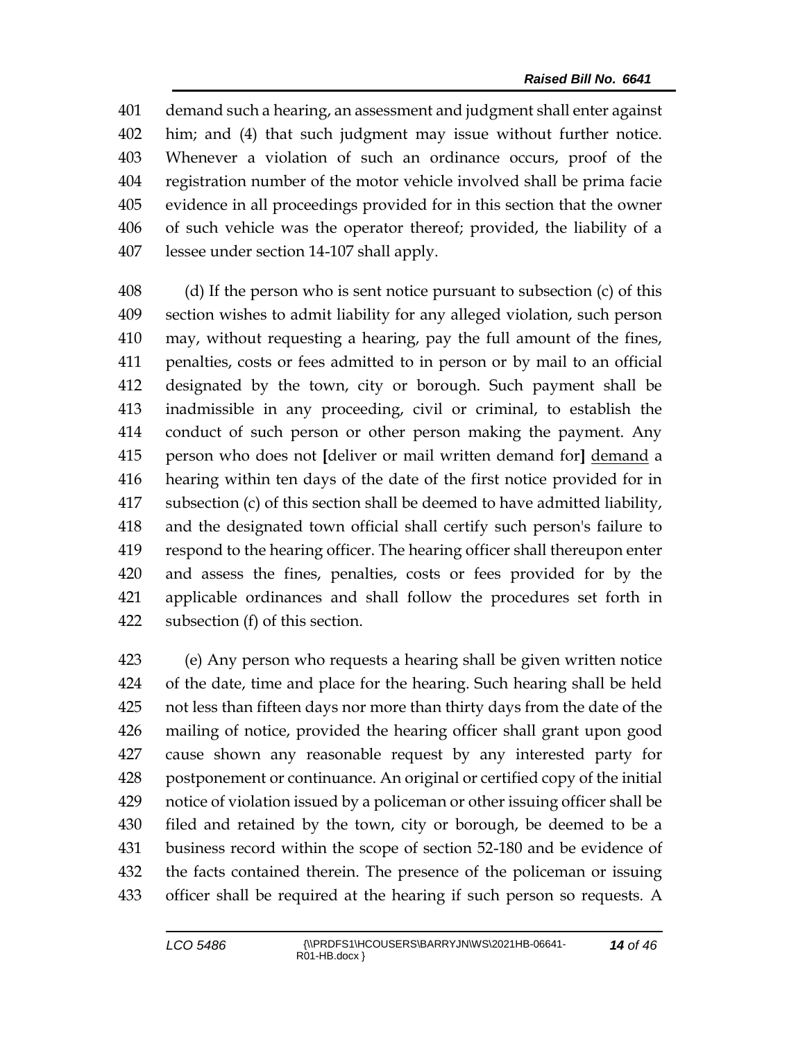401 demand such a hearing, an assessment and judgment shall enter against
402 him; and (4) that such judgment may issue without further notice.
403 Whenever a violation of such an ordinance occurs, proof of the
404 registration number of the motor vehicle involved shall be prima facie
405 evidence in all proceedings provided for in this section that the owner
406 of such vehicle was the operator thereof; provided, the liability of a
407 lessee under section 14-107 shall apply.

408 (d) If the person who is sent notice pursuant to subsection (c) of this
409 section wishes to admit liability for any alleged violation, such person
410 may, without requesting a hearing, pay the full amount of the fines,
411 penalties, costs or fees admitted to in person or by mail to an official
412 designated by the town, city or borough. Such payment shall be
413 inadmissible in any proceeding, civil or criminal, to establish the
414 conduct of such person or other person making the payment. Any
415 person who does not **[**deliver or mail written demand for**]** <u>demand</u> a
416 hearing within ten days of the date of the first notice provided for in
417 subsection (c) of this section shall be deemed to have admitted liability,
418 and the designated town official shall certify such person's failure to
419 respond to the hearing officer. The hearing officer shall thereupon enter
420 and assess the fines, penalties, costs or fees provided for by the
421 applicable ordinances and shall follow the procedures set forth in
422 subsection (f) of this section.

423 (e) Any person who requests a hearing shall be given written notice
424 of the date, time and place for the hearing. Such hearing shall be held
425 not less than fifteen days nor more than thirty days from the date of the
426 mailing of notice, provided the hearing officer shall grant upon good
427 cause shown any reasonable request by any interested party for
428 postponement or continuance. An original or certified copy of the initial
429 notice of violation issued by a policeman or other issuing officer shall be
430 filed and retained by the town, city or borough, be deemed to be a
431 business record within the scope of section 52-180 and be evidence of
432 the facts contained therein. The presence of the policeman or issuing
433 officer shall be required at the hearing if such person so requests. A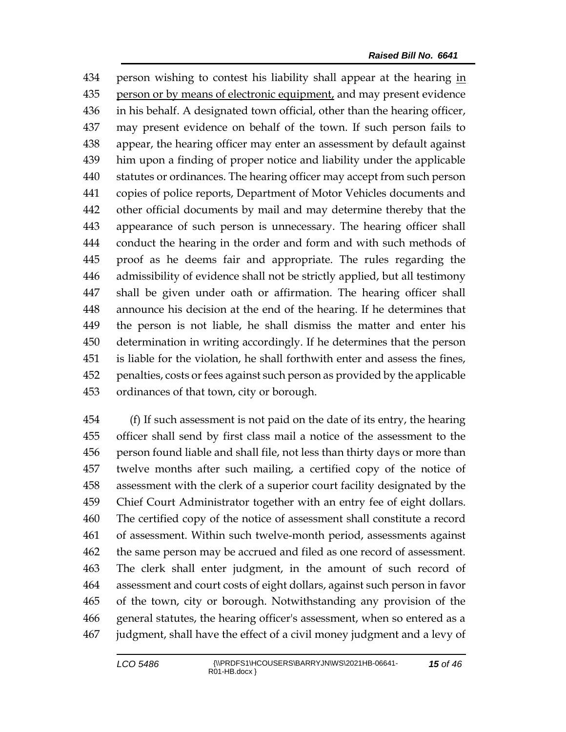person wishing to contest his liability shall appear at the hearing <u>in person or by means of electronic equipment,</u> and may present evidence in his behalf. A designated town official, other than the hearing officer, may present evidence on behalf of the town. If such person fails to appear, the hearing officer may enter an assessment by default against him upon a finding of proper notice and liability under the applicable statutes or ordinances. The hearing officer may accept from such person copies of police reports, Department of Motor Vehicles documents and other official documents by mail and may determine thereby that the appearance of such person is unnecessary. The hearing officer shall conduct the hearing in the order and form and with such methods of proof as he deems fair and appropriate. The rules regarding the admissibility of evidence shall not be strictly applied, but all testimony shall be given under oath or affirmation. The hearing officer shall announce his decision at the end of the hearing. If he determines that the person is not liable, he shall dismiss the matter and enter his determination in writing accordingly. If he determines that the person is liable for the violation, he shall forthwith enter and assess the fines, penalties, costs or fees against such person as provided by the applicable ordinances of that town, city or borough.

(f) If such assessment is not paid on the date of its entry, the hearing officer shall send by first class mail a notice of the assessment to the person found liable and shall file, not less than thirty days or more than twelve months after such mailing, a certified copy of the notice of assessment with the clerk of a superior court facility designated by the Chief Court Administrator together with an entry fee of eight dollars. The certified copy of the notice of assessment shall constitute a record of assessment. Within such twelve-month period, assessments against the same person may be accrued and filed as one record of assessment. The clerk shall enter judgment, in the amount of such record of assessment and court costs of eight dollars, against such person in favor of the town, city or borough. Notwithstanding any provision of the general statutes, the hearing officer's assessment, when so entered as a judgment, shall have the effect of a civil money judgment and a levy of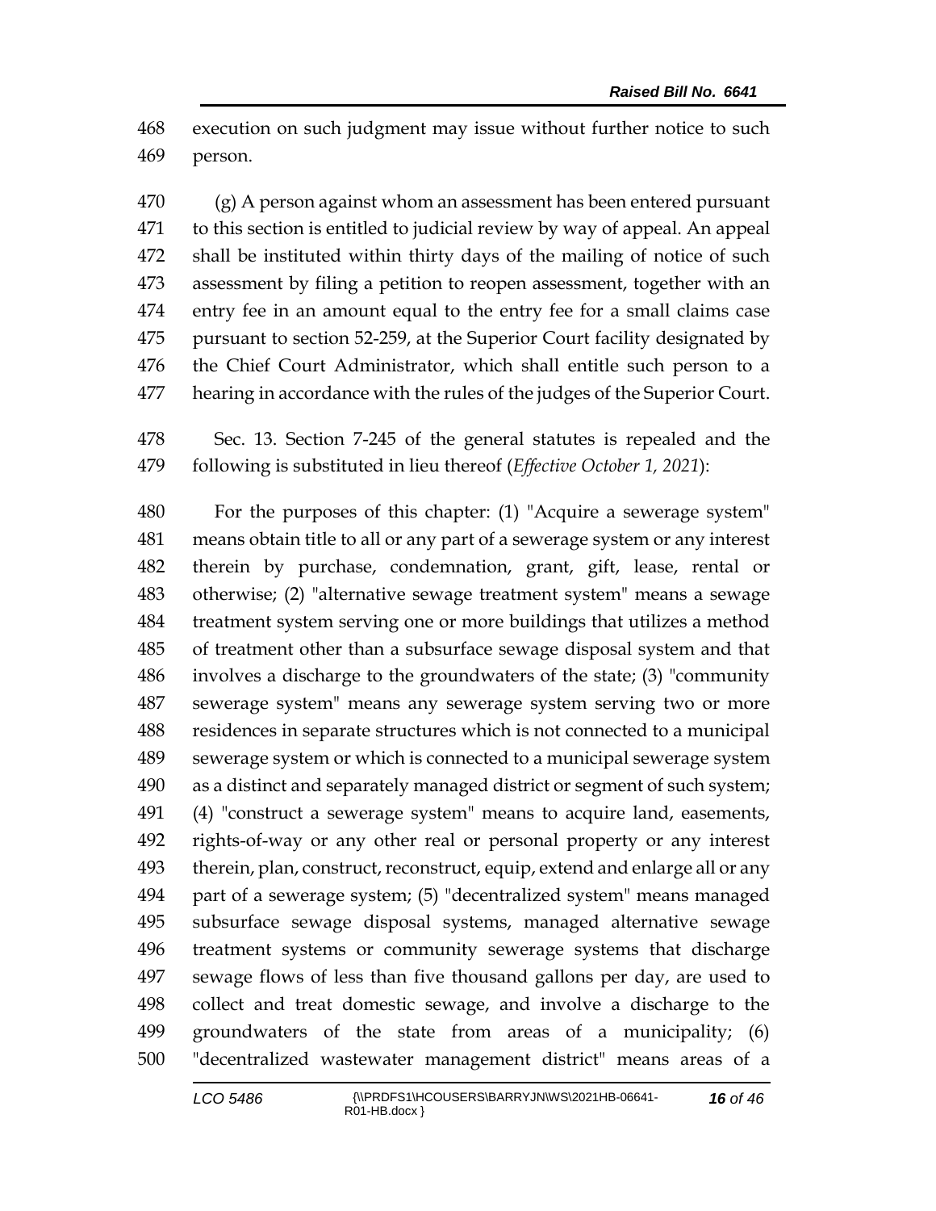execution on such judgment may issue without further notice to such person.

(g) A person against whom an assessment has been entered pursuant to this section is entitled to judicial review by way of appeal. An appeal shall be instituted within thirty days of the mailing of notice of such assessment by filing a petition to reopen assessment, together with an entry fee in an amount equal to the entry fee for a small claims case pursuant to section 52-259, at the Superior Court facility designated by the Chief Court Administrator, which shall entitle such person to a hearing in accordance with the rules of the judges of the Superior Court.

Sec. 13. Section 7-245 of the general statutes is repealed and the following is substituted in lieu thereof (*Effective October 1, 2021*):

For the purposes of this chapter: (1) "Acquire a sewerage system" means obtain title to all or any part of a sewerage system or any interest therein by purchase, condemnation, grant, gift, lease, rental or otherwise; (2) "alternative sewage treatment system" means a sewage treatment system serving one or more buildings that utilizes a method of treatment other than a subsurface sewage disposal system and that involves a discharge to the groundwaters of the state; (3) "community sewerage system" means any sewerage system serving two or more residences in separate structures which is not connected to a municipal sewerage system or which is connected to a municipal sewerage system as a distinct and separately managed district or segment of such system; (4) "construct a sewerage system" means to acquire land, easements, rights-of-way or any other real or personal property or any interest therein, plan, construct, reconstruct, equip, extend and enlarge all or any part of a sewerage system; (5) "decentralized system" means managed subsurface sewage disposal systems, managed alternative sewage treatment systems or community sewerage systems that discharge sewage flows of less than five thousand gallons per day, are used to collect and treat domestic sewage, and involve a discharge to the groundwaters of the state from areas of a municipality; (6) "decentralized wastewater management district" means areas of a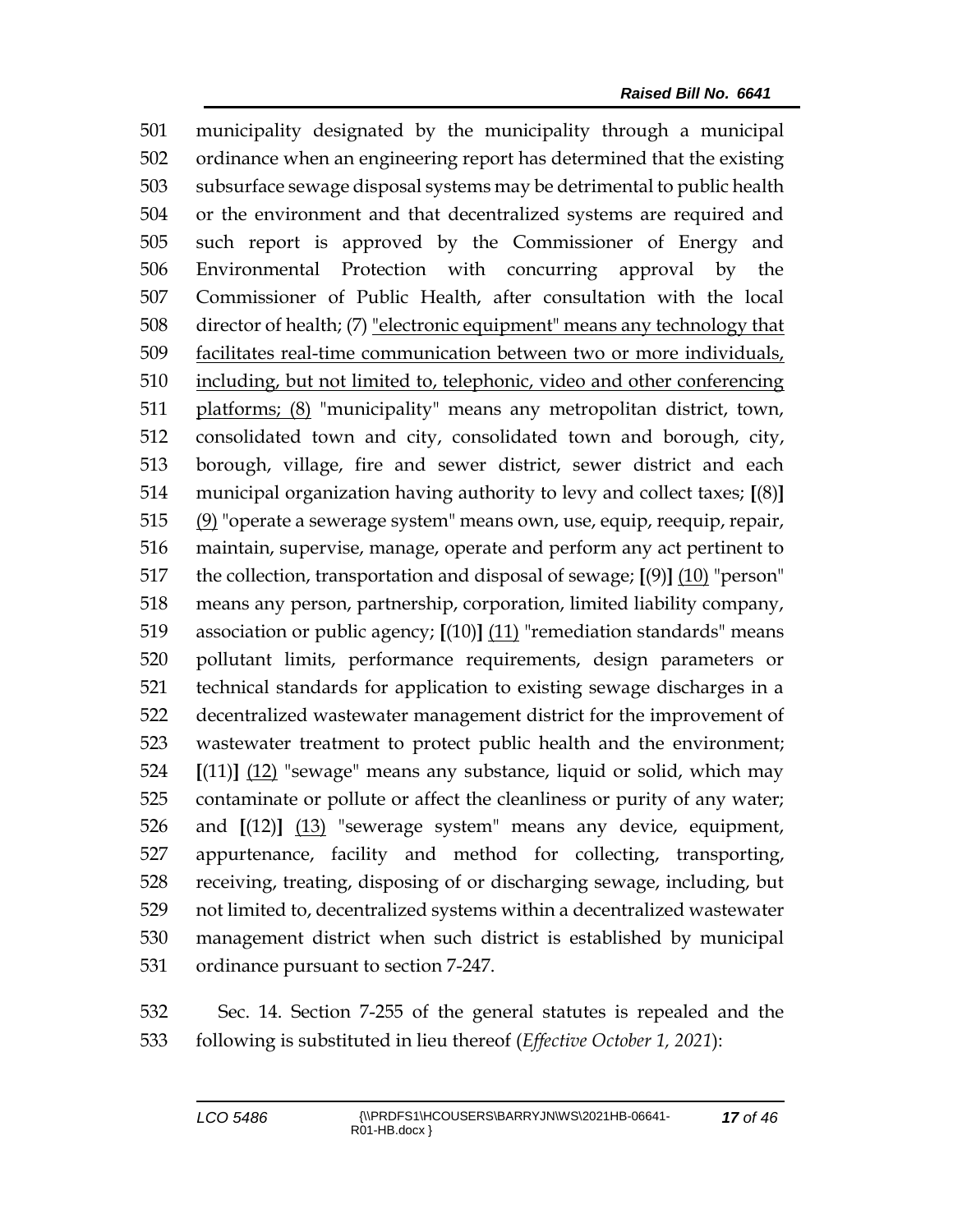501 municipality designated by the municipality through a municipal
502 ordinance when an engineering report has determined that the existing
503 subsurface sewage disposal systems may be detrimental to public health
504 or the environment and that decentralized systems are required and
505 such report is approved by the Commissioner of Energy and
506 Environmental Protection with concurring approval by the
507 Commissioner of Public Health, after consultation with the local
508 director of health; (7) "electronic equipment" means any technology that
509 facilitates real-time communication between two or more individuals,
510 including, but not limited to, telephonic, video and other conferencing
511 platforms; (8) "municipality" means any metropolitan district, town,
512 consolidated town and city, consolidated town and borough, city,
513 borough, village, fire and sewer district, sewer district and each
514 municipal organization having authority to levy and collect taxes; **[**(8)**]**
515 (9) "operate a sewerage system" means own, use, equip, reequip, repair,
516 maintain, supervise, manage, operate and perform any act pertinent to
517 the collection, transportation and disposal of sewage; **[**(9)**]** (10) "person"
518 means any person, partnership, corporation, limited liability company,
519 association or public agency; **[**(10)**]** (11) "remediation standards" means
520 pollutant limits, performance requirements, design parameters or
521 technical standards for application to existing sewage discharges in a
522 decentralized wastewater management district for the improvement of
523 wastewater treatment to protect public health and the environment;
524 **[**(11)**]** (12) "sewage" means any substance, liquid or solid, which may
525 contaminate or pollute or affect the cleanliness or purity of any water;
526 and **[**(12)**]** (13) "sewerage system" means any device, equipment,
527 appurtenance, facility and method for collecting, transporting,
528 receiving, treating, disposing of or discharging sewage, including, but
529 not limited to, decentralized systems within a decentralized wastewater
530 management district when such district is established by municipal
531 ordinance pursuant to section 7-247.

532 Sec. 14. Section 7-255 of the general statutes is repealed and the
533 following is substituted in lieu thereof (*Effective October 1, 2021*):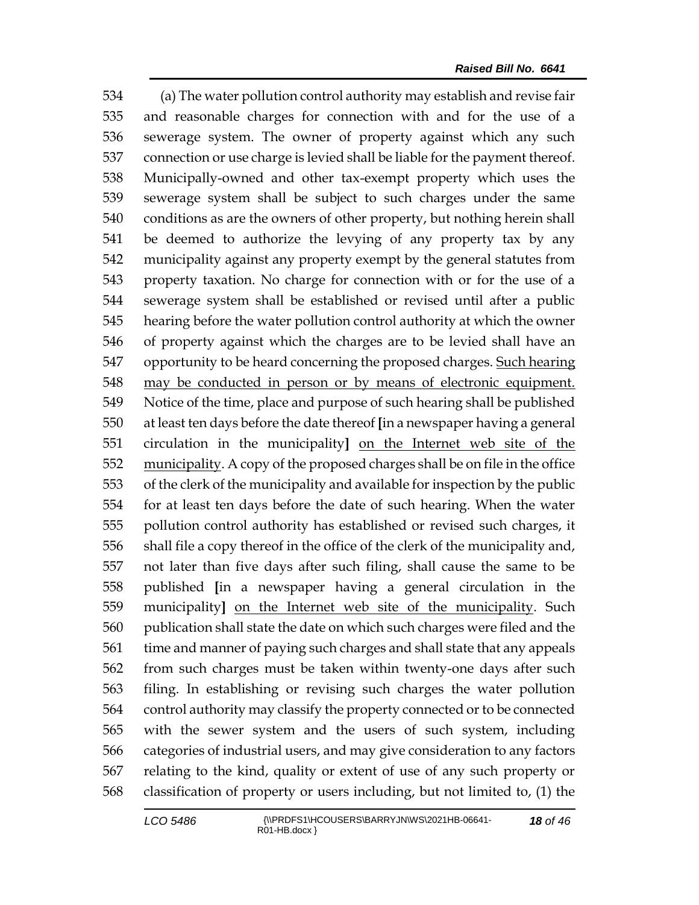(a) The water pollution control authority may establish and revise fair and reasonable charges for connection with and for the use of a sewerage system. The owner of property against which any such connection or use charge is levied shall be liable for the payment thereof. Municipally-owned and other tax-exempt property which uses the sewerage system shall be subject to such charges under the same conditions as are the owners of other property, but nothing herein shall be deemed to authorize the levying of any property tax by any municipality against any property exempt by the general statutes from property taxation. No charge for connection with or for the use of a sewerage system shall be established or revised until after a public hearing before the water pollution control authority at which the owner of property against which the charges are to be levied shall have an opportunity to be heard concerning the proposed charges. <u>Such hearing may be conducted in person or by means of electronic equipment.</u> Notice of the time, place and purpose of such hearing shall be published at least ten days before the date thereof **[**in a newspaper having a general circulation in the municipality**]** <u>on the Internet web site of the municipality</u>. A copy of the proposed charges shall be on file in the office of the clerk of the municipality and available for inspection by the public for at least ten days before the date of such hearing. When the water pollution control authority has established or revised such charges, it shall file a copy thereof in the office of the clerk of the municipality and, not later than five days after such filing, shall cause the same to be published **[**in a newspaper having a general circulation in the municipality**]** <u>on the Internet web site of the municipality</u>. Such publication shall state the date on which such charges were filed and the time and manner of paying such charges and shall state that any appeals from such charges must be taken within twenty-one days after such filing. In establishing or revising such charges the water pollution control authority may classify the property connected or to be connected with the sewer system and the users of such system, including categories of industrial users, and may give consideration to any factors relating to the kind, quality or extent of use of any such property or classification of property or users including, but not limited to, (1) the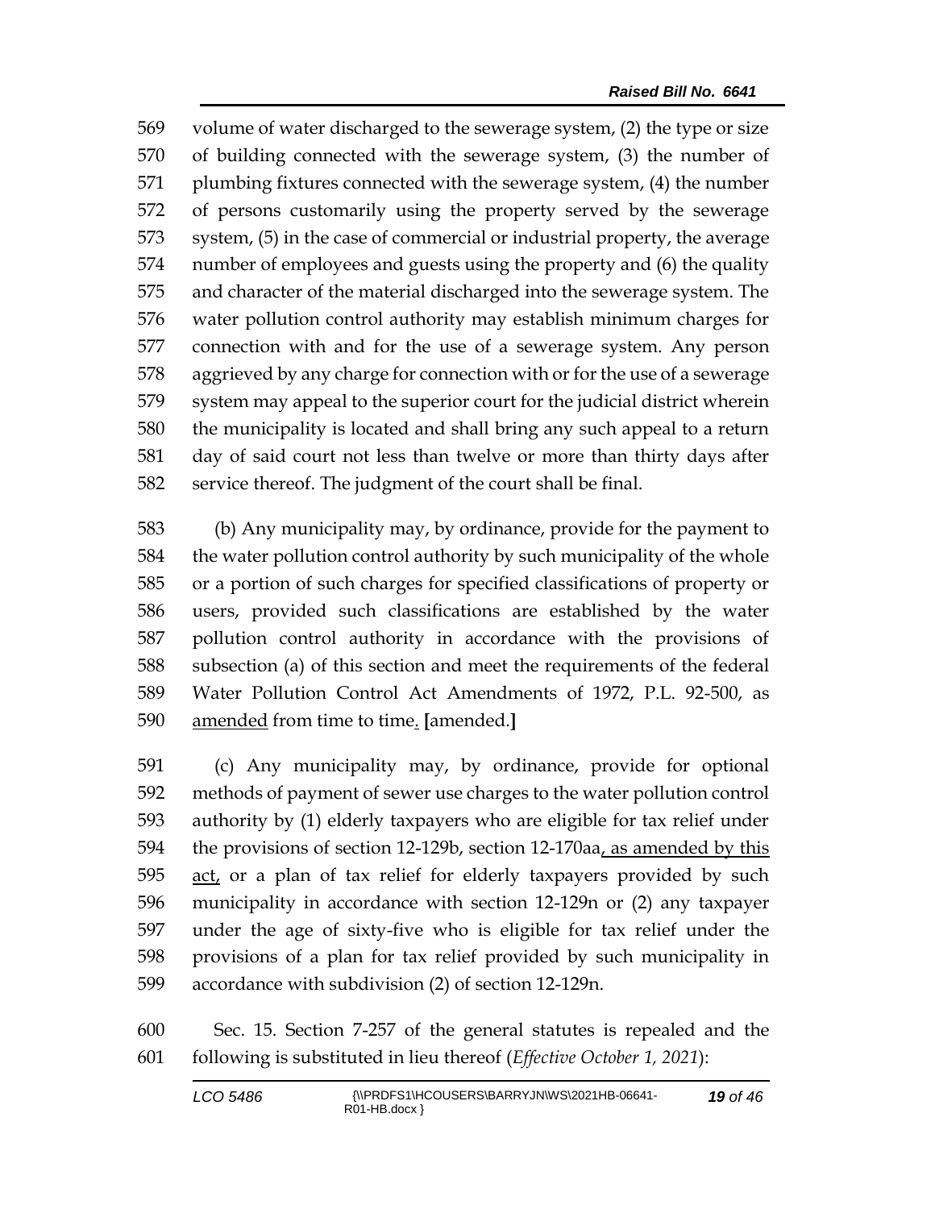569 volume of water discharged to the sewerage system, (2) the type or size
570 of building connected with the sewerage system, (3) the number of
571 plumbing fixtures connected with the sewerage system, (4) the number
572 of persons customarily using the property served by the sewerage
573 system, (5) in the case of commercial or industrial property, the average
574 number of employees and guests using the property and (6) the quality
575 and character of the material discharged into the sewerage system. The
576 water pollution control authority may establish minimum charges for
577 connection with and for the use of a sewerage system. Any person
578 aggrieved by any charge for connection with or for the use of a sewerage
579 system may appeal to the superior court for the judicial district wherein
580 the municipality is located and shall bring any such appeal to a return
581 day of said court not less than twelve or more than thirty days after
582 service thereof. The judgment of the court shall be final.

583 (b) Any municipality may, by ordinance, provide for the payment to
584 the water pollution control authority by such municipality of the whole
585 or a portion of such charges for specified classifications of property or
586 users, provided such classifications are established by the water
587 pollution control authority in accordance with the provisions of
588 subsection (a) of this section and meet the requirements of the federal
589 Water Pollution Control Act Amendments of 1972, P.L. 92-500, as
590 <u>amended</u> from time to time<u>.</u> **[**amended.**]**

591 (c) Any municipality may, by ordinance, provide for optional
592 methods of payment of sewer use charges to the water pollution control
593 authority by (1) elderly taxpayers who are eligible for tax relief under
594 the provisions of section 12-129b, section 12-170aa<u>, as amended by this</u>
595 <u>act,</u> or a plan of tax relief for elderly taxpayers provided by such
596 municipality in accordance with section 12-129n or (2) any taxpayer
597 under the age of sixty-five who is eligible for tax relief under the
598 provisions of a plan for tax relief provided by such municipality in
599 accordance with subdivision (2) of section 12-129n.

600 Sec. 15. Section 7-257 of the general statutes is repealed and the
601 following is substituted in lieu thereof (*Effective October 1, 2021*):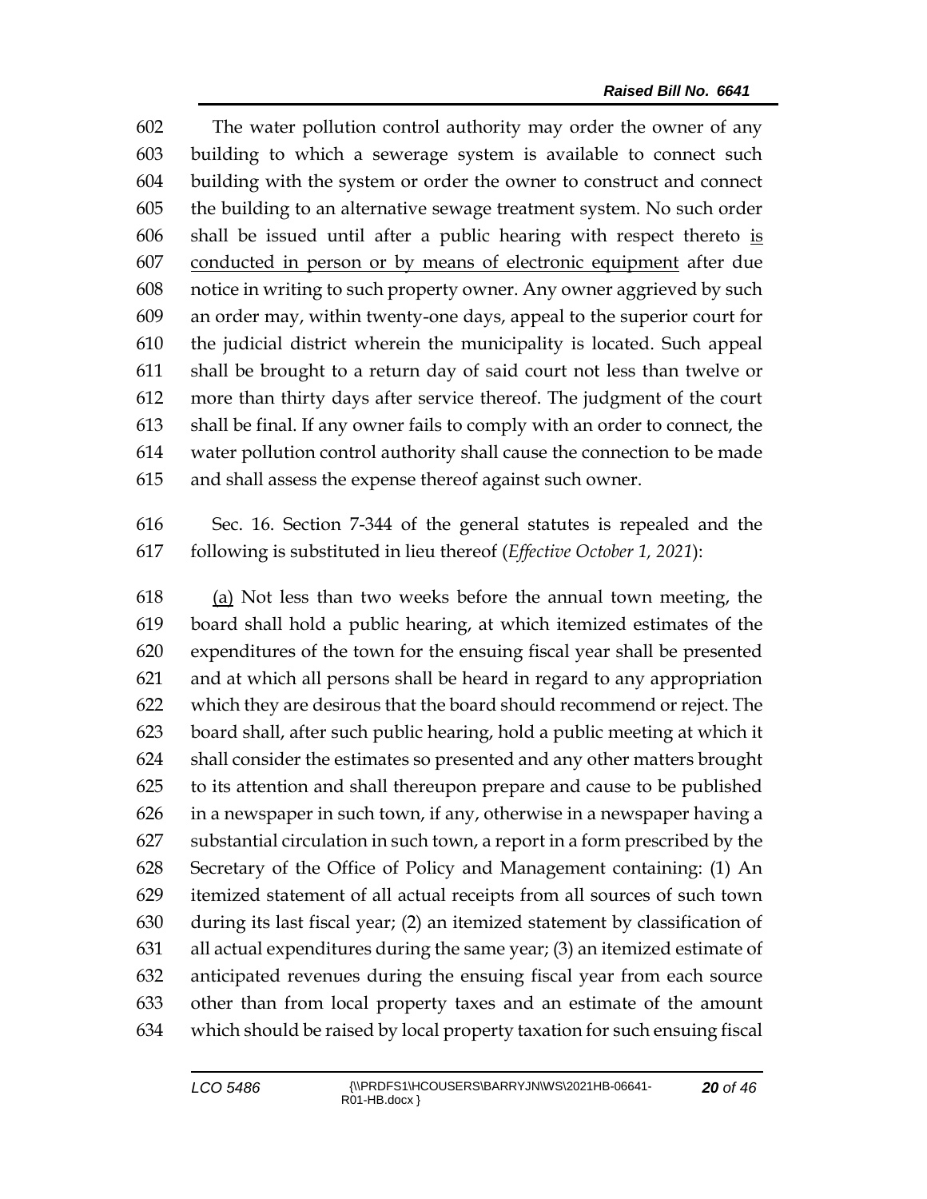The water pollution control authority may order the owner of any building to which a sewerage system is available to connect such building with the system or order the owner to construct and connect the building to an alternative sewage treatment system. No such order shall be issued until after a public hearing with respect thereto is conducted in person or by means of electronic equipment after due notice in writing to such property owner. Any owner aggrieved by such an order may, within twenty-one days, appeal to the superior court for the judicial district wherein the municipality is located. Such appeal shall be brought to a return day of said court not less than twelve or more than thirty days after service thereof. The judgment of the court shall be final. If any owner fails to comply with an order to connect, the water pollution control authority shall cause the connection to be made and shall assess the expense thereof against such owner.

Sec. 16. Section 7-344 of the general statutes is repealed and the following is substituted in lieu thereof (*Effective October 1, 2021*):

(a) Not less than two weeks before the annual town meeting, the board shall hold a public hearing, at which itemized estimates of the expenditures of the town for the ensuing fiscal year shall be presented and at which all persons shall be heard in regard to any appropriation which they are desirous that the board should recommend or reject. The board shall, after such public hearing, hold a public meeting at which it shall consider the estimates so presented and any other matters brought to its attention and shall thereupon prepare and cause to be published in a newspaper in such town, if any, otherwise in a newspaper having a substantial circulation in such town, a report in a form prescribed by the Secretary of the Office of Policy and Management containing: (1) An itemized statement of all actual receipts from all sources of such town during its last fiscal year; (2) an itemized statement by classification of all actual expenditures during the same year; (3) an itemized estimate of anticipated revenues during the ensuing fiscal year from each source other than from local property taxes and an estimate of the amount which should be raised by local property taxation for such ensuing fiscal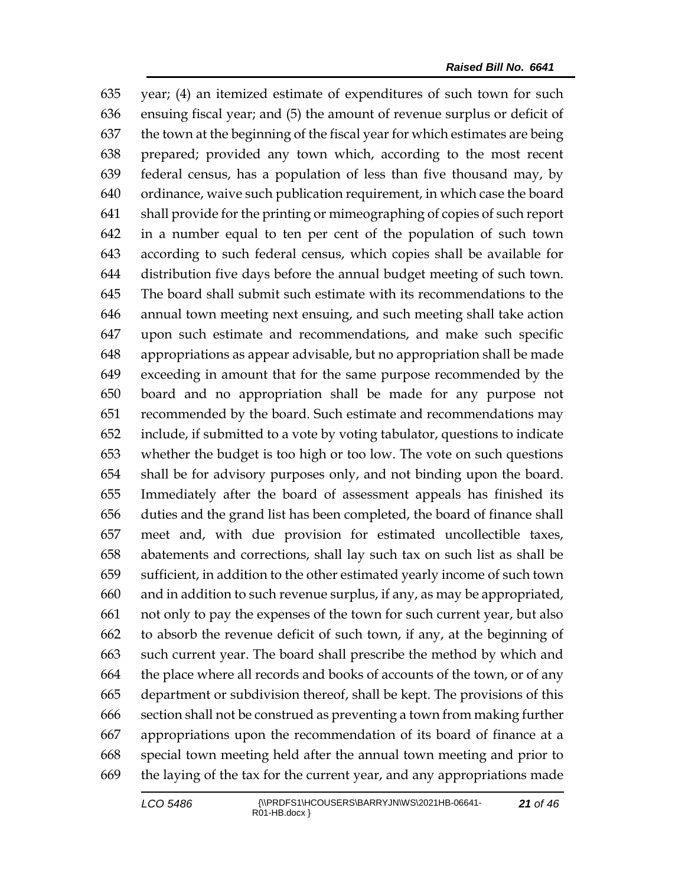635 year; (4) an itemized estimate of expenditures of such town for such
636 ensuing fiscal year; and (5) the amount of revenue surplus or deficit of
637 the town at the beginning of the fiscal year for which estimates are being
638 prepared; provided any town which, according to the most recent
639 federal census, has a population of less than five thousand may, by
640 ordinance, waive such publication requirement, in which case the board
641 shall provide for the printing or mimeographing of copies of such report
642 in a number equal to ten per cent of the population of such town
643 according to such federal census, which copies shall be available for
644 distribution five days before the annual budget meeting of such town.
645 The board shall submit such estimate with its recommendations to the
646 annual town meeting next ensuing, and such meeting shall take action
647 upon such estimate and recommendations, and make such specific
648 appropriations as appear advisable, but no appropriation shall be made
649 exceeding in amount that for the same purpose recommended by the
650 board and no appropriation shall be made for any purpose not
651 recommended by the board. Such estimate and recommendations may
652 include, if submitted to a vote by voting tabulator, questions to indicate
653 whether the budget is too high or too low. The vote on such questions
654 shall be for advisory purposes only, and not binding upon the board.
655 Immediately after the board of assessment appeals has finished its
656 duties and the grand list has been completed, the board of finance shall
657 meet and, with due provision for estimated uncollectible taxes,
658 abatements and corrections, shall lay such tax on such list as shall be
659 sufficient, in addition to the other estimated yearly income of such town
660 and in addition to such revenue surplus, if any, as may be appropriated,
661 not only to pay the expenses of the town for such current year, but also
662 to absorb the revenue deficit of such town, if any, at the beginning of
663 such current year. The board shall prescribe the method by which and
664 the place where all records and books of accounts of the town, or of any
665 department or subdivision thereof, shall be kept. The provisions of this
666 section shall not be construed as preventing a town from making further
667 appropriations upon the recommendation of its board of finance at a
668 special town meeting held after the annual town meeting and prior to
669 the laying of the tax for the current year, and any appropriations made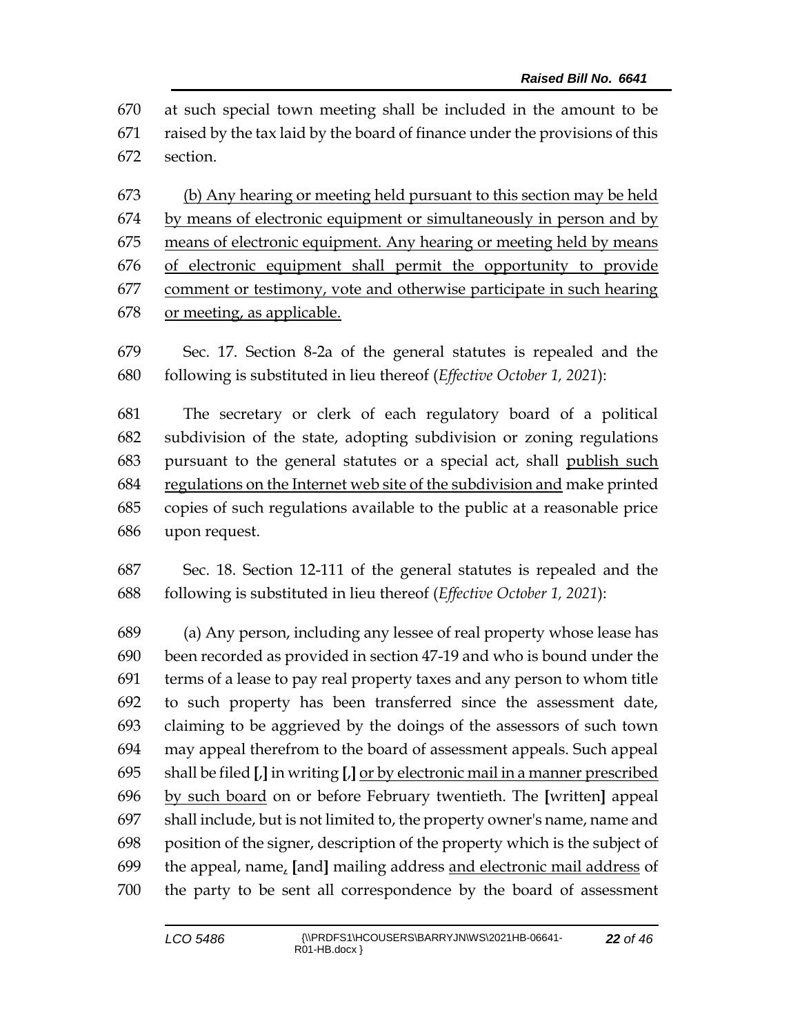at such special town meeting shall be included in the amount to be raised by the tax laid by the board of finance under the provisions of this section.

<u>(b) Any hearing or meeting held pursuant to this section may be held by means of electronic equipment or simultaneously in person and by means of electronic equipment. Any hearing or meeting held by means of electronic equipment shall permit the opportunity to provide comment or testimony, vote and otherwise participate in such hearing or meeting, as applicable.</u>

Sec. 17. Section 8-2a of the general statutes is repealed and the following is substituted in lieu thereof (*Effective October 1, 2021*):

The secretary or clerk of each regulatory board of a political subdivision of the state, adopting subdivision or zoning regulations pursuant to the general statutes or a special act, shall <u>publish such regulations on the Internet web site of the subdivision and</u> make printed copies of such regulations available to the public at a reasonable price upon request.

Sec. 18. Section 12-111 of the general statutes is repealed and the following is substituted in lieu thereof (*Effective October 1, 2021*):

(a) Any person, including any lessee of real property whose lease has been recorded as provided in section 47-19 and who is bound under the terms of a lease to pay real property taxes and any person to whom title to such property has been transferred since the assessment date, claiming to be aggrieved by the doings of the assessors of such town may appeal therefrom to the board of assessment appeals. Such appeal shall be filed **[**,**]** in writing **[**,**]** <u>or by electronic mail in a manner prescribed by such board</u> on or before February twentieth. The **[**written**]** appeal shall include, but is not limited to, the property owner's name, name and position of the signer, description of the property which is the subject of the appeal, name<u>,</u> **[**and**]** mailing address <u>and electronic mail address</u> of the party to be sent all correspondence by the board of assessment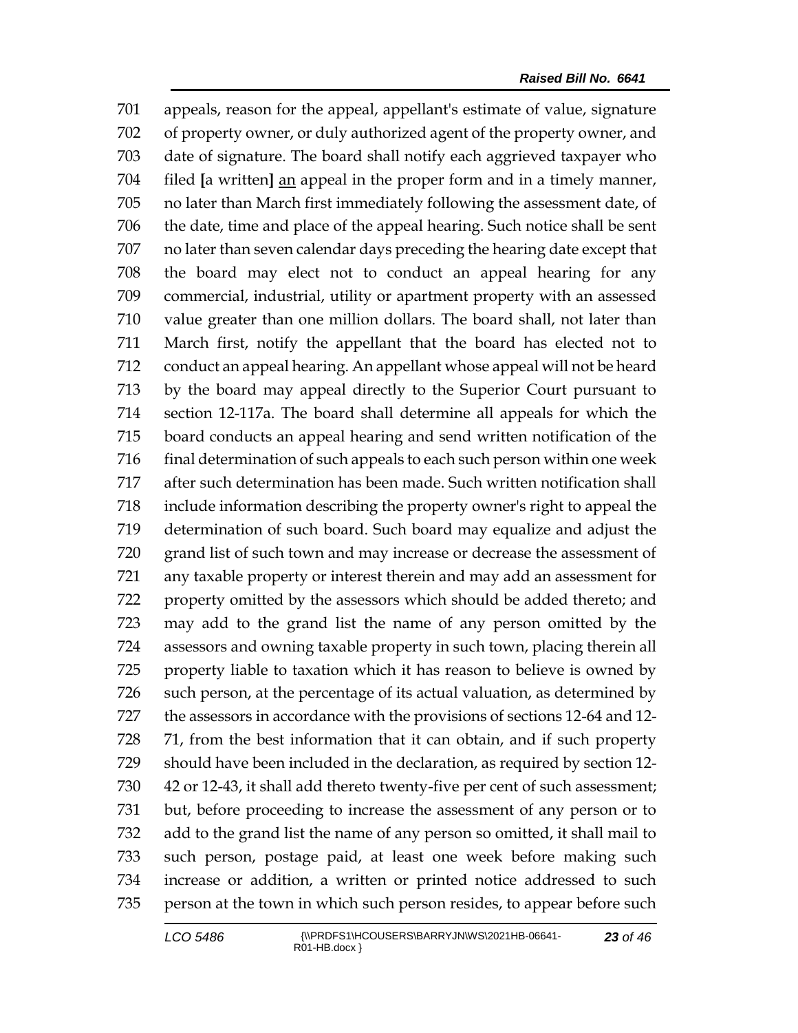701 appeals, reason for the appeal, appellant's estimate of value, signature
702 of property owner, or duly authorized agent of the property owner, and
703 date of signature. The board shall notify each aggrieved taxpayer who
704 filed **[**a written**]** <u>an</u> appeal in the proper form and in a timely manner,
705 no later than March first immediately following the assessment date, of
706 the date, time and place of the appeal hearing. Such notice shall be sent
707 no later than seven calendar days preceding the hearing date except that
708 the board may elect not to conduct an appeal hearing for any
709 commercial, industrial, utility or apartment property with an assessed
710 value greater than one million dollars. The board shall, not later than
711 March first, notify the appellant that the board has elected not to
712 conduct an appeal hearing. An appellant whose appeal will not be heard
713 by the board may appeal directly to the Superior Court pursuant to
714 section 12-117a. The board shall determine all appeals for which the
715 board conducts an appeal hearing and send written notification of the
716 final determination of such appeals to each such person within one week
717 after such determination has been made. Such written notification shall
718 include information describing the property owner's right to appeal the
719 determination of such board. Such board may equalize and adjust the
720 grand list of such town and may increase or decrease the assessment of
721 any taxable property or interest therein and may add an assessment for
722 property omitted by the assessors which should be added thereto; and
723 may add to the grand list the name of any person omitted by the
724 assessors and owning taxable property in such town, placing therein all
725 property liable to taxation which it has reason to believe is owned by
726 such person, at the percentage of its actual valuation, as determined by
727 the assessors in accordance with the provisions of sections 12-64 and 12-
728 71, from the best information that it can obtain, and if such property
729 should have been included in the declaration, as required by section 12-
730 42 or 12-43, it shall add thereto twenty-five per cent of such assessment;
731 but, before proceeding to increase the assessment of any person or to
732 add to the grand list the name of any person so omitted, it shall mail to
733 such person, postage paid, at least one week before making such
734 increase or addition, a written or printed notice addressed to such
735 person at the town in which such person resides, to appear before such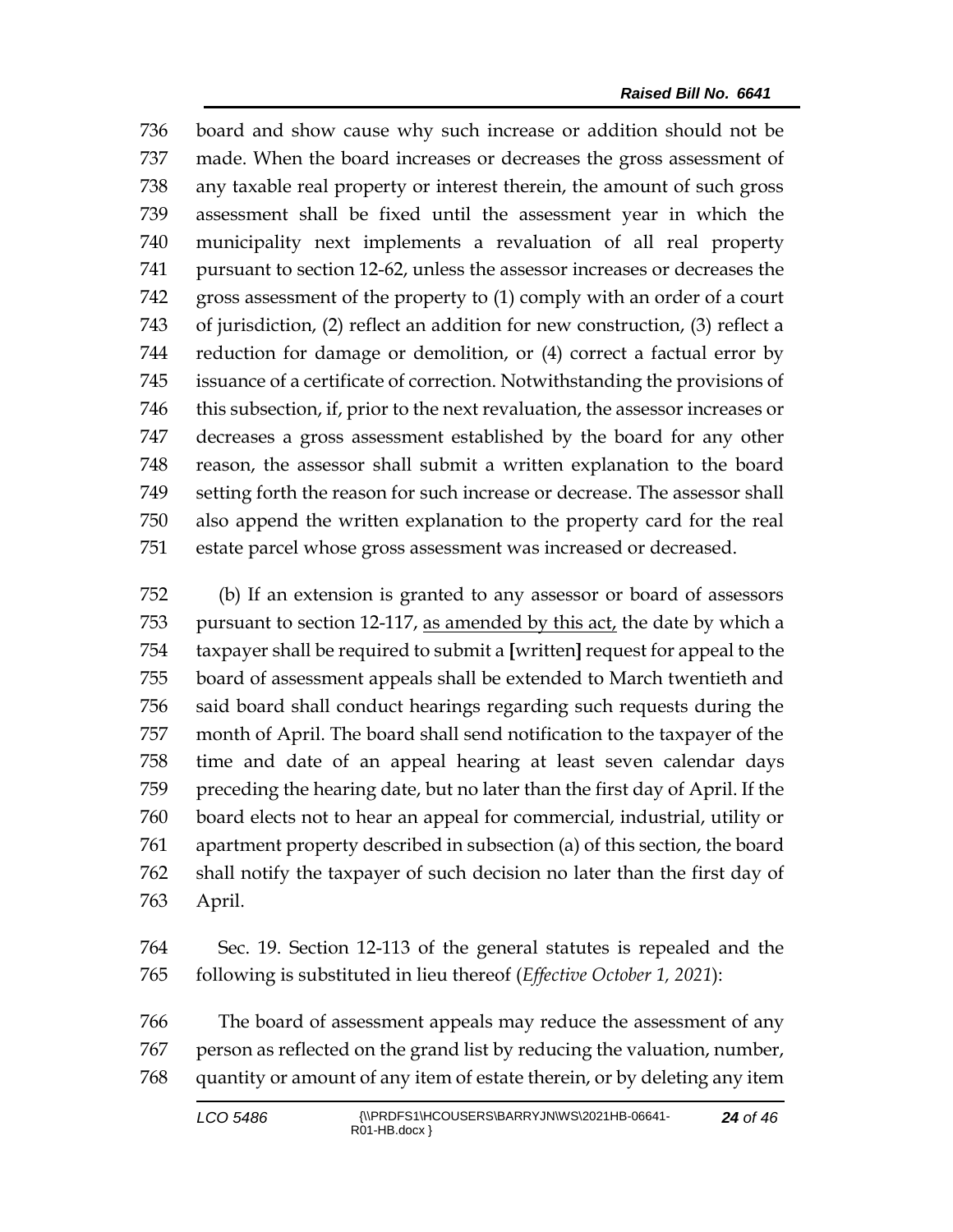board and show cause why such increase or addition should not be made. When the board increases or decreases the gross assessment of any taxable real property or interest therein, the amount of such gross assessment shall be fixed until the assessment year in which the municipality next implements a revaluation of all real property pursuant to section 12-62, unless the assessor increases or decreases the gross assessment of the property to (1) comply with an order of a court of jurisdiction, (2) reflect an addition for new construction, (3) reflect a reduction for damage or demolition, or (4) correct a factual error by issuance of a certificate of correction. Notwithstanding the provisions of this subsection, if, prior to the next revaluation, the assessor increases or decreases a gross assessment established by the board for any other reason, the assessor shall submit a written explanation to the board setting forth the reason for such increase or decrease. The assessor shall also append the written explanation to the property card for the real estate parcel whose gross assessment was increased or decreased.

(b) If an extension is granted to any assessor or board of assessors pursuant to section 12-117, as amended by this act, the date by which a taxpayer shall be required to submit a [written] request for appeal to the board of assessment appeals shall be extended to March twentieth and said board shall conduct hearings regarding such requests during the month of April. The board shall send notification to the taxpayer of the time and date of an appeal hearing at least seven calendar days preceding the hearing date, but no later than the first day of April. If the board elects not to hear an appeal for commercial, industrial, utility or apartment property described in subsection (a) of this section, the board shall notify the taxpayer of such decision no later than the first day of April.

Sec. 19. Section 12-113 of the general statutes is repealed and the following is substituted in lieu thereof (*Effective October 1, 2021*):

The board of assessment appeals may reduce the assessment of any person as reflected on the grand list by reducing the valuation, number, quantity or amount of any item of estate therein, or by deleting any item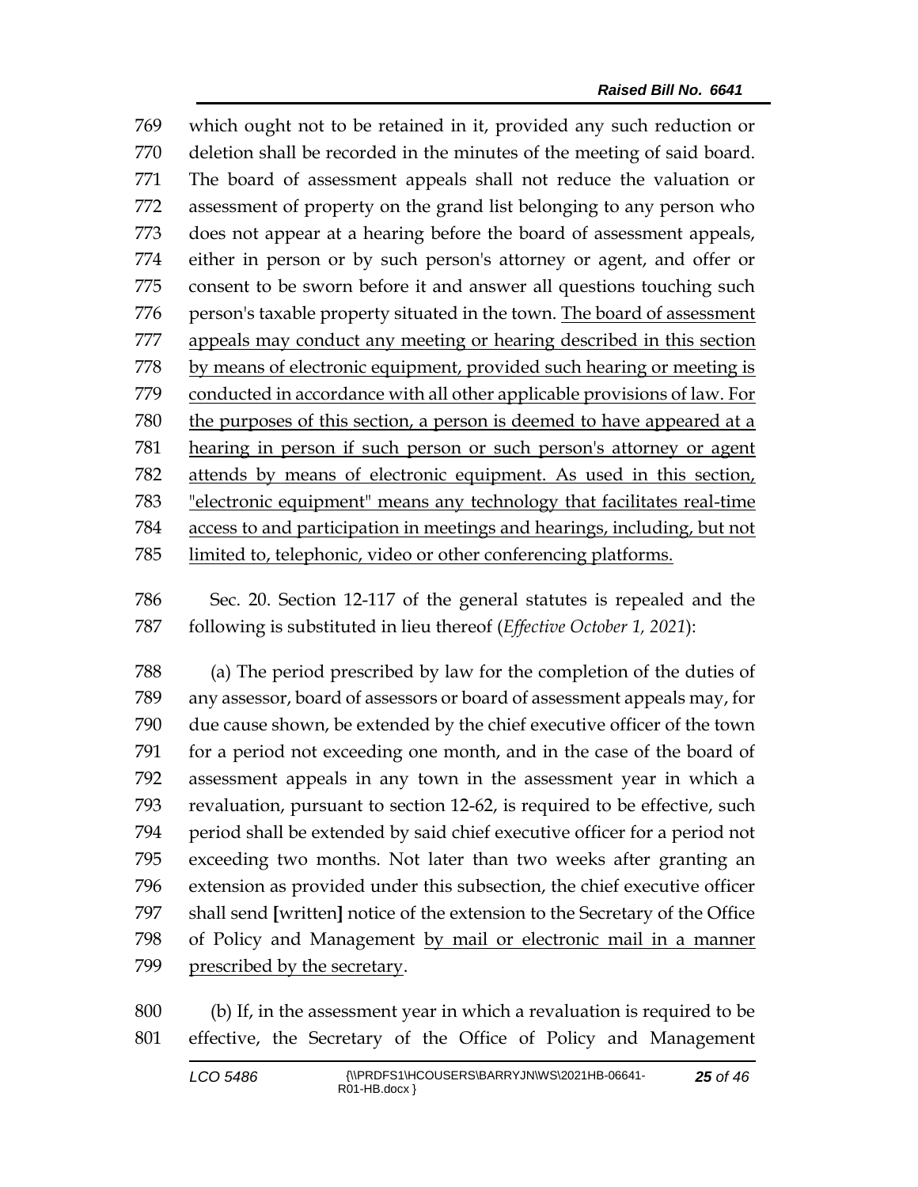which ought not to be retained in it, provided any such reduction or deletion shall be recorded in the minutes of the meeting of said board. The board of assessment appeals shall not reduce the valuation or assessment of property on the grand list belonging to any person who does not appear at a hearing before the board of assessment appeals, either in person or by such person's attorney or agent, and offer or consent to be sworn before it and answer all questions touching such person's taxable property situated in the town. <u>The board of assessment appeals may conduct any meeting or hearing described in this section by means of electronic equipment, provided such hearing or meeting is conducted in accordance with all other applicable provisions of law. For the purposes of this section, a person is deemed to have appeared at a hearing in person if such person or such person's attorney or agent attends by means of electronic equipment. As used in this section, "electronic equipment" means any technology that facilitates real-time access to and participation in meetings and hearings, including, but not limited to, telephonic, video or other conferencing platforms.</u>

Sec. 20. Section 12-117 of the general statutes is repealed and the following is substituted in lieu thereof (*Effective October 1, 2021*):

(a) The period prescribed by law for the completion of the duties of any assessor, board of assessors or board of assessment appeals may, for due cause shown, be extended by the chief executive officer of the town for a period not exceeding one month, and in the case of the board of assessment appeals in any town in the assessment year in which a revaluation, pursuant to section 12-62, is required to be effective, such period shall be extended by said chief executive officer for a period not exceeding two months. Not later than two weeks after granting an extension as provided under this subsection, the chief executive officer shall send **[**written**]** notice of the extension to the Secretary of the Office of Policy and Management <u>by mail or electronic mail in a manner prescribed by the secretary</u>.

(b) If, in the assessment year in which a revaluation is required to be effective, the Secretary of the Office of Policy and Management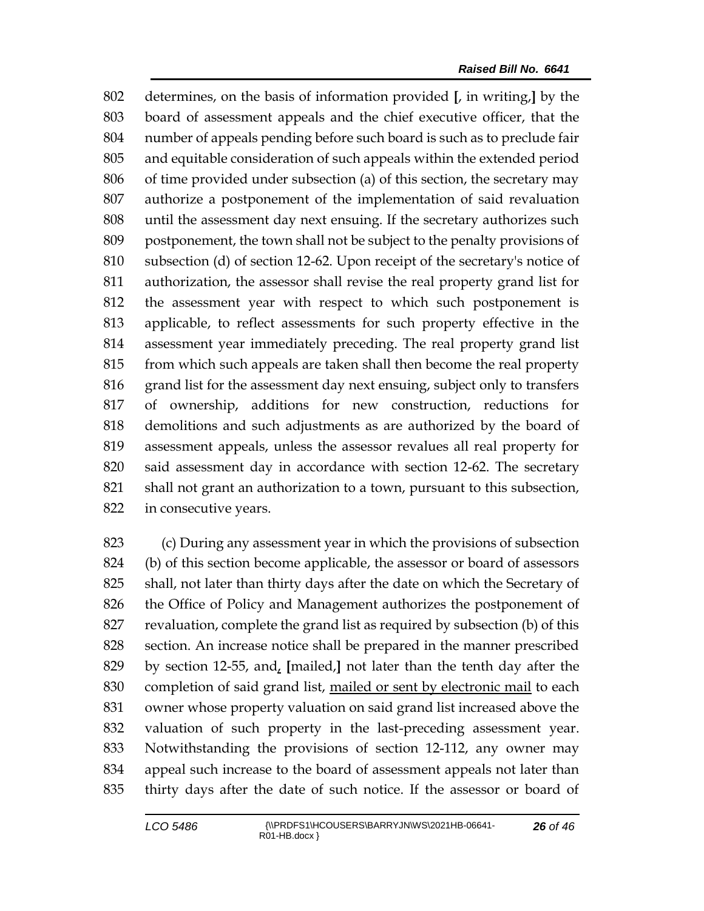determines, on the basis of information provided [, in writing,] by the board of assessment appeals and the chief executive officer, that the number of appeals pending before such board is such as to preclude fair and equitable consideration of such appeals within the extended period of time provided under subsection (a) of this section, the secretary may authorize a postponement of the implementation of said revaluation until the assessment day next ensuing. If the secretary authorizes such postponement, the town shall not be subject to the penalty provisions of subsection (d) of section 12-62. Upon receipt of the secretary's notice of authorization, the assessor shall revise the real property grand list for the assessment year with respect to which such postponement is applicable, to reflect assessments for such property effective in the assessment year immediately preceding. The real property grand list from which such appeals are taken shall then become the real property grand list for the assessment day next ensuing, subject only to transfers of ownership, additions for new construction, reductions for demolitions and such adjustments as are authorized by the board of assessment appeals, unless the assessor revalues all real property for said assessment day in accordance with section 12-62. The secretary shall not grant an authorization to a town, pursuant to this subsection, in consecutive years.

(c) During any assessment year in which the provisions of subsection (b) of this section become applicable, the assessor or board of assessors shall, not later than thirty days after the date on which the Secretary of the Office of Policy and Management authorizes the postponement of revaluation, complete the grand list as required by subsection (b) of this section. An increase notice shall be prepared in the manner prescribed by section 12-55, and, [mailed,] not later than the tenth day after the completion of said grand list, mailed or sent by electronic mail to each owner whose property valuation on said grand list increased above the valuation of such property in the last-preceding assessment year. Notwithstanding the provisions of section 12-112, any owner may appeal such increase to the board of assessment appeals not later than thirty days after the date of such notice. If the assessor or board of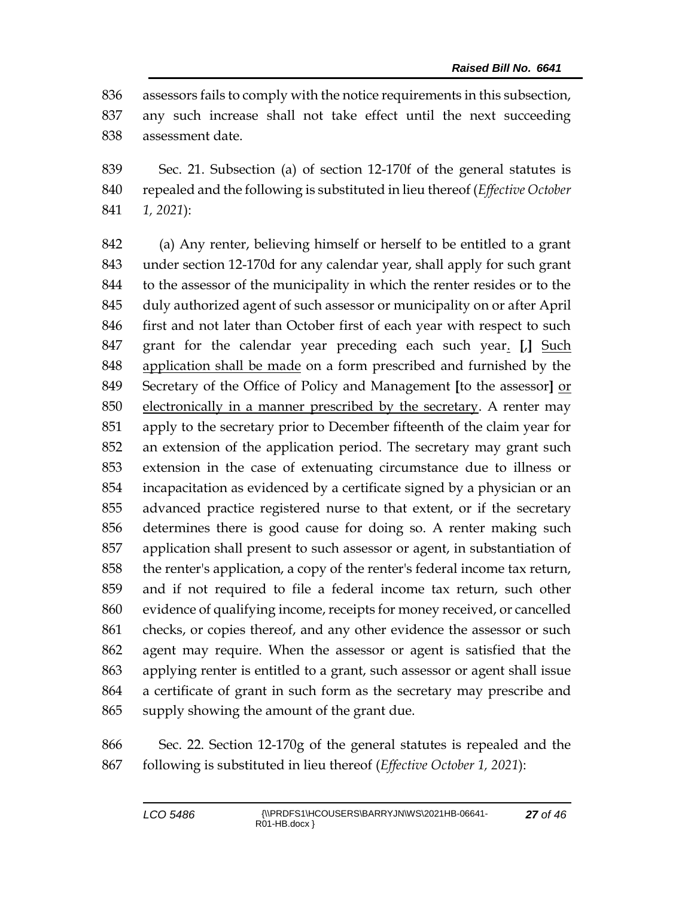836 assessors fails to comply with the notice requirements in this subsection,
837 any such increase shall not take effect until the next succeeding
838 assessment date.

839 Sec. 21. Subsection (a) of section 12-170f of the general statutes is
840 repealed and the following is substituted in lieu thereof (*Effective October*
841 *1, 2021*):

842 (a) Any renter, believing himself or herself to be entitled to a grant
843 under section 12-170d for any calendar year, shall apply for such grant
844 to the assessor of the municipality in which the renter resides or to the
845 duly authorized agent of such assessor or municipality on or after April
846 first and not later than October first of each year with respect to such
847 grant for the calendar year preceding each such year<u>.</u> **[**,**]** <u>Such</u>
848 <u>application shall be made</u> on a form prescribed and furnished by the
849 Secretary of the Office of Policy and Management **[**to the assessor**]** <u>or</u>
850 <u>electronically in a manner prescribed by the secretary</u>. A renter may
851 apply to the secretary prior to December fifteenth of the claim year for
852 an extension of the application period. The secretary may grant such
853 extension in the case of extenuating circumstance due to illness or
854 incapacitation as evidenced by a certificate signed by a physician or an
855 advanced practice registered nurse to that extent, or if the secretary
856 determines there is good cause for doing so. A renter making such
857 application shall present to such assessor or agent, in substantiation of
858 the renter's application, a copy of the renter's federal income tax return,
859 and if not required to file a federal income tax return, such other
860 evidence of qualifying income, receipts for money received, or cancelled
861 checks, or copies thereof, and any other evidence the assessor or such
862 agent may require. When the assessor or agent is satisfied that the
863 applying renter is entitled to a grant, such assessor or agent shall issue
864 a certificate of grant in such form as the secretary may prescribe and
865 supply showing the amount of the grant due.

866 Sec. 22. Section 12-170g of the general statutes is repealed and the
867 following is substituted in lieu thereof (*Effective October 1, 2021*):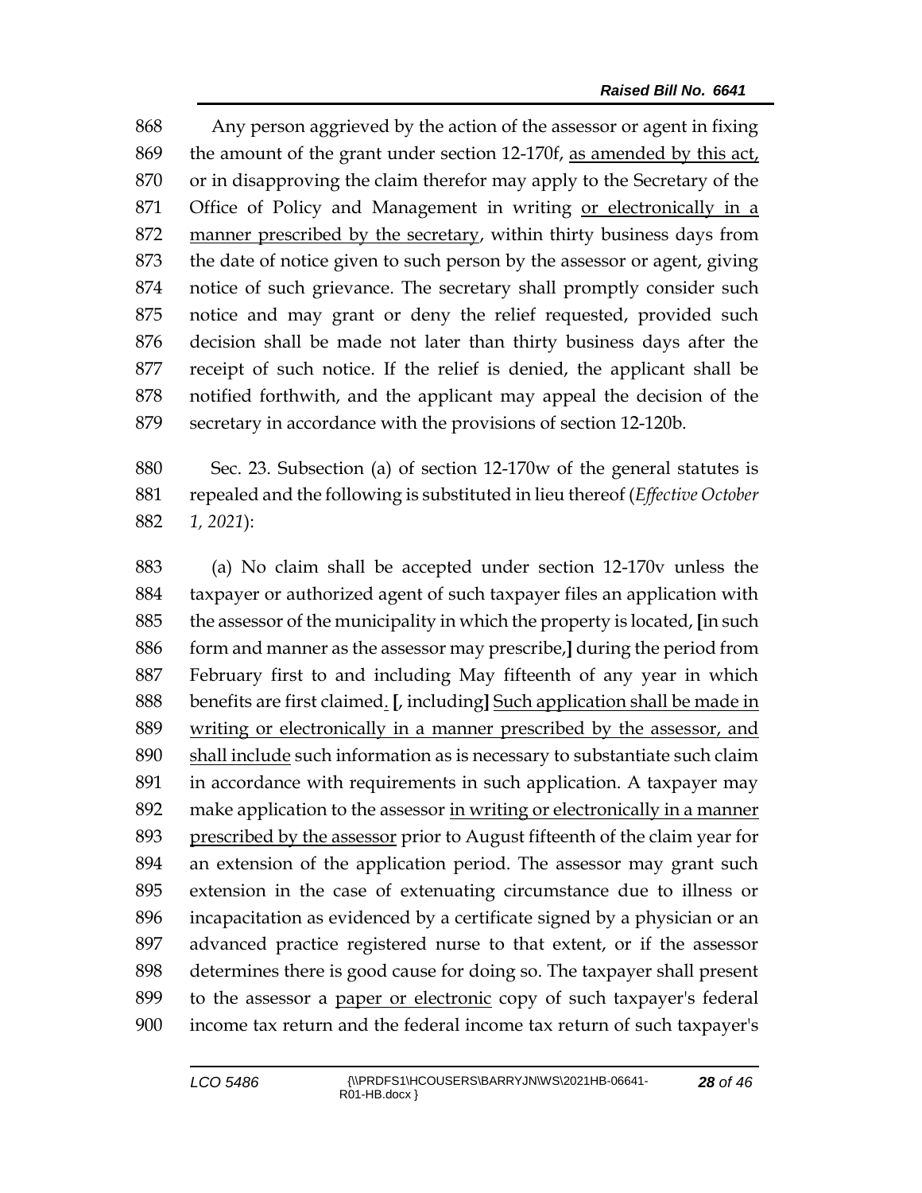868 Any person aggrieved by the action of the assessor or agent in fixing
869 the amount of the grant under section 12-170f, <u>as amended by this act,</u>
870 or in disapproving the claim therefor may apply to the Secretary of the
871 Office of Policy and Management in writing <u>or electronically in a</u>
872 <u>manner prescribed by the secretary</u>, within thirty business days from
873 the date of notice given to such person by the assessor or agent, giving
874 notice of such grievance. The secretary shall promptly consider such
875 notice and may grant or deny the relief requested, provided such
876 decision shall be made not later than thirty business days after the
877 receipt of such notice. If the relief is denied, the applicant shall be
878 notified forthwith, and the applicant may appeal the decision of the
879 secretary in accordance with the provisions of section 12-120b.

880 Sec. 23. Subsection (a) of section 12-170w of the general statutes is
881 repealed and the following is substituted in lieu thereof (*Effective October*
882 *1, 2021*):

883 (a) No claim shall be accepted under section 12-170v unless the
884 taxpayer or authorized agent of such taxpayer files an application with
885 the assessor of the municipality in which the property is located, **[**in such
886 form and manner as the assessor may prescribe,**]** during the period from
887 February first to and including May fifteenth of any year in which
888 benefits are first claimed<u>.</u> **[**, including**]** <u>Such application shall be made in</u>
889 <u>writing or electronically in a manner prescribed by the assessor, and</u>
890 <u>shall include</u> such information as is necessary to substantiate such claim
891 in accordance with requirements in such application. A taxpayer may
892 make application to the assessor <u>in writing or electronically in a manner</u>
893 <u>prescribed by the assessor</u> prior to August fifteenth of the claim year for
894 an extension of the application period. The assessor may grant such
895 extension in the case of extenuating circumstance due to illness or
896 incapacitation as evidenced by a certificate signed by a physician or an
897 advanced practice registered nurse to that extent, or if the assessor
898 determines there is good cause for doing so. The taxpayer shall present
899 to the assessor a <u>paper or electronic</u> copy of such taxpayer's federal
900 income tax return and the federal income tax return of such taxpayer's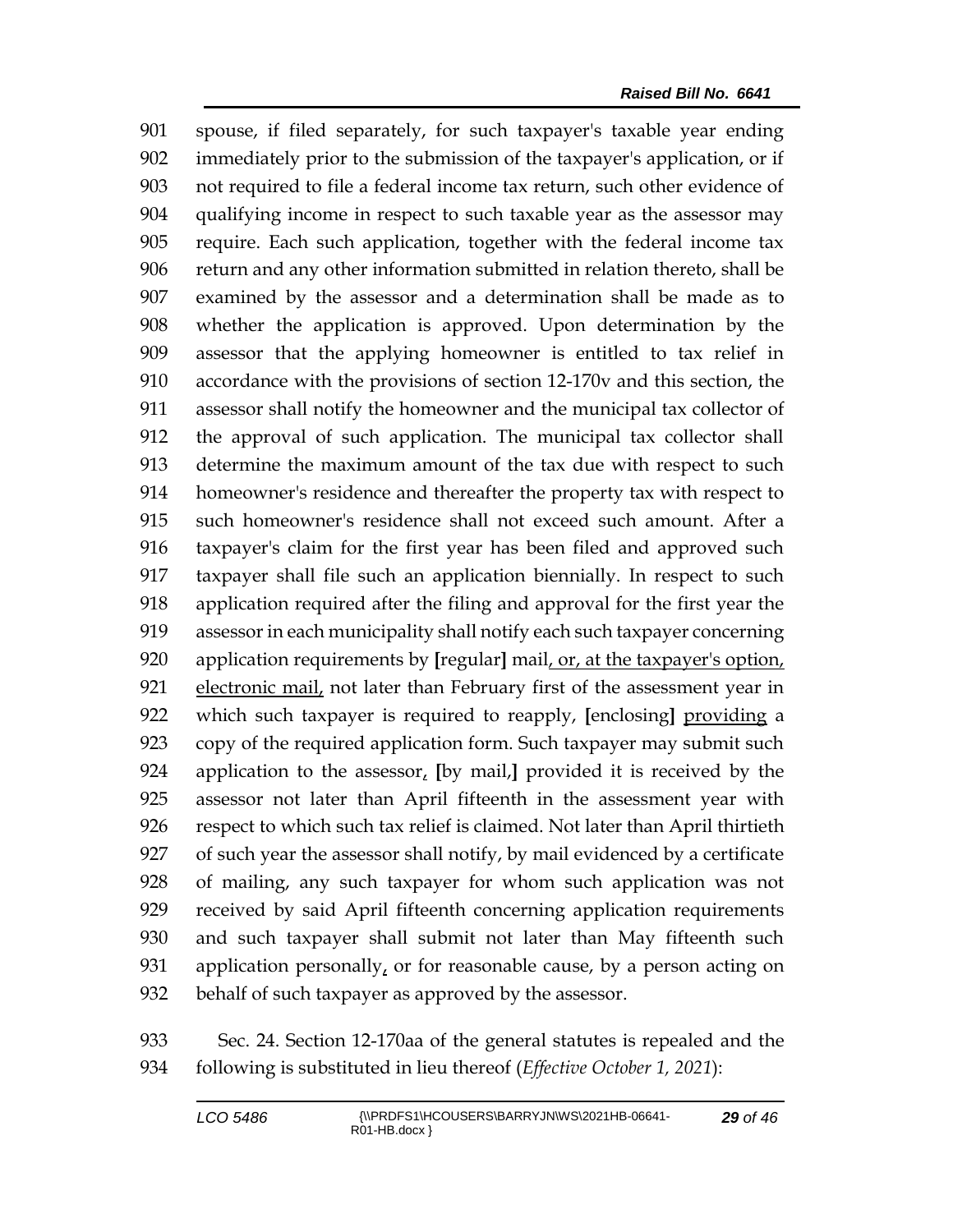spouse, if filed separately, for such taxpayer's taxable year ending immediately prior to the submission of the taxpayer's application, or if not required to file a federal income tax return, such other evidence of qualifying income in respect to such taxable year as the assessor may require. Each such application, together with the federal income tax return and any other information submitted in relation thereto, shall be examined by the assessor and a determination shall be made as to whether the application is approved. Upon determination by the assessor that the applying homeowner is entitled to tax relief in accordance with the provisions of section 12-170v and this section, the assessor shall notify the homeowner and the municipal tax collector of the approval of such application. The municipal tax collector shall determine the maximum amount of the tax due with respect to such homeowner's residence and thereafter the property tax with respect to such homeowner's residence shall not exceed such amount. After a taxpayer's claim for the first year has been filed and approved such taxpayer shall file such an application biennially. In respect to such application required after the filing and approval for the first year the assessor in each municipality shall notify each such taxpayer concerning application requirements by **[**regular**]** mail, or, at the taxpayer's option, electronic mail, not later than February first of the assessment year in which such taxpayer is required to reapply, **[**enclosing**]** providing a copy of the required application form. Such taxpayer may submit such application to the assessor, **[**by mail,**]** provided it is received by the assessor not later than April fifteenth in the assessment year with respect to which such tax relief is claimed. Not later than April thirtieth of such year the assessor shall notify, by mail evidenced by a certificate of mailing, any such taxpayer for whom such application was not received by said April fifteenth concerning application requirements and such taxpayer shall submit not later than May fifteenth such application personally, or for reasonable cause, by a person acting on behalf of such taxpayer as approved by the assessor.

Sec. 24. Section 12-170aa of the general statutes is repealed and the following is substituted in lieu thereof (*Effective October 1, 2021*):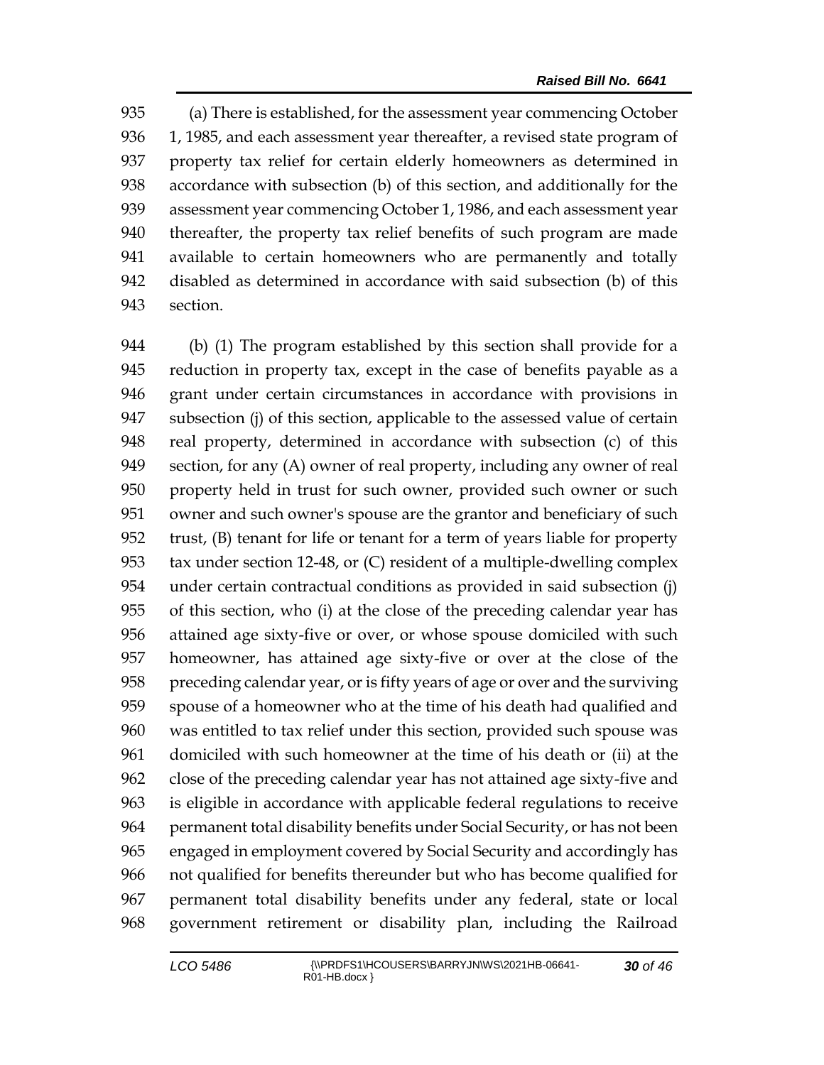(a) There is established, for the assessment year commencing October 1, 1985, and each assessment year thereafter, a revised state program of property tax relief for certain elderly homeowners as determined in accordance with subsection (b) of this section, and additionally for the assessment year commencing October 1, 1986, and each assessment year thereafter, the property tax relief benefits of such program are made available to certain homeowners who are permanently and totally disabled as determined in accordance with said subsection (b) of this section.

(b) (1) The program established by this section shall provide for a reduction in property tax, except in the case of benefits payable as a grant under certain circumstances in accordance with provisions in subsection (j) of this section, applicable to the assessed value of certain real property, determined in accordance with subsection (c) of this section, for any (A) owner of real property, including any owner of real property held in trust for such owner, provided such owner or such owner and such owner's spouse are the grantor and beneficiary of such trust, (B) tenant for life or tenant for a term of years liable for property tax under section 12-48, or (C) resident of a multiple-dwelling complex under certain contractual conditions as provided in said subsection (j) of this section, who (i) at the close of the preceding calendar year has attained age sixty-five or over, or whose spouse domiciled with such homeowner, has attained age sixty-five or over at the close of the preceding calendar year, or is fifty years of age or over and the surviving spouse of a homeowner who at the time of his death had qualified and was entitled to tax relief under this section, provided such spouse was domiciled with such homeowner at the time of his death or (ii) at the close of the preceding calendar year has not attained age sixty-five and is eligible in accordance with applicable federal regulations to receive permanent total disability benefits under Social Security, or has not been engaged in employment covered by Social Security and accordingly has not qualified for benefits thereunder but who has become qualified for permanent total disability benefits under any federal, state or local government retirement or disability plan, including the Railroad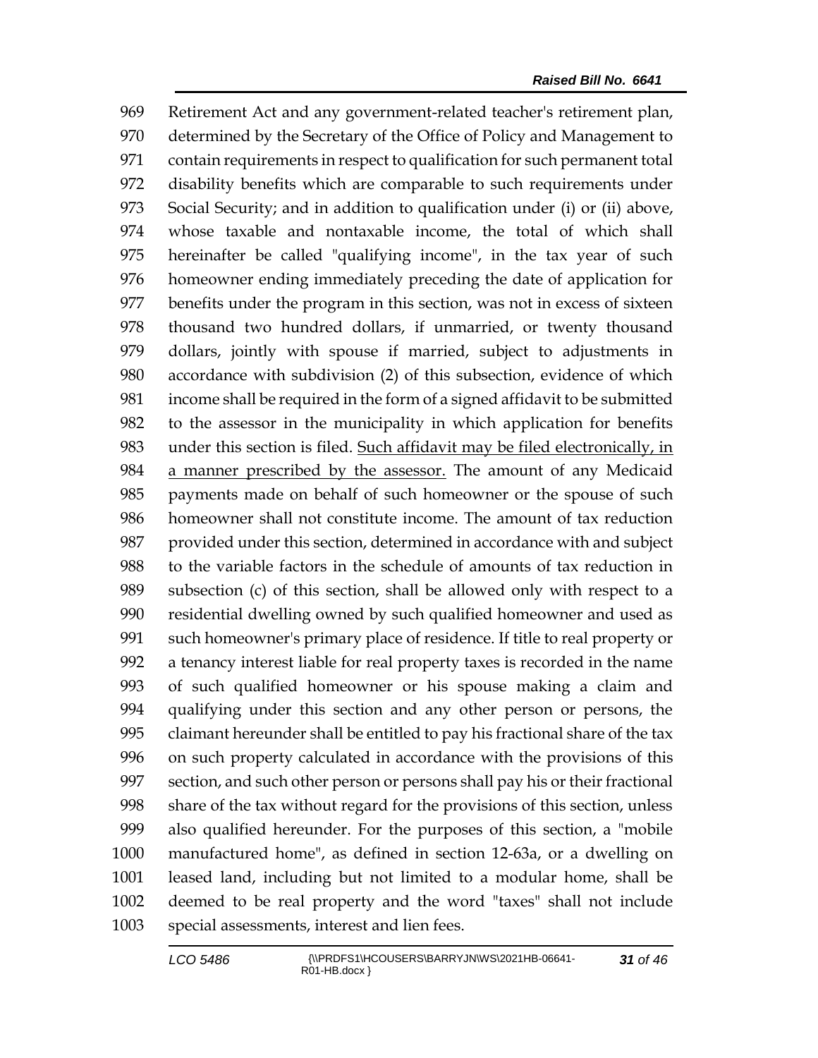Retirement Act and any government-related teacher's retirement plan, determined by the Secretary of the Office of Policy and Management to contain requirements in respect to qualification for such permanent total disability benefits which are comparable to such requirements under Social Security; and in addition to qualification under (i) or (ii) above, whose taxable and nontaxable income, the total of which shall hereinafter be called "qualifying income", in the tax year of such homeowner ending immediately preceding the date of application for benefits under the program in this section, was not in excess of sixteen thousand two hundred dollars, if unmarried, or twenty thousand dollars, jointly with spouse if married, subject to adjustments in accordance with subdivision (2) of this subsection, evidence of which income shall be required in the form of a signed affidavit to be submitted to the assessor in the municipality in which application for benefits under this section is filed. <u>Such affidavit may be filed electronically, in a manner prescribed by the assessor.</u> The amount of any Medicaid payments made on behalf of such homeowner or the spouse of such homeowner shall not constitute income. The amount of tax reduction provided under this section, determined in accordance with and subject to the variable factors in the schedule of amounts of tax reduction in subsection (c) of this section, shall be allowed only with respect to a residential dwelling owned by such qualified homeowner and used as such homeowner's primary place of residence. If title to real property or a tenancy interest liable for real property taxes is recorded in the name of such qualified homeowner or his spouse making a claim and qualifying under this section and any other person or persons, the claimant hereunder shall be entitled to pay his fractional share of the tax on such property calculated in accordance with the provisions of this section, and such other person or persons shall pay his or their fractional share of the tax without regard for the provisions of this section, unless also qualified hereunder. For the purposes of this section, a "mobile manufactured home", as defined in section 12-63a, or a dwelling on leased land, including but not limited to a modular home, shall be deemed to be real property and the word "taxes" shall not include special assessments, interest and lien fees.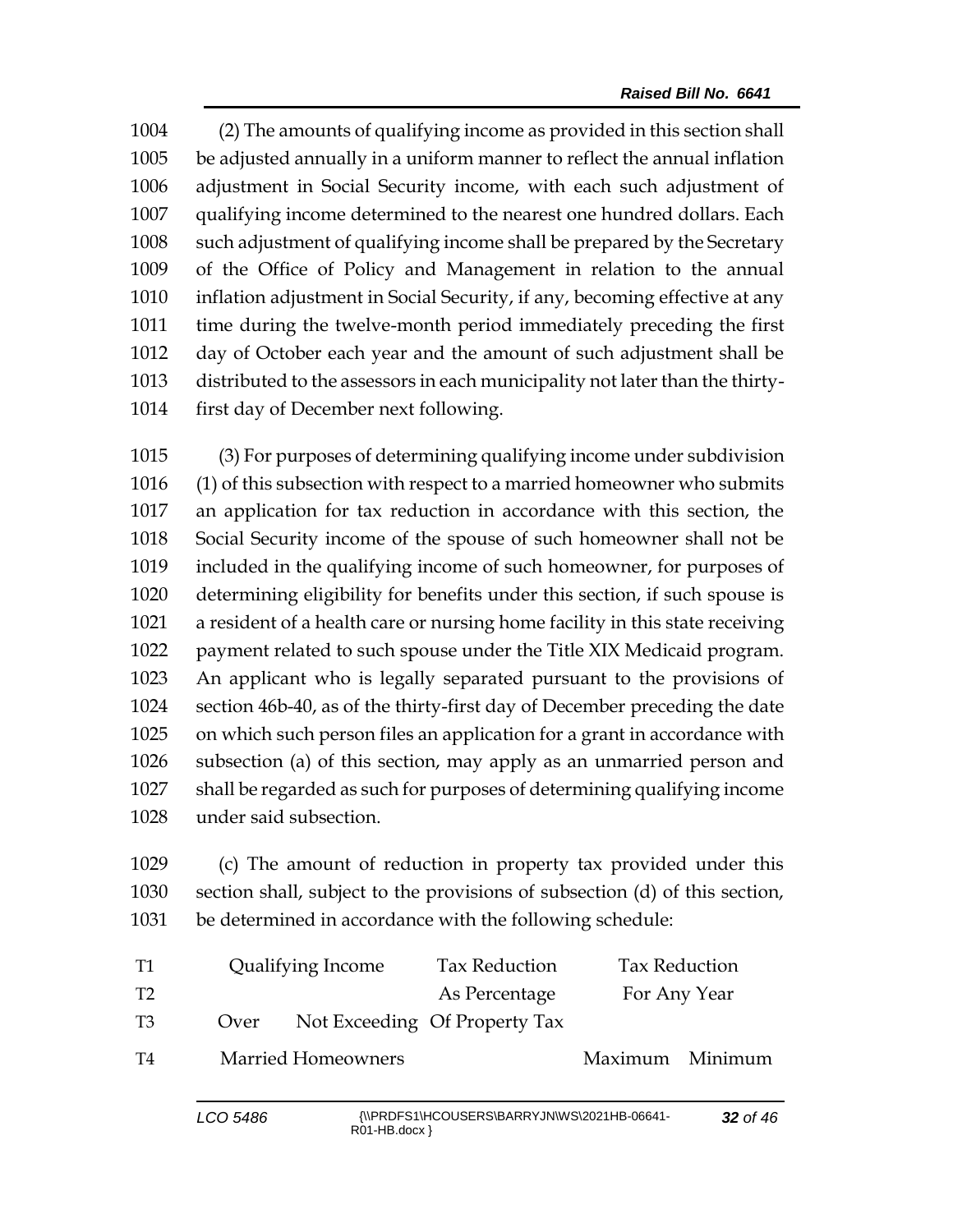(2) The amounts of qualifying income as provided in this section shall be adjusted annually in a uniform manner to reflect the annual inflation adjustment in Social Security income, with each such adjustment of qualifying income determined to the nearest one hundred dollars. Each such adjustment of qualifying income shall be prepared by the Secretary of the Office of Policy and Management in relation to the annual inflation adjustment in Social Security, if any, becoming effective at any time during the twelve-month period immediately preceding the first day of October each year and the amount of such adjustment shall be distributed to the assessors in each municipality not later than the thirty-first day of December next following.

(3) For purposes of determining qualifying income under subdivision (1) of this subsection with respect to a married homeowner who submits an application for tax reduction in accordance with this section, the Social Security income of the spouse of such homeowner shall not be included in the qualifying income of such homeowner, for purposes of determining eligibility for benefits under this section, if such spouse is a resident of a health care or nursing home facility in this state receiving payment related to such spouse under the Title XIX Medicaid program. An applicant who is legally separated pursuant to the provisions of section 46b-40, as of the thirty-first day of December preceding the date on which such person files an application for a grant in accordance with subsection (a) of this section, may apply as an unmarried person and shall be regarded as such for purposes of determining qualifying income under said subsection.

(c) The amount of reduction in property tax provided under this section shall, subject to the provisions of subsection (d) of this section, be determined in accordance with the following schedule:

| | Qualifying Income | | Tax Reduction | Tax Reduction | |
|---|---|---|---|---|---|
| T2 | | | As Percentage | For Any Year | |
| T3 | Over | Not Exceeding | Of Property Tax | | |
| T4 | Married Homeowners | | | Maximum | Minimum |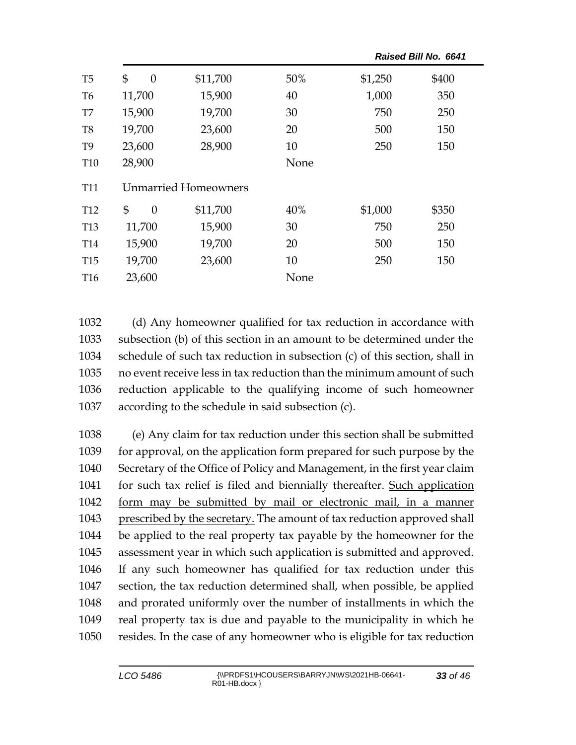| | | | | | |
|---|---|---|---|---|---|
| T5 | $ 0 | $11,700 | 50% | $1,250 | $400 |
| T6 | 11,700 | 15,900 | 40 | 1,000 | 350 |
| T7 | 15,900 | 19,700 | 30 | 750 | 250 |
| T8 | 19,700 | 23,600 | 20 | 500 | 150 |
| T9 | 23,600 | 28,900 | 10 | 250 | 150 |
| T10 | 28,900 | | None | | |
| T11 | Unmarried Homeowners | | | | |
| T12 | $ 0 | $11,700 | 40% | $1,000 | $350 |
| T13 | 11,700 | 15,900 | 30 | 750 | 250 |
| T14 | 15,900 | 19,700 | 20 | 500 | 150 |
| T15 | 19,700 | 23,600 | 10 | 250 | 150 |
| T16 | 23,600 | | None | | |

1032 (d) Any homeowner qualified for tax reduction in accordance with
1033 subsection (b) of this section in an amount to be determined under the
1034 schedule of such tax reduction in subsection (c) of this section, shall in
1035 no event receive less in tax reduction than the minimum amount of such
1036 reduction applicable to the qualifying income of such homeowner
1037 according to the schedule in said subsection (c).

1038 (e) Any claim for tax reduction under this section shall be submitted
1039 for approval, on the application form prepared for such purpose by the
1040 Secretary of the Office of Policy and Management, in the first year claim
1041 for such tax relief is filed and biennially thereafter. Such application
1042 form may be submitted by mail or electronic mail, in a manner
1043 prescribed by the secretary. The amount of tax reduction approved shall
1044 be applied to the real property tax payable by the homeowner for the
1045 assessment year in which such application is submitted and approved.
1046 If any such homeowner has qualified for tax reduction under this
1047 section, the tax reduction determined shall, when possible, be applied
1048 and prorated uniformly over the number of installments in which the
1049 real property tax is due and payable to the municipality in which he
1050 resides. In the case of any homeowner who is eligible for tax reduction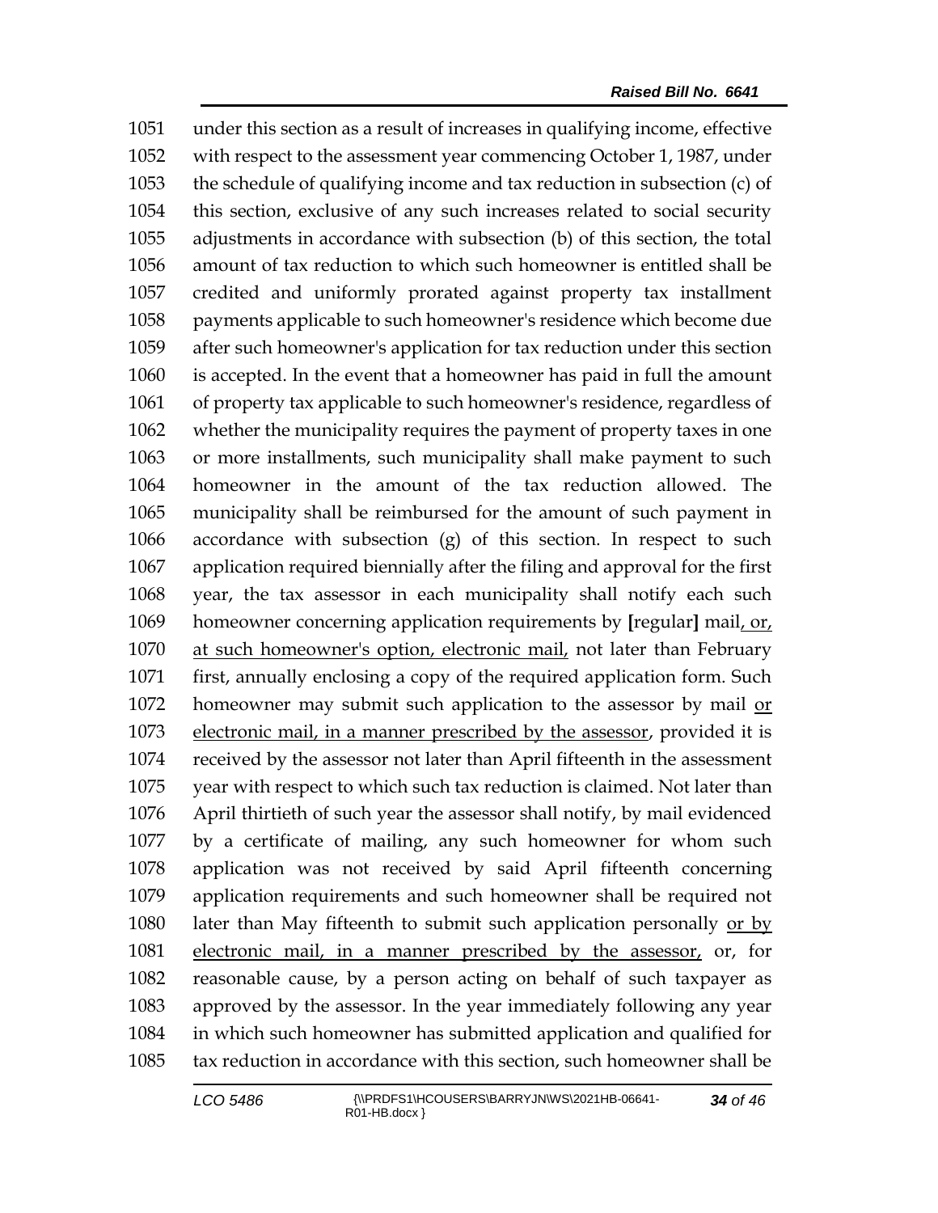1051 under this section as a result of increases in qualifying income, effective
1052 with respect to the assessment year commencing October 1, 1987, under
1053 the schedule of qualifying income and tax reduction in subsection (c) of
1054 this section, exclusive of any such increases related to social security
1055 adjustments in accordance with subsection (b) of this section, the total
1056 amount of tax reduction to which such homeowner is entitled shall be
1057 credited and uniformly prorated against property tax installment
1058 payments applicable to such homeowner's residence which become due
1059 after such homeowner's application for tax reduction under this section
1060 is accepted. In the event that a homeowner has paid in full the amount
1061 of property tax applicable to such homeowner's residence, regardless of
1062 whether the municipality requires the payment of property taxes in one
1063 or more installments, such municipality shall make payment to such
1064 homeowner in the amount of the tax reduction allowed. The
1065 municipality shall be reimbursed for the amount of such payment in
1066 accordance with subsection (g) of this section. In respect to such
1067 application required biennially after the filing and approval for the first
1068 year, the tax assessor in each municipality shall notify each such
1069 homeowner concerning application requirements by **[**regular**]** mail<u>, or,</u>
1070 <u>at such homeowner's option, electronic mail,</u> not later than February
1071 first, annually enclosing a copy of the required application form. Such
1072 homeowner may submit such application to the assessor by mail <u>or</u>
1073 <u>electronic mail, in a manner prescribed by the assessor</u>, provided it is
1074 received by the assessor not later than April fifteenth in the assessment
1075 year with respect to which such tax reduction is claimed. Not later than
1076 April thirtieth of such year the assessor shall notify, by mail evidenced
1077 by a certificate of mailing, any such homeowner for whom such
1078 application was not received by said April fifteenth concerning
1079 application requirements and such homeowner shall be required not
1080 later than May fifteenth to submit such application personally <u>or by</u>
1081 <u>electronic mail, in a manner prescribed by the assessor,</u> or, for
1082 reasonable cause, by a person acting on behalf of such taxpayer as
1083 approved by the assessor. In the year immediately following any year
1084 in which such homeowner has submitted application and qualified for
1085 tax reduction in accordance with this section, such homeowner shall be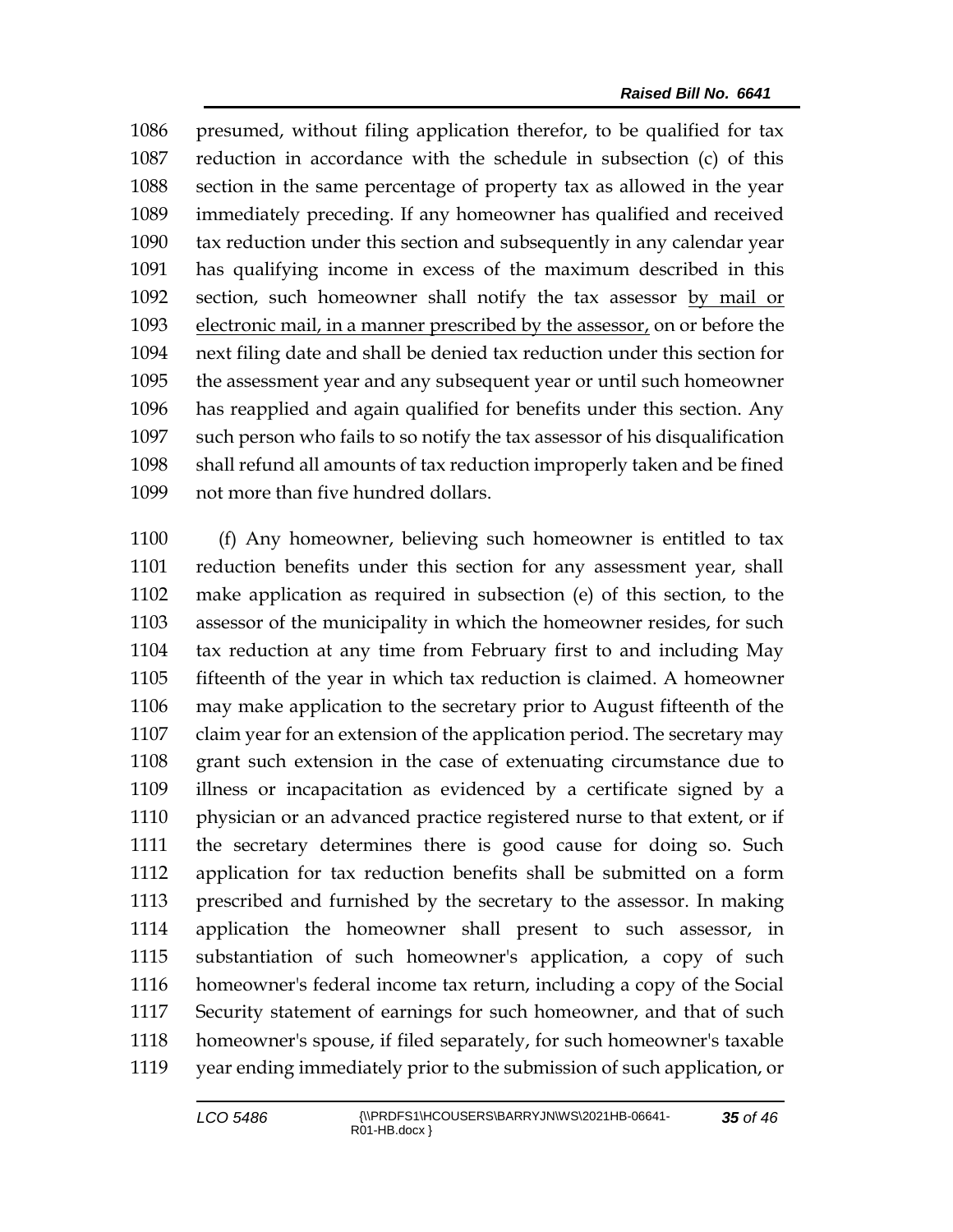presumed, without filing application therefor, to be qualified for tax reduction in accordance with the schedule in subsection (c) of this section in the same percentage of property tax as allowed in the year immediately preceding. If any homeowner has qualified and received tax reduction under this section and subsequently in any calendar year has qualifying income in excess of the maximum described in this section, such homeowner shall notify the tax assessor <u>by mail or electronic mail, in a manner prescribed by the assessor,</u> on or before the next filing date and shall be denied tax reduction under this section for the assessment year and any subsequent year or until such homeowner has reapplied and again qualified for benefits under this section. Any such person who fails to so notify the tax assessor of his disqualification shall refund all amounts of tax reduction improperly taken and be fined not more than five hundred dollars.

(f) Any homeowner, believing such homeowner is entitled to tax reduction benefits under this section for any assessment year, shall make application as required in subsection (e) of this section, to the assessor of the municipality in which the homeowner resides, for such tax reduction at any time from February first to and including May fifteenth of the year in which tax reduction is claimed. A homeowner may make application to the secretary prior to August fifteenth of the claim year for an extension of the application period. The secretary may grant such extension in the case of extenuating circumstance due to illness or incapacitation as evidenced by a certificate signed by a physician or an advanced practice registered nurse to that extent, or if the secretary determines there is good cause for doing so. Such application for tax reduction benefits shall be submitted on a form prescribed and furnished by the secretary to the assessor. In making application the homeowner shall present to such assessor, in substantiation of such homeowner's application, a copy of such homeowner's federal income tax return, including a copy of the Social Security statement of earnings for such homeowner, and that of such homeowner's spouse, if filed separately, for such homeowner's taxable year ending immediately prior to the submission of such application, or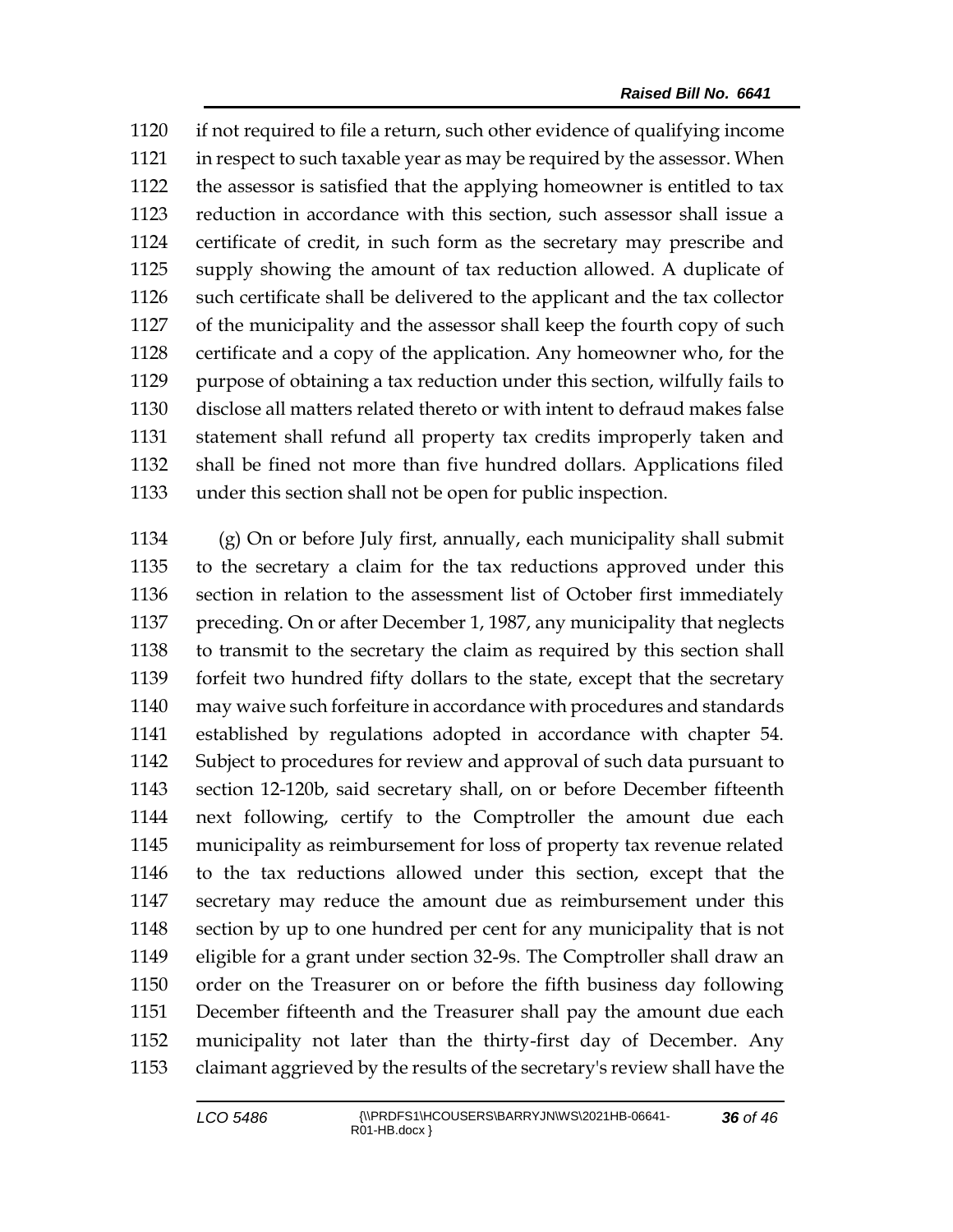if not required to file a return, such other evidence of qualifying income in respect to such taxable year as may be required by the assessor. When the assessor is satisfied that the applying homeowner is entitled to tax reduction in accordance with this section, such assessor shall issue a certificate of credit, in such form as the secretary may prescribe and supply showing the amount of tax reduction allowed. A duplicate of such certificate shall be delivered to the applicant and the tax collector of the municipality and the assessor shall keep the fourth copy of such certificate and a copy of the application. Any homeowner who, for the purpose of obtaining a tax reduction under this section, wilfully fails to disclose all matters related thereto or with intent to defraud makes false statement shall refund all property tax credits improperly taken and shall be fined not more than five hundred dollars. Applications filed under this section shall not be open for public inspection.

(g) On or before July first, annually, each municipality shall submit to the secretary a claim for the tax reductions approved under this section in relation to the assessment list of October first immediately preceding. On or after December 1, 1987, any municipality that neglects to transmit to the secretary the claim as required by this section shall forfeit two hundred fifty dollars to the state, except that the secretary may waive such forfeiture in accordance with procedures and standards established by regulations adopted in accordance with chapter 54. Subject to procedures for review and approval of such data pursuant to section 12-120b, said secretary shall, on or before December fifteenth next following, certify to the Comptroller the amount due each municipality as reimbursement for loss of property tax revenue related to the tax reductions allowed under this section, except that the secretary may reduce the amount due as reimbursement under this section by up to one hundred per cent for any municipality that is not eligible for a grant under section 32-9s. The Comptroller shall draw an order on the Treasurer on or before the fifth business day following December fifteenth and the Treasurer shall pay the amount due each municipality not later than the thirty-first day of December. Any claimant aggrieved by the results of the secretary's review shall have the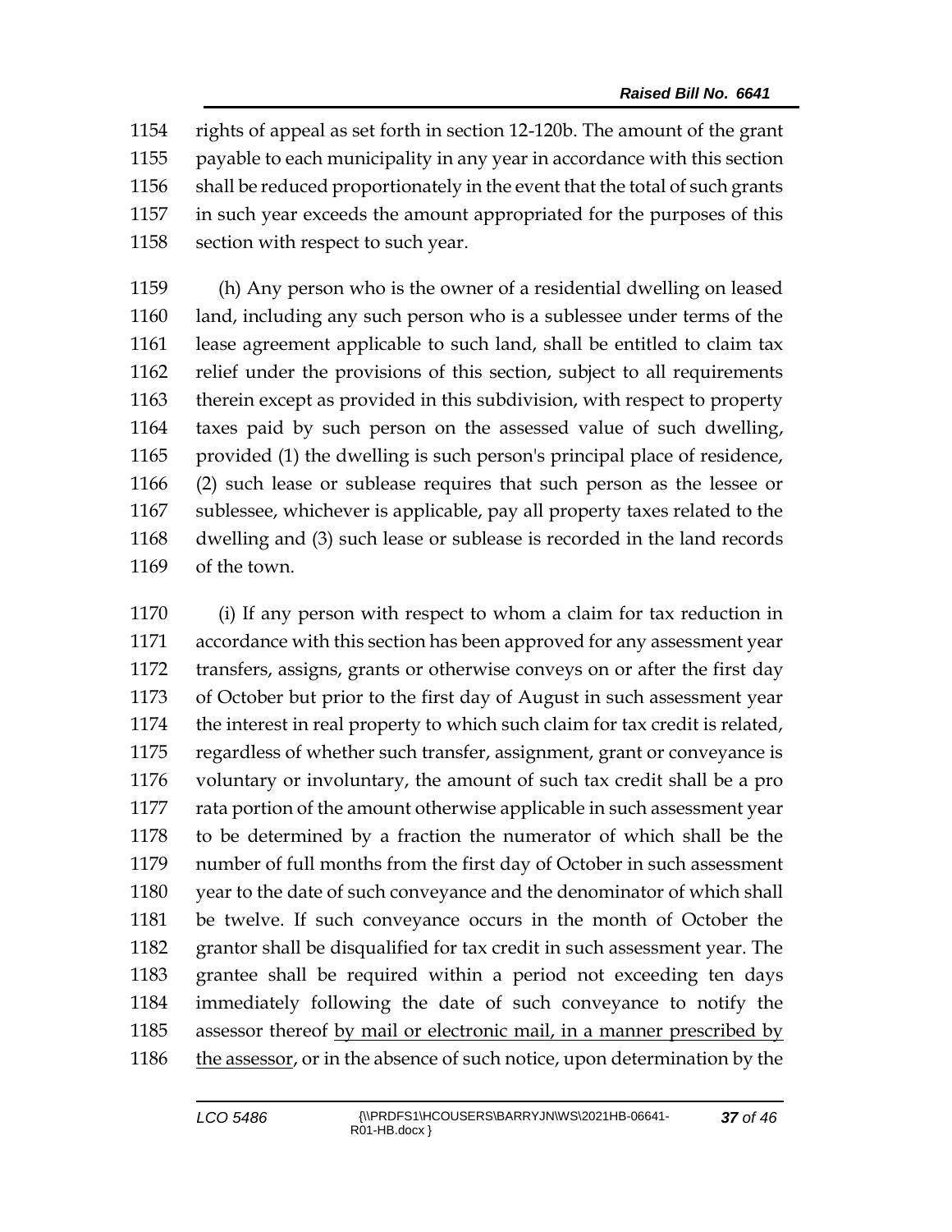rights of appeal as set forth in section 12-120b. The amount of the grant payable to each municipality in any year in accordance with this section shall be reduced proportionately in the event that the total of such grants in such year exceeds the amount appropriated for the purposes of this section with respect to such year.

(h) Any person who is the owner of a residential dwelling on leased land, including any such person who is a sublessee under terms of the lease agreement applicable to such land, shall be entitled to claim tax relief under the provisions of this section, subject to all requirements therein except as provided in this subdivision, with respect to property taxes paid by such person on the assessed value of such dwelling, provided (1) the dwelling is such person's principal place of residence, (2) such lease or sublease requires that such person as the lessee or sublessee, whichever is applicable, pay all property taxes related to the dwelling and (3) such lease or sublease is recorded in the land records of the town.

(i) If any person with respect to whom a claim for tax reduction in accordance with this section has been approved for any assessment year transfers, assigns, grants or otherwise conveys on or after the first day of October but prior to the first day of August in such assessment year the interest in real property to which such claim for tax credit is related, regardless of whether such transfer, assignment, grant or conveyance is voluntary or involuntary, the amount of such tax credit shall be a pro rata portion of the amount otherwise applicable in such assessment year to be determined by a fraction the numerator of which shall be the number of full months from the first day of October in such assessment year to the date of such conveyance and the denominator of which shall be twelve. If such conveyance occurs in the month of October the grantor shall be disqualified for tax credit in such assessment year. The grantee shall be required within a period not exceeding ten days immediately following the date of such conveyance to notify the assessor thereof <u>by mail or electronic mail, in a manner prescribed by the assessor</u>, or in the absence of such notice, upon determination by the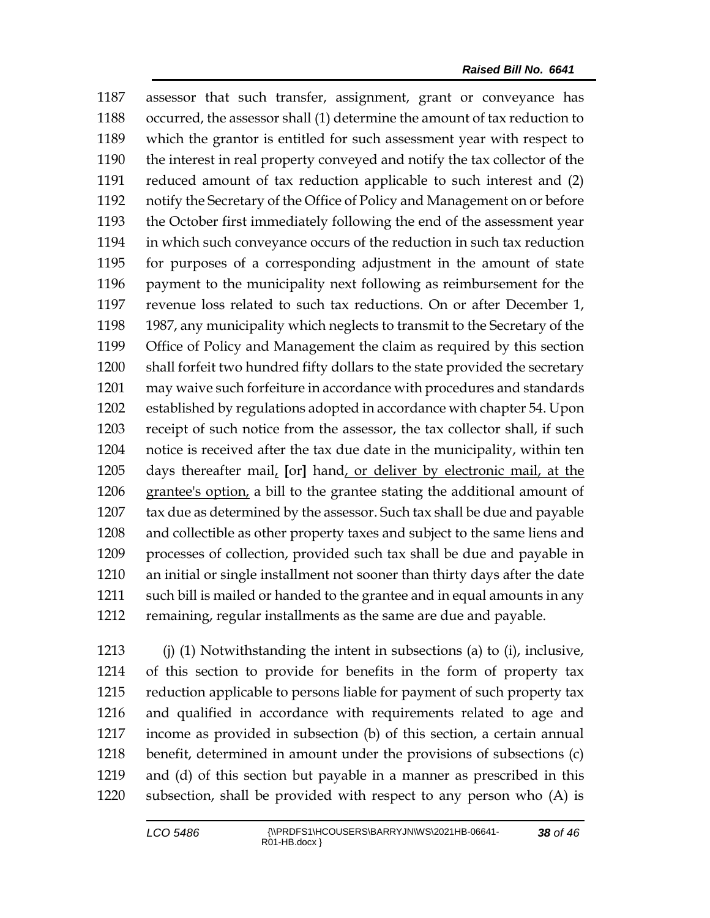1187 assessor that such transfer, assignment, grant or conveyance has
1188 occurred, the assessor shall (1) determine the amount of tax reduction to
1189 which the grantor is entitled for such assessment year with respect to
1190 the interest in real property conveyed and notify the tax collector of the
1191 reduced amount of tax reduction applicable to such interest and (2)
1192 notify the Secretary of the Office of Policy and Management on or before
1193 the October first immediately following the end of the assessment year
1194 in which such conveyance occurs of the reduction in such tax reduction
1195 for purposes of a corresponding adjustment in the amount of state
1196 payment to the municipality next following as reimbursement for the
1197 revenue loss related to such tax reductions. On or after December 1,
1198 1987, any municipality which neglects to transmit to the Secretary of the
1199 Office of Policy and Management the claim as required by this section
1200 shall forfeit two hundred fifty dollars to the state provided the secretary
1201 may waive such forfeiture in accordance with procedures and standards
1202 established by regulations adopted in accordance with chapter 54. Upon
1203 receipt of such notice from the assessor, the tax collector shall, if such
1204 notice is received after the tax due date in the municipality, within ten
1205 days thereafter mail<u>,</u> **[**or**]** hand<u>, or deliver by electronic mail, at the</u>
1206 <u>grantee's option,</u> a bill to the grantee stating the additional amount of
1207 tax due as determined by the assessor. Such tax shall be due and payable
1208 and collectible as other property taxes and subject to the same liens and
1209 processes of collection, provided such tax shall be due and payable in
1210 an initial or single installment not sooner than thirty days after the date
1211 such bill is mailed or handed to the grantee and in equal amounts in any
1212 remaining, regular installments as the same are due and payable.

1213 (j) (1) Notwithstanding the intent in subsections (a) to (i), inclusive,
1214 of this section to provide for benefits in the form of property tax
1215 reduction applicable to persons liable for payment of such property tax
1216 and qualified in accordance with requirements related to age and
1217 income as provided in subsection (b) of this section, a certain annual
1218 benefit, determined in amount under the provisions of subsections (c)
1219 and (d) of this section but payable in a manner as prescribed in this
1220 subsection, shall be provided with respect to any person who (A) is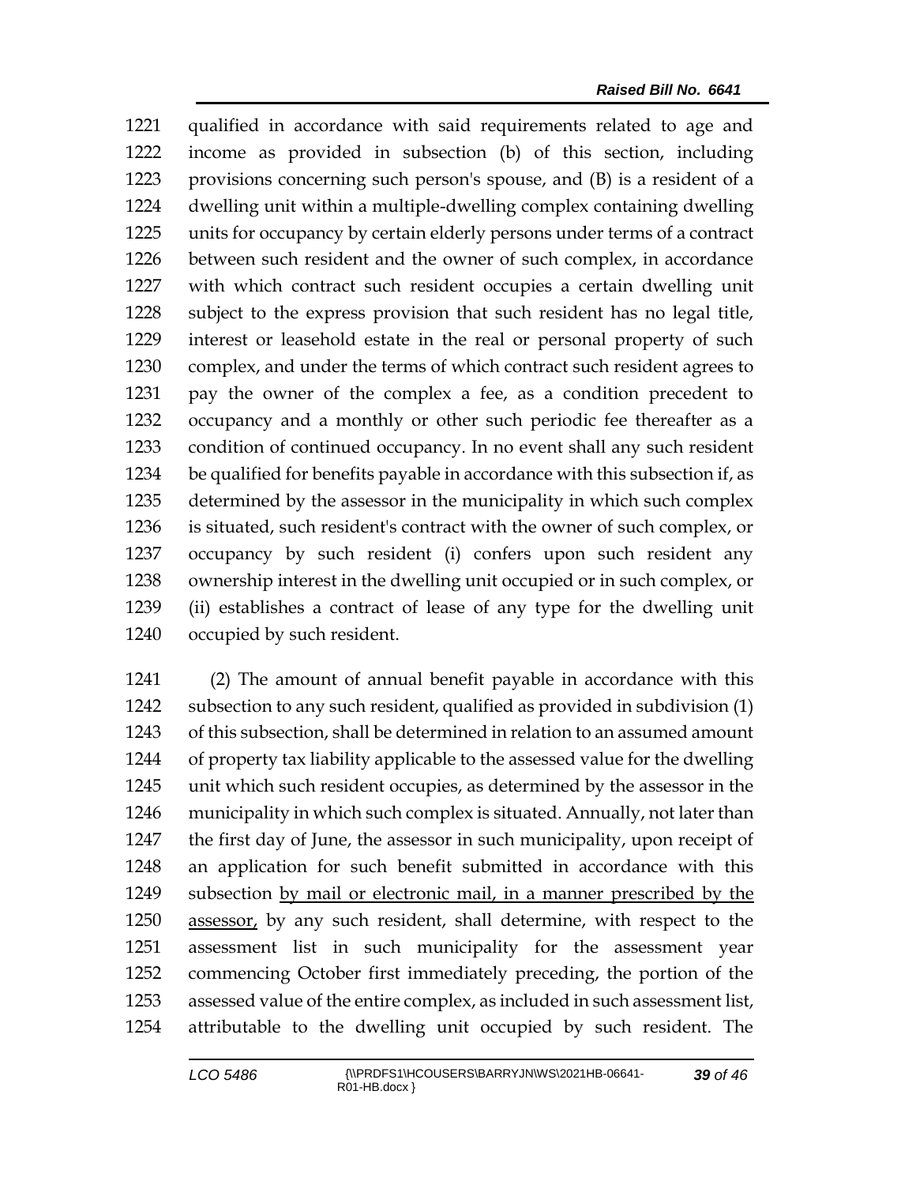1221 qualified in accordance with said requirements related to age and
1222 income as provided in subsection (b) of this section, including
1223 provisions concerning such person's spouse, and (B) is a resident of a
1224 dwelling unit within a multiple-dwelling complex containing dwelling
1225 units for occupancy by certain elderly persons under terms of a contract
1226 between such resident and the owner of such complex, in accordance
1227 with which contract such resident occupies a certain dwelling unit
1228 subject to the express provision that such resident has no legal title,
1229 interest or leasehold estate in the real or personal property of such
1230 complex, and under the terms of which contract such resident agrees to
1231 pay the owner of the complex a fee, as a condition precedent to
1232 occupancy and a monthly or other such periodic fee thereafter as a
1233 condition of continued occupancy. In no event shall any such resident
1234 be qualified for benefits payable in accordance with this subsection if, as
1235 determined by the assessor in the municipality in which such complex
1236 is situated, such resident's contract with the owner of such complex, or
1237 occupancy by such resident (i) confers upon such resident any
1238 ownership interest in the dwelling unit occupied or in such complex, or
1239 (ii) establishes a contract of lease of any type for the dwelling unit
1240 occupied by such resident.

1241 (2) The amount of annual benefit payable in accordance with this
1242 subsection to any such resident, qualified as provided in subdivision (1)
1243 of this subsection, shall be determined in relation to an assumed amount
1244 of property tax liability applicable to the assessed value for the dwelling
1245 unit which such resident occupies, as determined by the assessor in the
1246 municipality in which such complex is situated. Annually, not later than
1247 the first day of June, the assessor in such municipality, upon receipt of
1248 an application for such benefit submitted in accordance with this
1249 subsection <u>by mail or electronic mail, in a manner prescribed by the</u>
1250 <u>assessor,</u> by any such resident, shall determine, with respect to the
1251 assessment list in such municipality for the assessment year
1252 commencing October first immediately preceding, the portion of the
1253 assessed value of the entire complex, as included in such assessment list,
1254 attributable to the dwelling unit occupied by such resident. The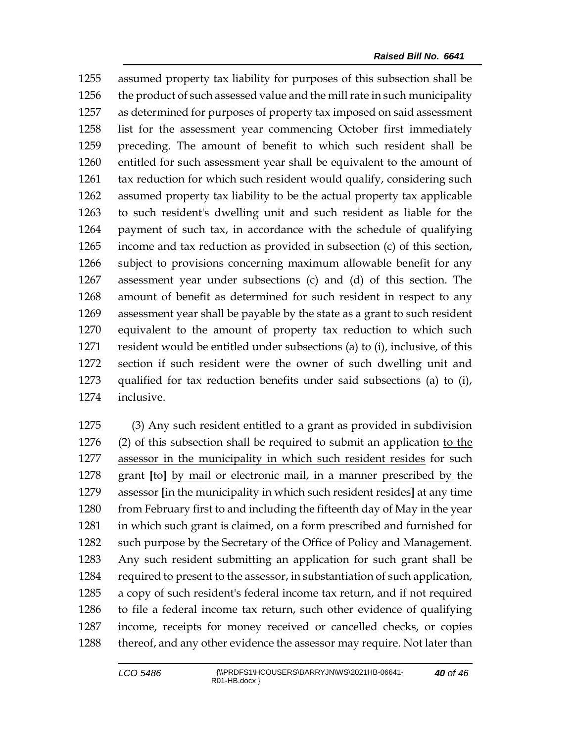assumed property tax liability for purposes of this subsection shall be the product of such assessed value and the mill rate in such municipality as determined for purposes of property tax imposed on said assessment list for the assessment year commencing October first immediately preceding. The amount of benefit to which such resident shall be entitled for such assessment year shall be equivalent to the amount of tax reduction for which such resident would qualify, considering such assumed property tax liability to be the actual property tax applicable to such resident's dwelling unit and such resident as liable for the payment of such tax, in accordance with the schedule of qualifying income and tax reduction as provided in subsection (c) of this section, subject to provisions concerning maximum allowable benefit for any assessment year under subsections (c) and (d) of this section. The amount of benefit as determined for such resident in respect to any assessment year shall be payable by the state as a grant to such resident equivalent to the amount of property tax reduction to which such resident would be entitled under subsections (a) to (i), inclusive, of this section if such resident were the owner of such dwelling unit and qualified for tax reduction benefits under said subsections (a) to (i), inclusive.

(3) Any such resident entitled to a grant as provided in subdivision (2) of this subsection shall be required to submit an application <u>to the assessor in the municipality in which such resident resides</u> for such grant **[**to**]** <u>by mail or electronic mail, in a manner prescribed by</u> the assessor **[**in the municipality in which such resident resides**]** at any time from February first to and including the fifteenth day of May in the year in which such grant is claimed, on a form prescribed and furnished for such purpose by the Secretary of the Office of Policy and Management. Any such resident submitting an application for such grant shall be required to present to the assessor, in substantiation of such application, a copy of such resident's federal income tax return, and if not required to file a federal income tax return, such other evidence of qualifying income, receipts for money received or cancelled checks, or copies thereof, and any other evidence the assessor may require. Not later than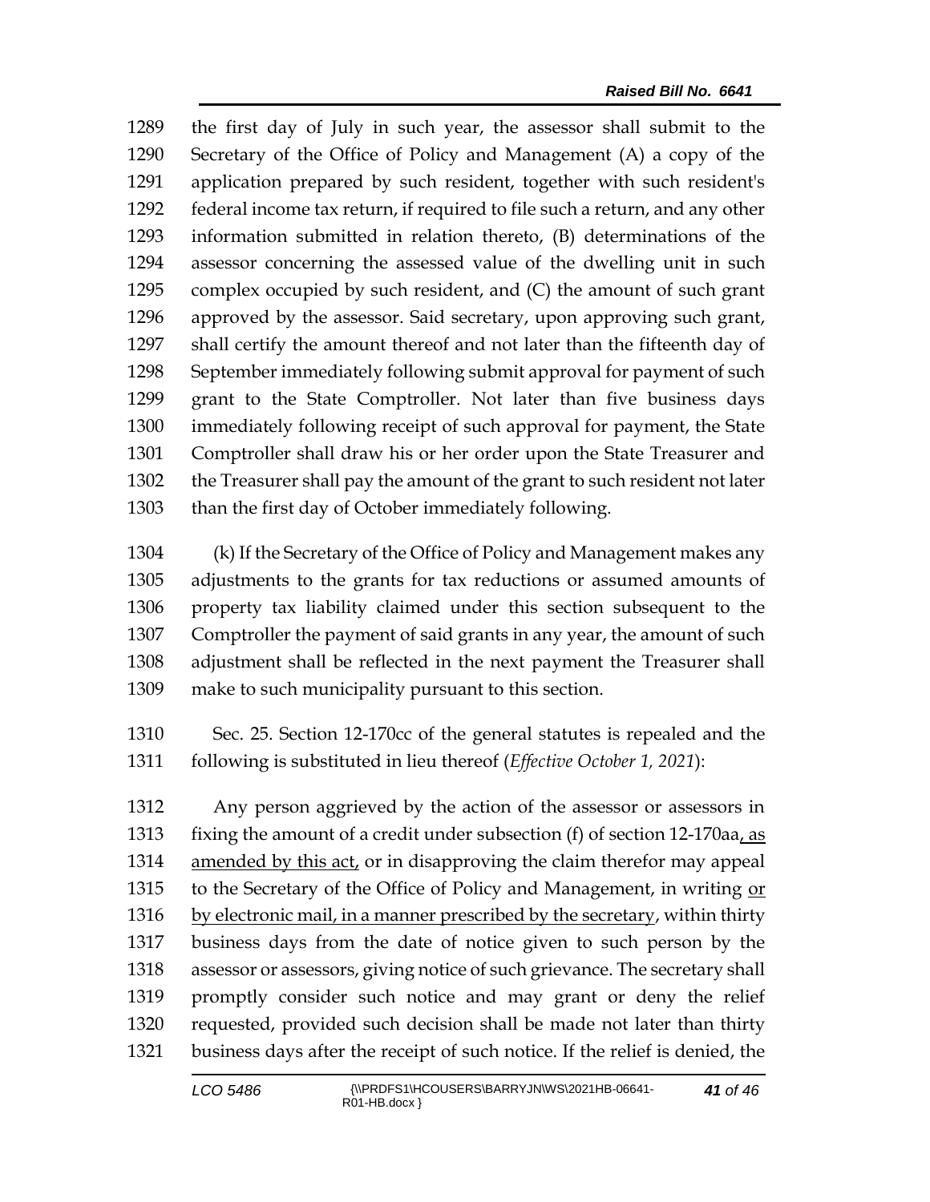the first day of July in such year, the assessor shall submit to the Secretary of the Office of Policy and Management (A) a copy of the application prepared by such resident, together with such resident's federal income tax return, if required to file such a return, and any other information submitted in relation thereto, (B) determinations of the assessor concerning the assessed value of the dwelling unit in such complex occupied by such resident, and (C) the amount of such grant approved by the assessor. Said secretary, upon approving such grant, shall certify the amount thereof and not later than the fifteenth day of September immediately following submit approval for payment of such grant to the State Comptroller. Not later than five business days immediately following receipt of such approval for payment, the State Comptroller shall draw his or her order upon the State Treasurer and the Treasurer shall pay the amount of the grant to such resident not later than the first day of October immediately following.

(k) If the Secretary of the Office of Policy and Management makes any adjustments to the grants for tax reductions or assumed amounts of property tax liability claimed under this section subsequent to the Comptroller the payment of said grants in any year, the amount of such adjustment shall be reflected in the next payment the Treasurer shall make to such municipality pursuant to this section.

Sec. 25. Section 12-170cc of the general statutes is repealed and the following is substituted in lieu thereof (*Effective October 1, 2021*):

Any person aggrieved by the action of the assessor or assessors in fixing the amount of a credit under subsection (f) of section 12-170aa, as amended by this act, or in disapproving the claim therefor may appeal to the Secretary of the Office of Policy and Management, in writing or by electronic mail, in a manner prescribed by the secretary, within thirty business days from the date of notice given to such person by the assessor or assessors, giving notice of such grievance. The secretary shall promptly consider such notice and may grant or deny the relief requested, provided such decision shall be made not later than thirty business days after the receipt of such notice. If the relief is denied, the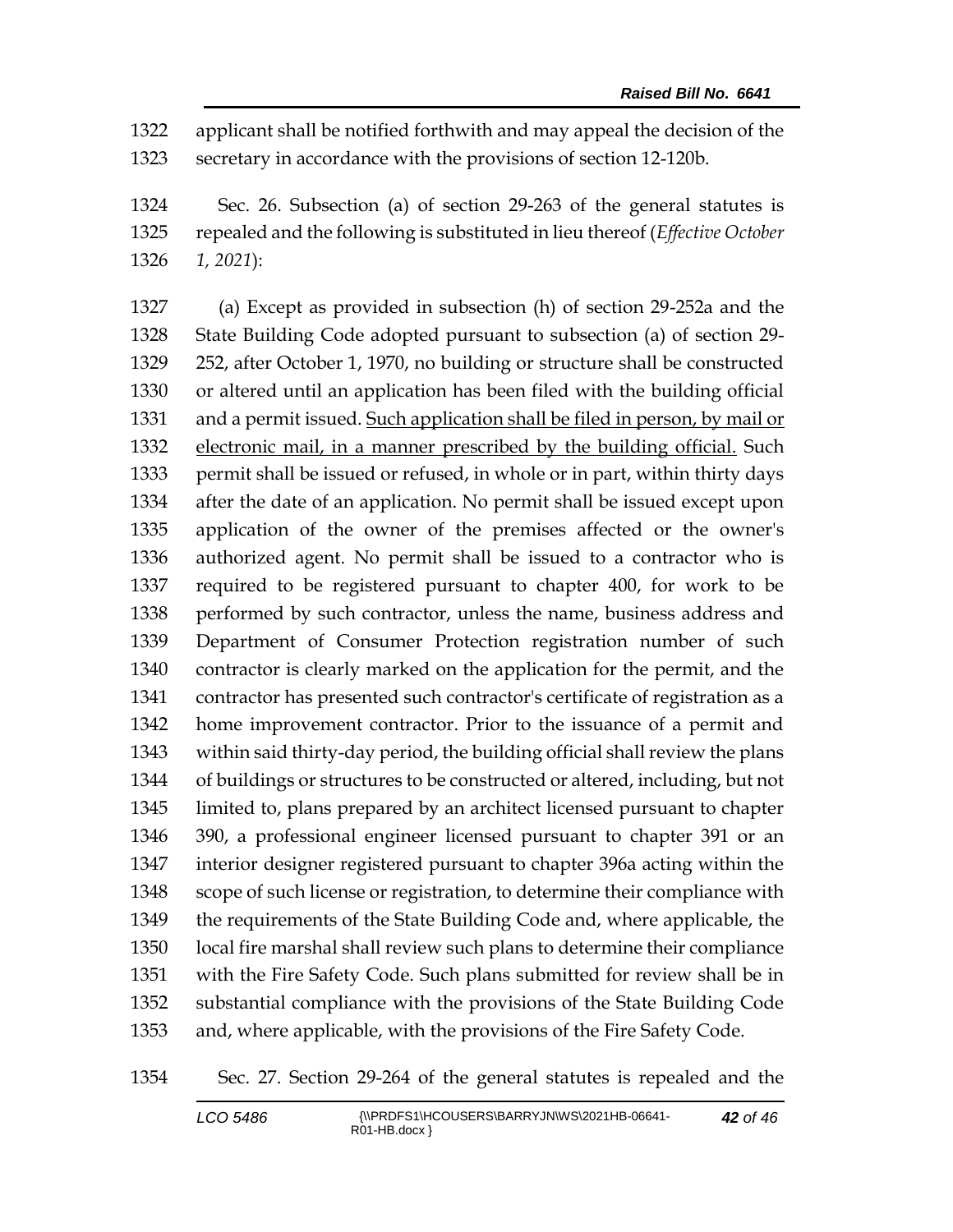applicant shall be notified forthwith and may appeal the decision of the secretary in accordance with the provisions of section 12-120b.

Sec. 26. Subsection (a) of section 29-263 of the general statutes is repealed and the following is substituted in lieu thereof (*Effective October 1, 2021*):

(a) Except as provided in subsection (h) of section 29-252a and the State Building Code adopted pursuant to subsection (a) of section 29-252, after October 1, 1970, no building or structure shall be constructed or altered until an application has been filed with the building official and a permit issued. <u>Such application shall be filed in person, by mail or electronic mail, in a manner prescribed by the building official.</u> Such permit shall be issued or refused, in whole or in part, within thirty days after the date of an application. No permit shall be issued except upon application of the owner of the premises affected or the owner's authorized agent. No permit shall be issued to a contractor who is required to be registered pursuant to chapter 400, for work to be performed by such contractor, unless the name, business address and Department of Consumer Protection registration number of such contractor is clearly marked on the application for the permit, and the contractor has presented such contractor's certificate of registration as a home improvement contractor. Prior to the issuance of a permit and within said thirty-day period, the building official shall review the plans of buildings or structures to be constructed or altered, including, but not limited to, plans prepared by an architect licensed pursuant to chapter 390, a professional engineer licensed pursuant to chapter 391 or an interior designer registered pursuant to chapter 396a acting within the scope of such license or registration, to determine their compliance with the requirements of the State Building Code and, where applicable, the local fire marshal shall review such plans to determine their compliance with the Fire Safety Code. Such plans submitted for review shall be in substantial compliance with the provisions of the State Building Code and, where applicable, with the provisions of the Fire Safety Code.

Sec. 27. Section 29-264 of the general statutes is repealed and the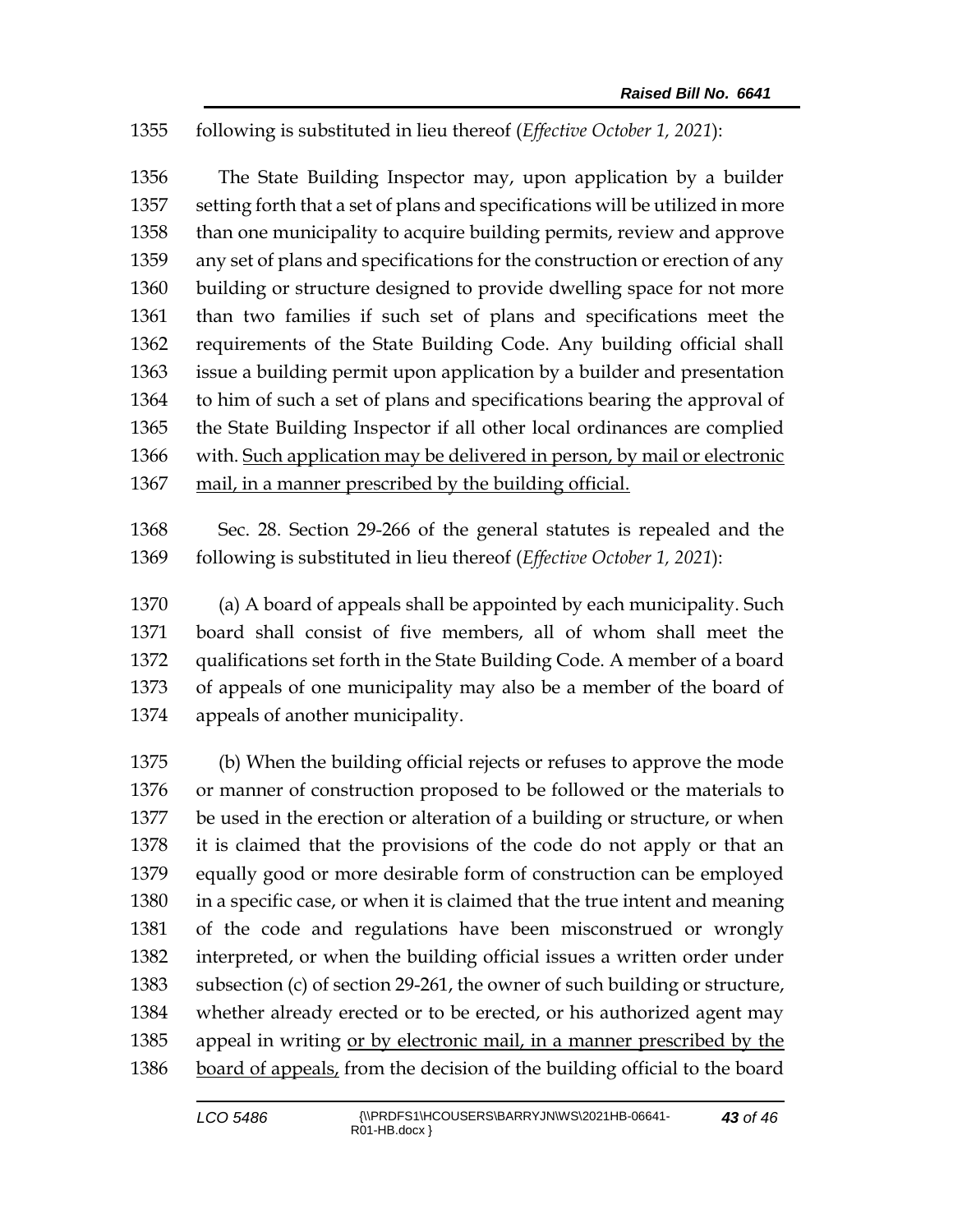following is substituted in lieu thereof (*Effective October 1, 2021*):

The State Building Inspector may, upon application by a builder setting forth that a set of plans and specifications will be utilized in more than one municipality to acquire building permits, review and approve any set of plans and specifications for the construction or erection of any building or structure designed to provide dwelling space for not more than two families if such set of plans and specifications meet the requirements of the State Building Code. Any building official shall issue a building permit upon application by a builder and presentation to him of such a set of plans and specifications bearing the approval of the State Building Inspector if all other local ordinances are complied with. <u>Such application may be delivered in person, by mail or electronic mail, in a manner prescribed by the building official.</u>

Sec. 28. Section 29-266 of the general statutes is repealed and the following is substituted in lieu thereof (*Effective October 1, 2021*):

(a) A board of appeals shall be appointed by each municipality. Such board shall consist of five members, all of whom shall meet the qualifications set forth in the State Building Code. A member of a board of appeals of one municipality may also be a member of the board of appeals of another municipality.

(b) When the building official rejects or refuses to approve the mode or manner of construction proposed to be followed or the materials to be used in the erection or alteration of a building or structure, or when it is claimed that the provisions of the code do not apply or that an equally good or more desirable form of construction can be employed in a specific case, or when it is claimed that the true intent and meaning of the code and regulations have been misconstrued or wrongly interpreted, or when the building official issues a written order under subsection (c) of section 29-261, the owner of such building or structure, whether already erected or to be erected, or his authorized agent may appeal in writing <u>or by electronic mail, in a manner prescribed by the board of appeals,</u> from the decision of the building official to the board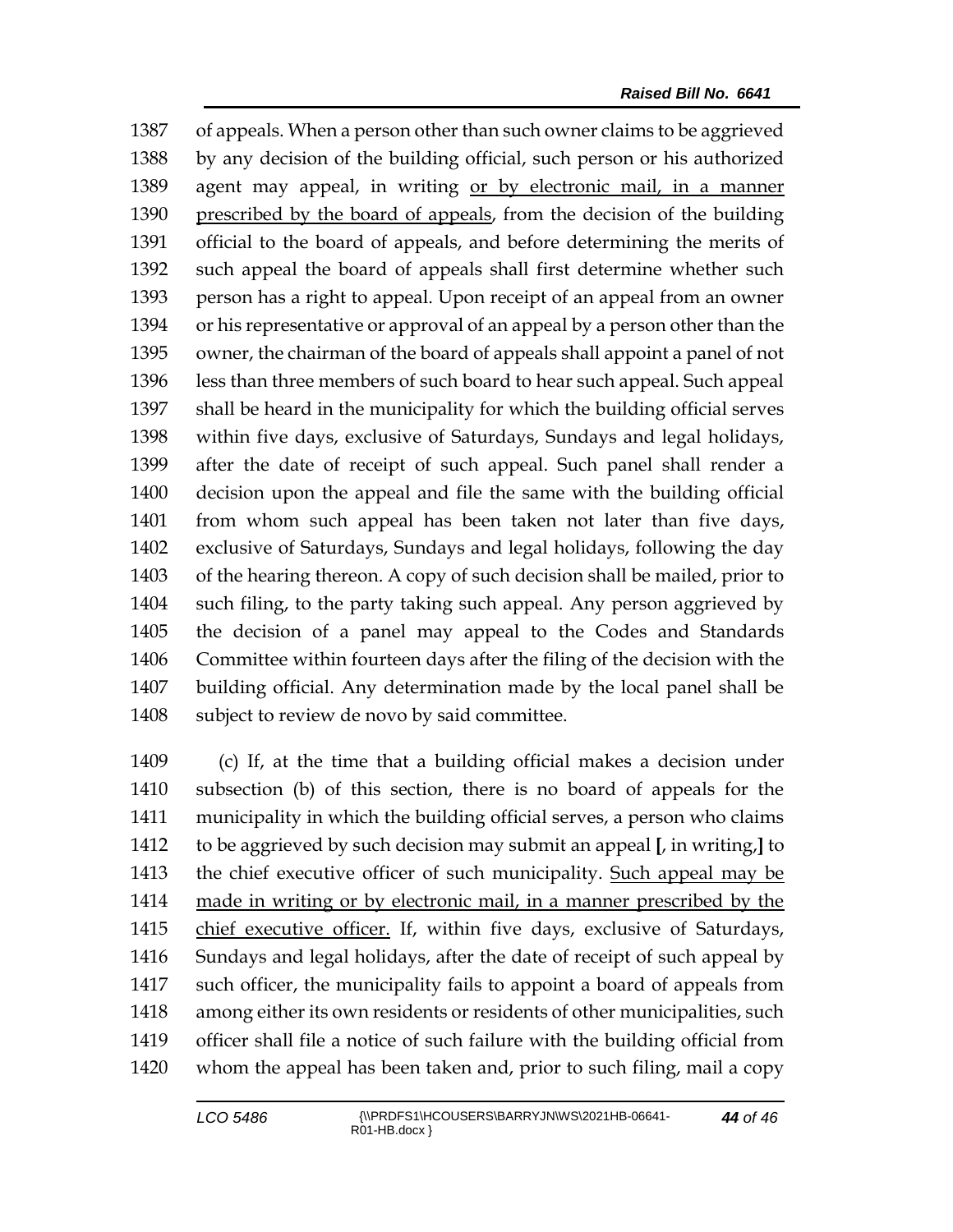1387 of appeals. When a person other than such owner claims to be aggrieved 1388 by any decision of the building official, such person or his authorized 1389 agent may appeal, in writing <u>or by electronic mail, in a manner</u> 1390 <u>prescribed by the board of appeals</u>, from the decision of the building 1391 official to the board of appeals, and before determining the merits of 1392 such appeal the board of appeals shall first determine whether such 1393 person has a right to appeal. Upon receipt of an appeal from an owner 1394 or his representative or approval of an appeal by a person other than the 1395 owner, the chairman of the board of appeals shall appoint a panel of not 1396 less than three members of such board to hear such appeal. Such appeal 1397 shall be heard in the municipality for which the building official serves 1398 within five days, exclusive of Saturdays, Sundays and legal holidays, 1399 after the date of receipt of such appeal. Such panel shall render a 1400 decision upon the appeal and file the same with the building official 1401 from whom such appeal has been taken not later than five days, 1402 exclusive of Saturdays, Sundays and legal holidays, following the day 1403 of the hearing thereon. A copy of such decision shall be mailed, prior to 1404 such filing, to the party taking such appeal. Any person aggrieved by 1405 the decision of a panel may appeal to the Codes and Standards 1406 Committee within fourteen days after the filing of the decision with the 1407 building official. Any determination made by the local panel shall be 1408 subject to review de novo by said committee.

1409 (c) If, at the time that a building official makes a decision under 1410 subsection (b) of this section, there is no board of appeals for the 1411 municipality in which the building official serves, a person who claims 1412 to be aggrieved by such decision may submit an appeal **[**, in writing,**]** to 1413 the chief executive officer of such municipality. <u>Such appeal may be</u> 1414 <u>made in writing or by electronic mail, in a manner prescribed by the</u> 1415 <u>chief executive officer.</u> If, within five days, exclusive of Saturdays, 1416 Sundays and legal holidays, after the date of receipt of such appeal by 1417 such officer, the municipality fails to appoint a board of appeals from 1418 among either its own residents or residents of other municipalities, such 1419 officer shall file a notice of such failure with the building official from 1420 whom the appeal has been taken and, prior to such filing, mail a copy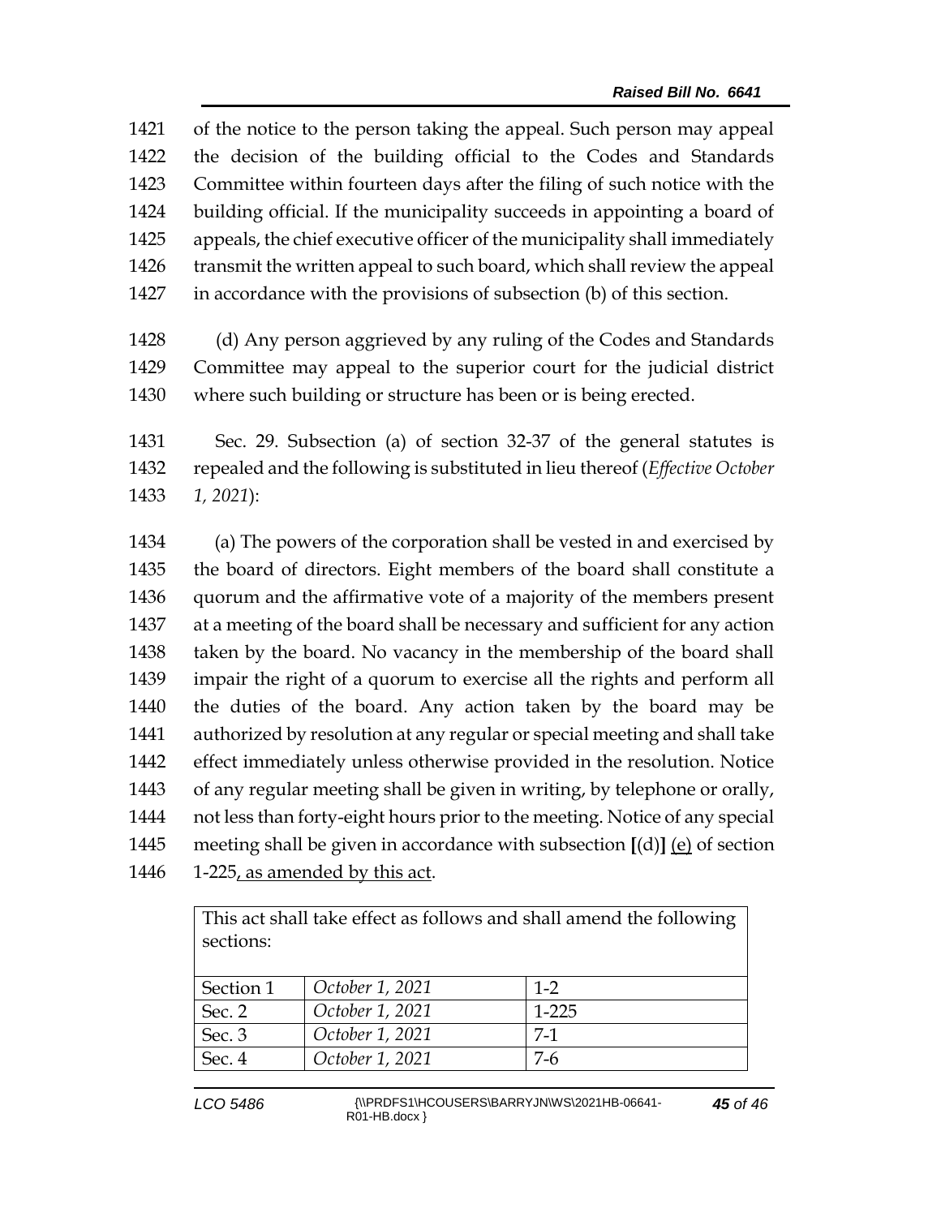of the notice to the person taking the appeal. Such person may appeal the decision of the building official to the Codes and Standards Committee within fourteen days after the filing of such notice with the building official. If the municipality succeeds in appointing a board of appeals, the chief executive officer of the municipality shall immediately transmit the written appeal to such board, which shall review the appeal in accordance with the provisions of subsection (b) of this section.

(d) Any person aggrieved by any ruling of the Codes and Standards Committee may appeal to the superior court for the judicial district where such building or structure has been or is being erected.

Sec. 29. Subsection (a) of section 32-37 of the general statutes is repealed and the following is substituted in lieu thereof (*Effective October 1, 2021*):

(a) The powers of the corporation shall be vested in and exercised by the board of directors. Eight members of the board shall constitute a quorum and the affirmative vote of a majority of the members present at a meeting of the board shall be necessary and sufficient for any action taken by the board. No vacancy in the membership of the board shall impair the right of a quorum to exercise all the rights and perform all the duties of the board. Any action taken by the board may be authorized by resolution at any regular or special meeting and shall take effect immediately unless otherwise provided in the resolution. Notice of any regular meeting shall be given in writing, by telephone or orally, not less than forty-eight hours prior to the meeting. Notice of any special meeting shall be given in accordance with subsection **[**(d)**]** <u>(e)</u> of section 1-225<u>, as amended by this act</u>.

| This act shall take effect as follows and shall amend the following sections: | | |
|---|---|---|
| Section 1 | *October 1, 2021* | 1-2 |
| Sec. 2 | *October 1, 2021* | 1-225 |
| Sec. 3 | *October 1, 2021* | 7-1 |
| Sec. 4 | *October 1, 2021* | 7-6 |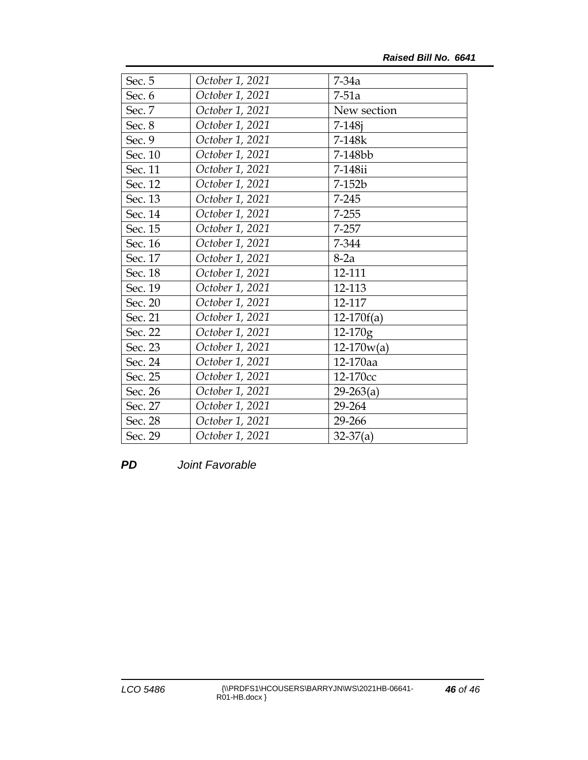| | | |
|---|---|---|
| Sec. 5 | *October 1, 2021* | 7-34a |
| Sec. 6 | *October 1, 2021* | 7-51a |
| Sec. 7 | *October 1, 2021* | New section |
| Sec. 8 | *October 1, 2021* | 7-148j |
| Sec. 9 | *October 1, 2021* | 7-148k |
| Sec. 10 | *October 1, 2021* | 7-148bb |
| Sec. 11 | *October 1, 2021* | 7-148ii |
| Sec. 12 | *October 1, 2021* | 7-152b |
| Sec. 13 | *October 1, 2021* | 7-245 |
| Sec. 14 | *October 1, 2021* | 7-255 |
| Sec. 15 | *October 1, 2021* | 7-257 |
| Sec. 16 | *October 1, 2021* | 7-344 |
| Sec. 17 | *October 1, 2021* | 8-2a |
| Sec. 18 | *October 1, 2021* | 12-111 |
| Sec. 19 | *October 1, 2021* | 12-113 |
| Sec. 20 | *October 1, 2021* | 12-117 |
| Sec. 21 | *October 1, 2021* | 12-170f(a) |
| Sec. 22 | *October 1, 2021* | 12-170g |
| Sec. 23 | *October 1, 2021* | 12-170w(a) |
| Sec. 24 | *October 1, 2021* | 12-170aa |
| Sec. 25 | *October 1, 2021* | 12-170cc |
| Sec. 26 | *October 1, 2021* | 29-263(a) |
| Sec. 27 | *October 1, 2021* | 29-264 |
| Sec. 28 | *October 1, 2021* | 29-266 |
| Sec. 29 | *October 1, 2021* | 32-37(a) |

***PD*** *Joint Favorable*